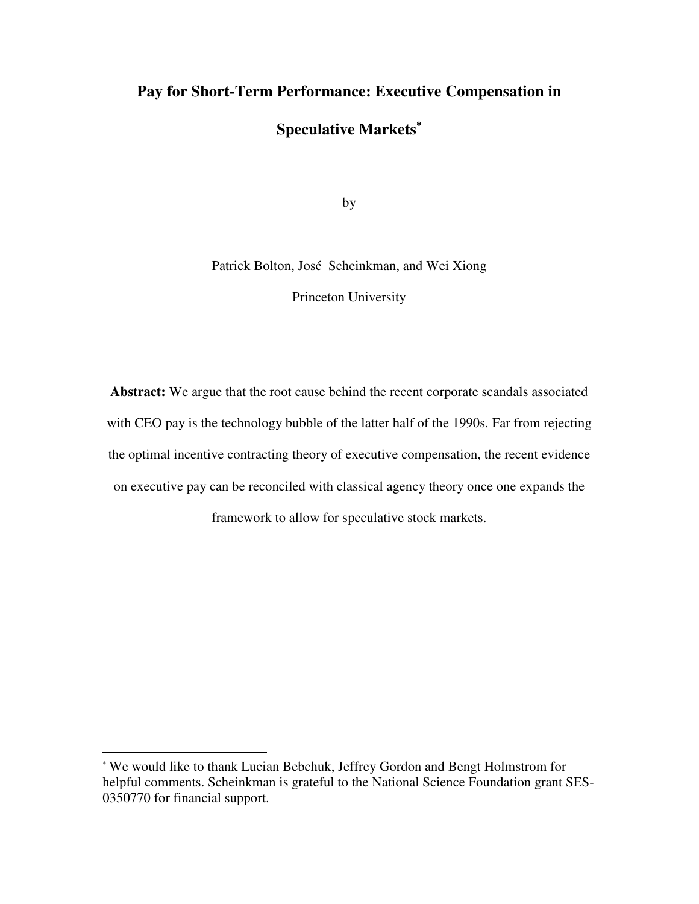# Pay for Short-Term Performance: Executive Compensation in Speculative Markets*

by

Patrick Bolton, José Scheinkman, and Wei Xiong

Princeton University

**Abstract:** We argue that the root cause behind the recent corporate scandals associated with CEO pay is the technology bubble of the latter half of the 1990s. Far from rejecting the optimal incentive contracting theory of executive compensation, the recent evidence on executive pay can be reconciled with classical agency theory once one expands the framework to allow for speculative stock markets.

* We would like to thank Lucian Bebchuk, Jeffrey Gordon and Bengt Holmstrom for helpful comments. Scheinkman is grateful to the National Science Foundation grant SES-0350770 for financial support.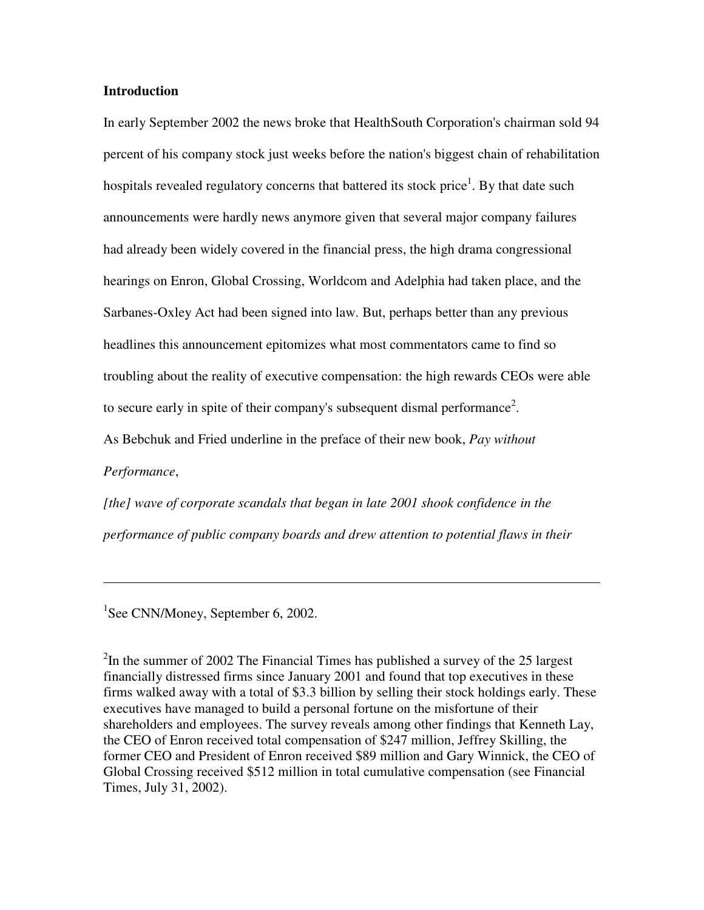**Introduction**

In early September 2002 the news broke that HealthSouth Corporation's chairman sold 94 percent of his company stock just weeks before the nation's biggest chain of rehabilitation hospitals revealed regulatory concerns that battered its stock price[1]. By that date such announcements were hardly news anymore given that several major company failures had already been widely covered in the financial press, the high drama congressional hearings on Enron, Global Crossing, Worldcom and Adelphia had taken place, and the Sarbanes-Oxley Act had been signed into law. But, perhaps better than any previous headlines this announcement epitomizes what most commentators came to find so troubling about the reality of executive compensation: the high rewards CEOs were able to secure early in spite of their company's subsequent dismal performance[2].

As Bebchuk and Fried underline in the preface of their new book, *Pay without Performance*,

*[the] wave of corporate scandals that began in late 2001 shook confidence in the performance of public company boards and drew attention to potential flaws in their*

---

[1] See CNN/Money, September 6, 2002.

[2] In the summer of 2002 The Financial Times has published a survey of the 25 largest financially distressed firms since January 2001 and found that top executives in these firms walked away with a total of $3.3 billion by selling their stock holdings early. These executives have managed to build a personal fortune on the misfortune of their shareholders and employees. The survey reveals among other findings that Kenneth Lay, the CEO of Enron received total compensation of $247 million, Jeffrey Skilling, the former CEO and President of Enron received $89 million and Gary Winnick, the CEO of Global Crossing received $512 million in total cumulative compensation (see Financial Times, July 31, 2002).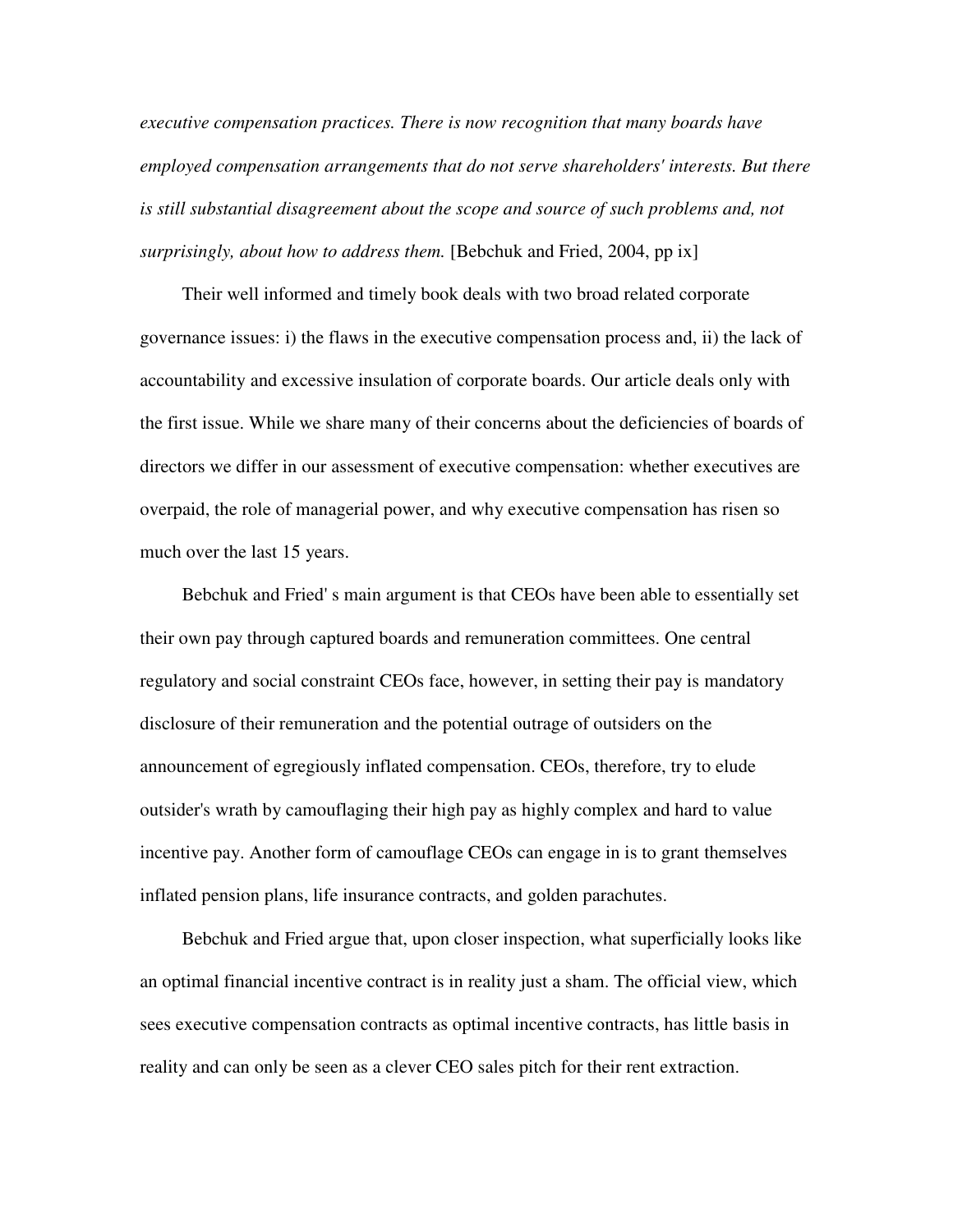*executive compensation practices. There is now recognition that many boards have employed compensation arrangements that do not serve shareholders' interests. But there is still substantial disagreement about the scope and source of such problems and, not surprisingly, about how to address them.* [Bebchuk and Fried, 2004, pp ix]

Their well informed and timely book deals with two broad related corporate governance issues: i) the flaws in the executive compensation process and, ii) the lack of accountability and excessive insulation of corporate boards. Our article deals only with the first issue. While we share many of their concerns about the deficiencies of boards of directors we differ in our assessment of executive compensation: whether executives are overpaid, the role of managerial power, and why executive compensation has risen so much over the last 15 years.

Bebchuk and Fried' s main argument is that CEOs have been able to essentially set their own pay through captured boards and remuneration committees. One central regulatory and social constraint CEOs face, however, in setting their pay is mandatory disclosure of their remuneration and the potential outrage of outsiders on the announcement of egregiously inflated compensation. CEOs, therefore, try to elude outsider's wrath by camouflaging their high pay as highly complex and hard to value incentive pay. Another form of camouflage CEOs can engage in is to grant themselves inflated pension plans, life insurance contracts, and golden parachutes.

Bebchuk and Fried argue that, upon closer inspection, what superficially looks like an optimal financial incentive contract is in reality just a sham. The official view, which sees executive compensation contracts as optimal incentive contracts, has little basis in reality and can only be seen as a clever CEO sales pitch for their rent extraction.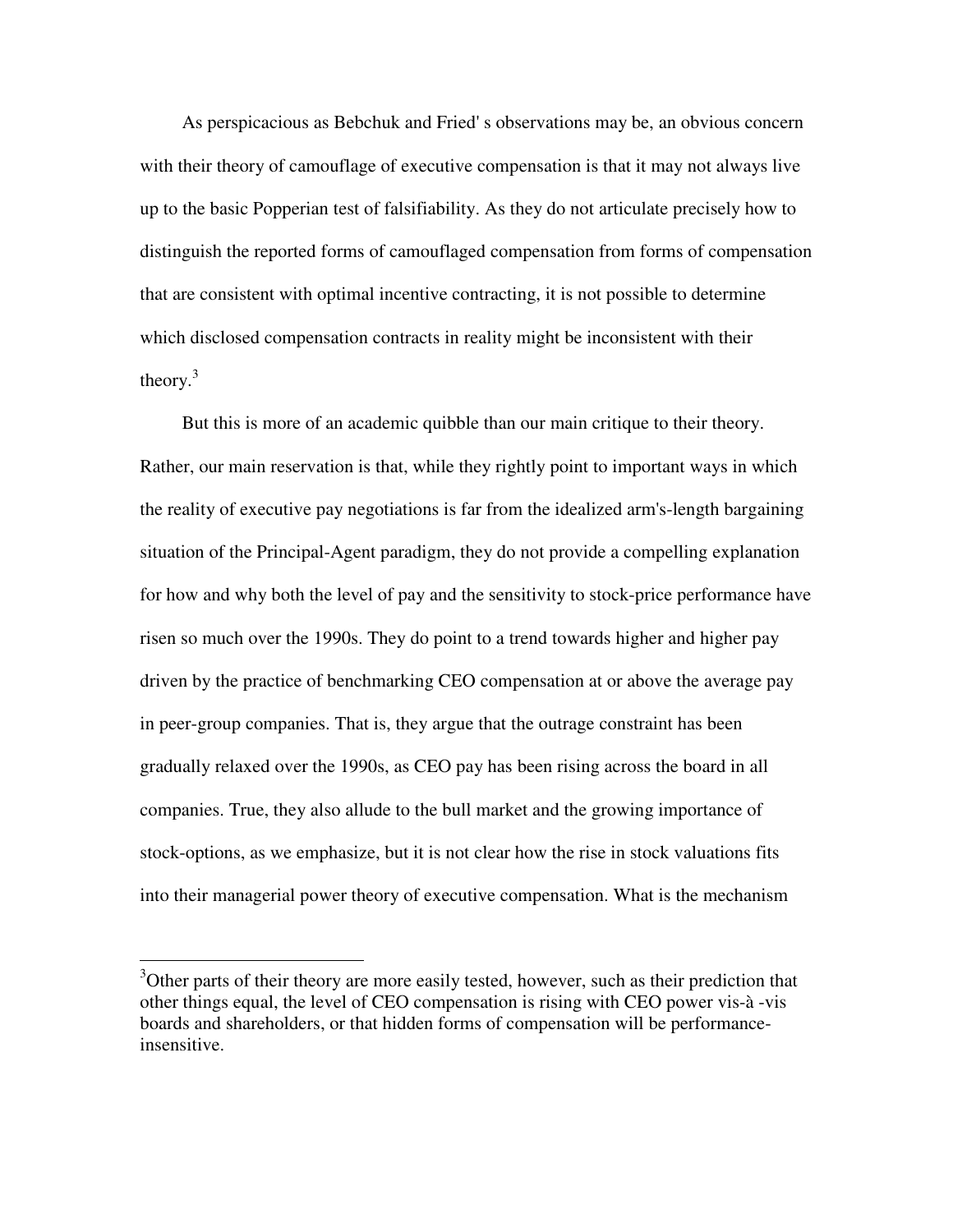As perspicacious as Bebchuk and Fried' s observations may be, an obvious concern with their theory of camouflage of executive compensation is that it may not always live up to the basic Popperian test of falsifiability. As they do not articulate precisely how to distinguish the reported forms of camouflaged compensation from forms of compensation that are consistent with optimal incentive contracting, it is not possible to determine which disclosed compensation contracts in reality might be inconsistent with their theory.[3]

But this is more of an academic quibble than our main critique to their theory. Rather, our main reservation is that, while they rightly point to important ways in which the reality of executive pay negotiations is far from the idealized arm's-length bargaining situation of the Principal-Agent paradigm, they do not provide a compelling explanation for how and why both the level of pay and the sensitivity to stock-price performance have risen so much over the 1990s. They do point to a trend towards higher and higher pay driven by the practice of benchmarking CEO compensation at or above the average pay in peer-group companies. That is, they argue that the outrage constraint has been gradually relaxed over the 1990s, as CEO pay has been rising across the board in all companies. True, they also allude to the bull market and the growing importance of stock-options, as we emphasize, but it is not clear how the rise in stock valuations fits into their managerial power theory of executive compensation. What is the mechanism

[3]Other parts of their theory are more easily tested, however, such as their prediction that other things equal, the level of CEO compensation is rising with CEO power vis-à -vis boards and shareholders, or that hidden forms of compensation will be performance-insensitive.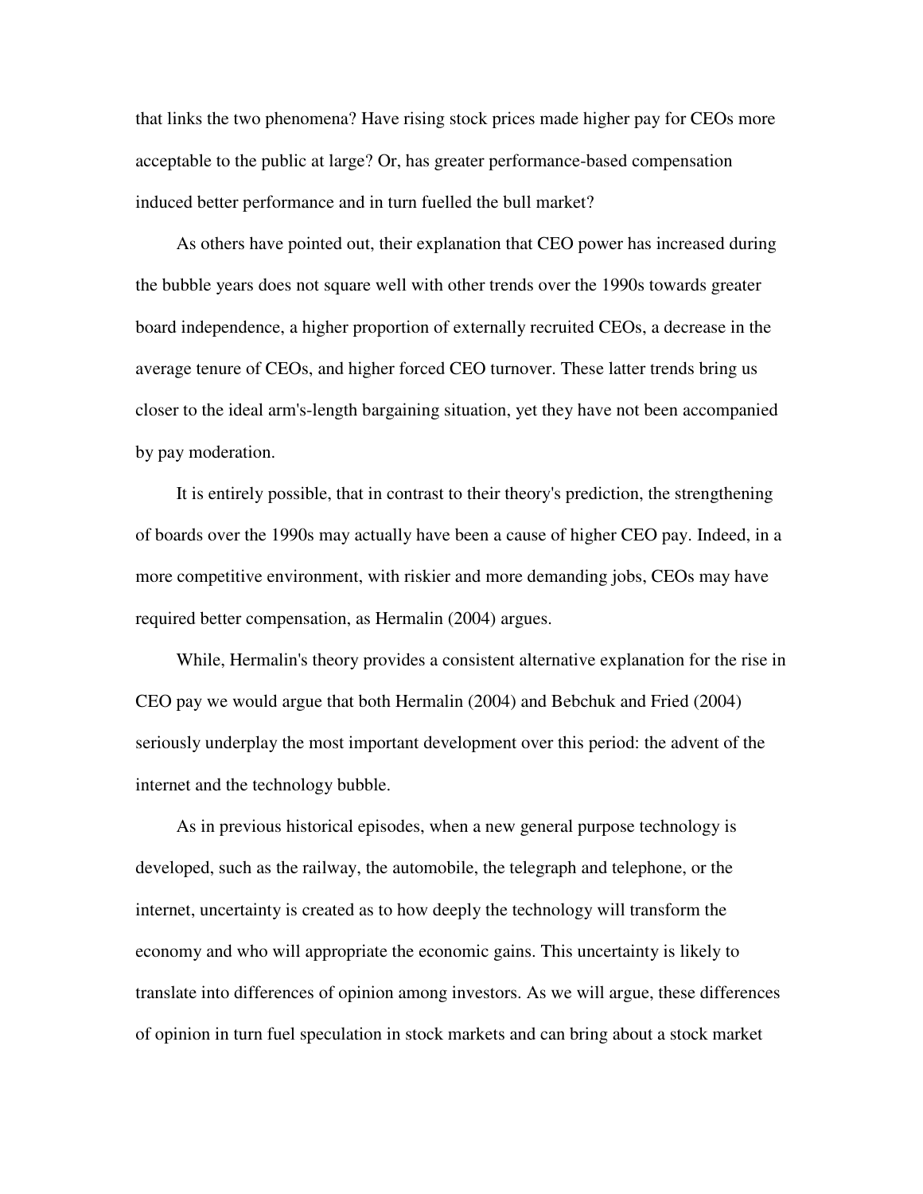that links the two phenomena? Have rising stock prices made higher pay for CEOs more acceptable to the public at large? Or, has greater performance-based compensation induced better performance and in turn fuelled the bull market?

As others have pointed out, their explanation that CEO power has increased during the bubble years does not square well with other trends over the 1990s towards greater board independence, a higher proportion of externally recruited CEOs, a decrease in the average tenure of CEOs, and higher forced CEO turnover. These latter trends bring us closer to the ideal arm's-length bargaining situation, yet they have not been accompanied by pay moderation.

It is entirely possible, that in contrast to their theory's prediction, the strengthening of boards over the 1990s may actually have been a cause of higher CEO pay. Indeed, in a more competitive environment, with riskier and more demanding jobs, CEOs may have required better compensation, as Hermalin (2004) argues.

While, Hermalin's theory provides a consistent alternative explanation for the rise in CEO pay we would argue that both Hermalin (2004) and Bebchuk and Fried (2004) seriously underplay the most important development over this period: the advent of the internet and the technology bubble.

As in previous historical episodes, when a new general purpose technology is developed, such as the railway, the automobile, the telegraph and telephone, or the internet, uncertainty is created as to how deeply the technology will transform the economy and who will appropriate the economic gains. This uncertainty is likely to translate into differences of opinion among investors. As we will argue, these differences of opinion in turn fuel speculation in stock markets and can bring about a stock market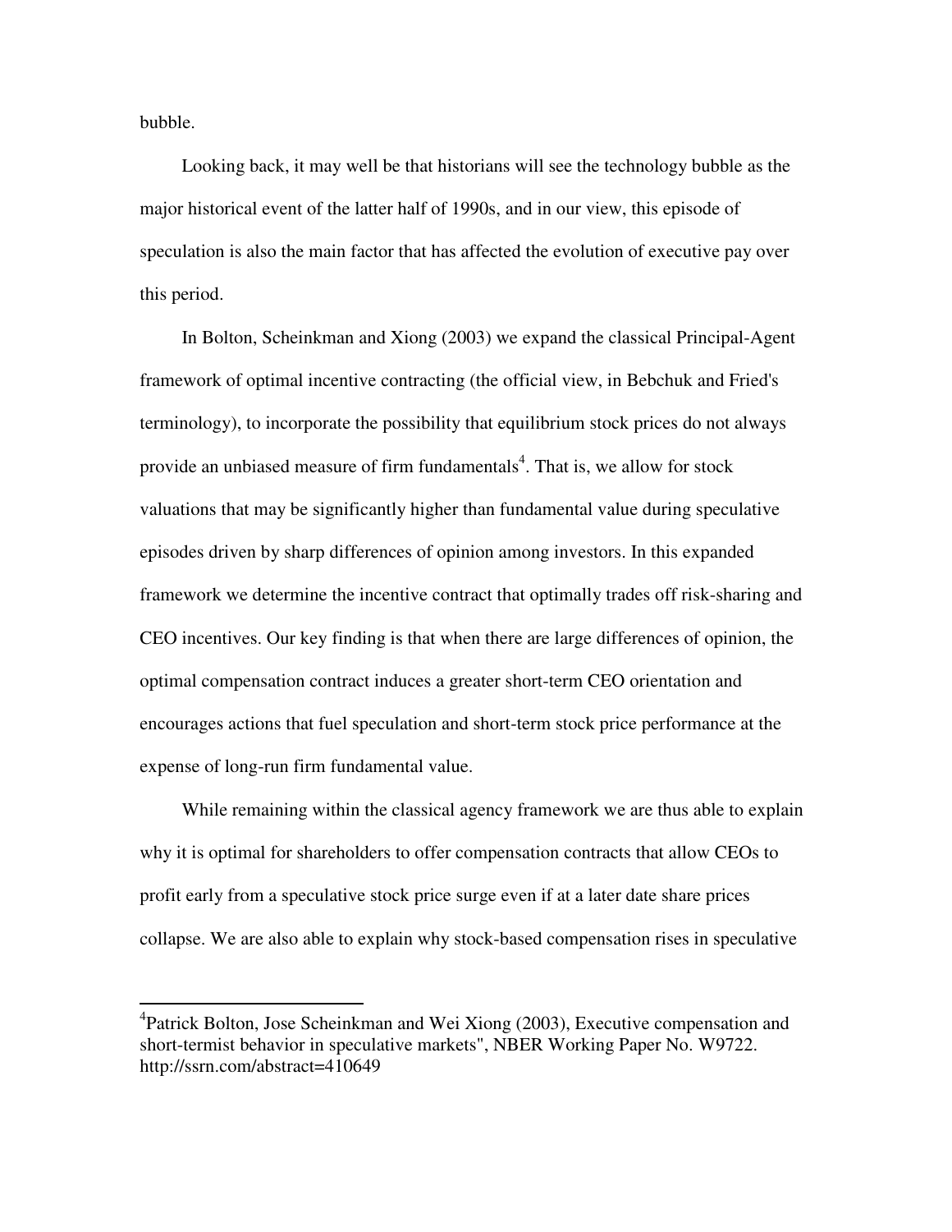bubble.

Looking back, it may well be that historians will see the technology bubble as the major historical event of the latter half of 1990s, and in our view, this episode of speculation is also the main factor that has affected the evolution of executive pay over this period.

In Bolton, Scheinkman and Xiong (2003) we expand the classical Principal-Agent framework of optimal incentive contracting (the official view, in Bebchuk and Fried's terminology), to incorporate the possibility that equilibrium stock prices do not always provide an unbiased measure of firm fundamentals[4]. That is, we allow for stock valuations that may be significantly higher than fundamental value during speculative episodes driven by sharp differences of opinion among investors. In this expanded framework we determine the incentive contract that optimally trades off risk-sharing and CEO incentives. Our key finding is that when there are large differences of opinion, the optimal compensation contract induces a greater short-term CEO orientation and encourages actions that fuel speculation and short-term stock price performance at the expense of long-run firm fundamental value.

While remaining within the classical agency framework we are thus able to explain why it is optimal for shareholders to offer compensation contracts that allow CEOs to profit early from a speculative stock price surge even if at a later date share prices collapse. We are also able to explain why stock-based compensation rises in speculative

---

[4]Patrick Bolton, Jose Scheinkman and Wei Xiong (2003), Executive compensation and short-termist behavior in speculative markets", NBER Working Paper No. W9722. http://ssrn.com/abstract=410649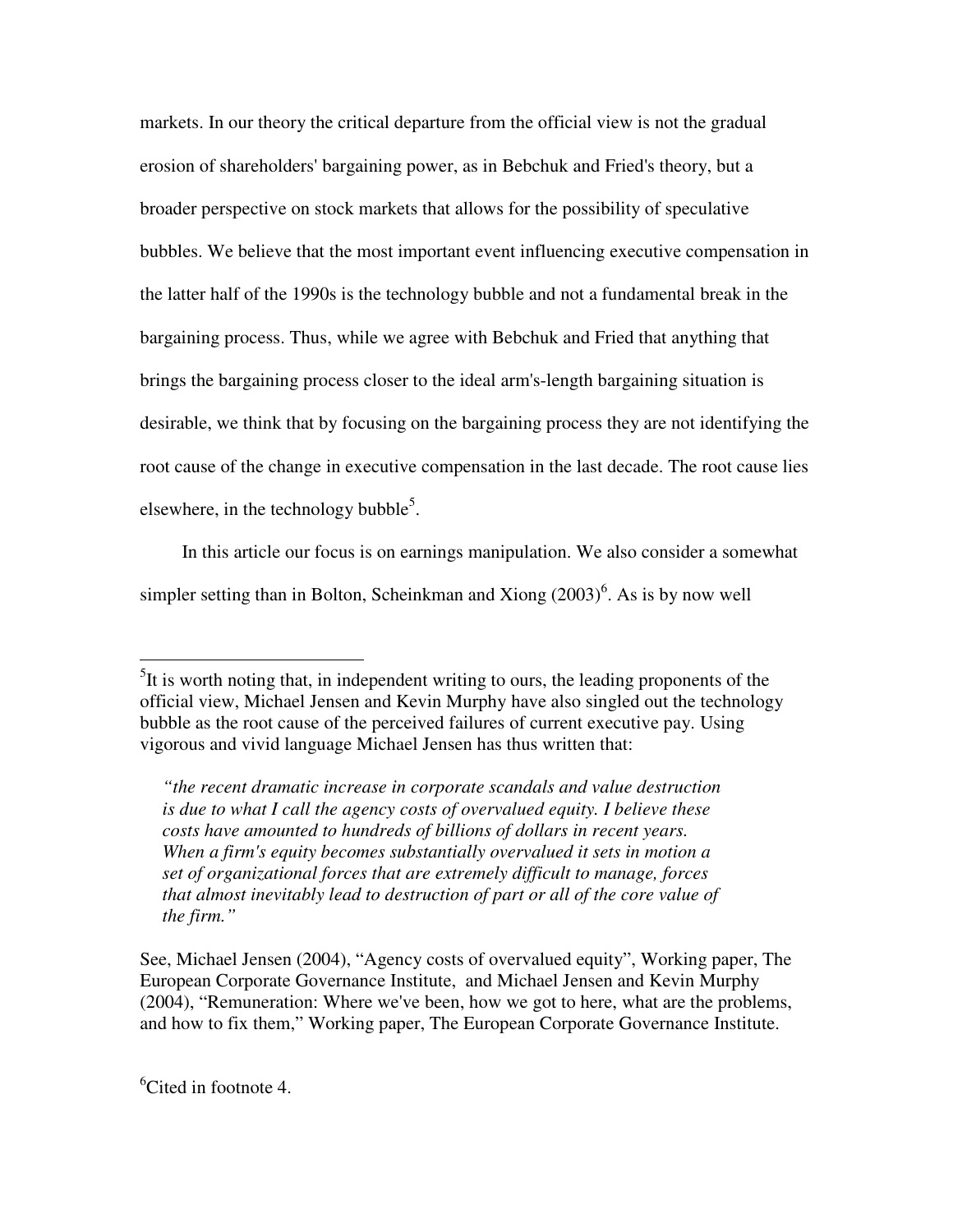markets. In our theory the critical departure from the official view is not the gradual erosion of shareholders' bargaining power, as in Bebchuk and Fried's theory, but a broader perspective on stock markets that allows for the possibility of speculative bubbles. We believe that the most important event influencing executive compensation in the latter half of the 1990s is the technology bubble and not a fundamental break in the bargaining process. Thus, while we agree with Bebchuk and Fried that anything that brings the bargaining process closer to the ideal arm's-length bargaining situation is desirable, we think that by focusing on the bargaining process they are not identifying the root cause of the change in executive compensation in the last decade. The root cause lies elsewhere, in the technology bubble[5].

In this article our focus is on earnings manipulation. We also consider a somewhat simpler setting than in Bolton, Scheinkman and Xiong (2003)[6]. As is by now well

---

[5]It is worth noting that, in independent writing to ours, the leading proponents of the official view, Michael Jensen and Kevin Murphy have also singled out the technology bubble as the root cause of the perceived failures of current executive pay. Using vigorous and vivid language Michael Jensen has thus written that:

> *"the recent dramatic increase in corporate scandals and value destruction is due to what I call the agency costs of overvalued equity. I believe these costs have amounted to hundreds of billions of dollars in recent years. When a firm's equity becomes substantially overvalued it sets in motion a set of organizational forces that are extremely difficult to manage, forces that almost inevitably lead to destruction of part or all of the core value of the firm."*

See, Michael Jensen (2004), "Agency costs of overvalued equity", Working paper, The European Corporate Governance Institute, and Michael Jensen and Kevin Murphy (2004), "Remuneration: Where we've been, how we got to here, what are the problems, and how to fix them," Working paper, The European Corporate Governance Institute.

[6]Cited in footnote 4.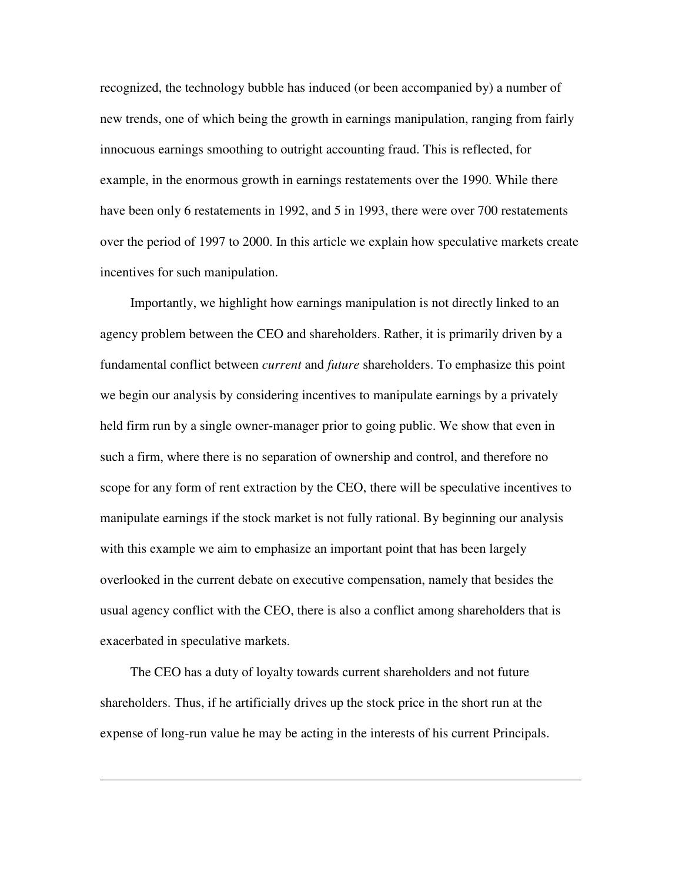recognized, the technology bubble has induced (or been accompanied by) a number of new trends, one of which being the growth in earnings manipulation, ranging from fairly innocuous earnings smoothing to outright accounting fraud. This is reflected, for example, in the enormous growth in earnings restatements over the 1990. While there have been only 6 restatements in 1992, and 5 in 1993, there were over 700 restatements over the period of 1997 to 2000. In this article we explain how speculative markets create incentives for such manipulation.

Importantly, we highlight how earnings manipulation is not directly linked to an agency problem between the CEO and shareholders. Rather, it is primarily driven by a fundamental conflict between *current* and *future* shareholders. To emphasize this point we begin our analysis by considering incentives to manipulate earnings by a privately held firm run by a single owner-manager prior to going public. We show that even in such a firm, where there is no separation of ownership and control, and therefore no scope for any form of rent extraction by the CEO, there will be speculative incentives to manipulate earnings if the stock market is not fully rational. By beginning our analysis with this example we aim to emphasize an important point that has been largely overlooked in the current debate on executive compensation, namely that besides the usual agency conflict with the CEO, there is also a conflict among shareholders that is exacerbated in speculative markets.

The CEO has a duty of loyalty towards current shareholders and not future shareholders. Thus, if he artificially drives up the stock price in the short run at the expense of long-run value he may be acting in the interests of his current Principals.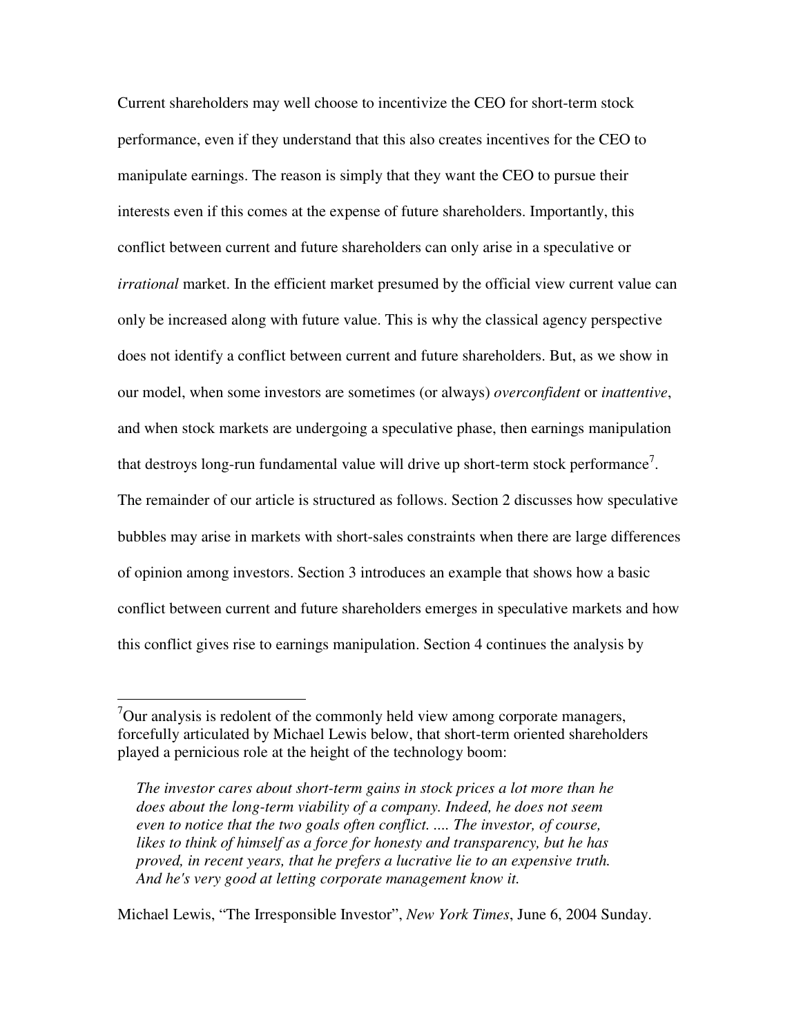Current shareholders may well choose to incentivize the CEO for short-term stock performance, even if they understand that this also creates incentives for the CEO to manipulate earnings. The reason is simply that they want the CEO to pursue their interests even if this comes at the expense of future shareholders. Importantly, this conflict between current and future shareholders can only arise in a speculative or *irrational* market. In the efficient market presumed by the official view current value can only be increased along with future value. This is why the classical agency perspective does not identify a conflict between current and future shareholders. But, as we show in our model, when some investors are sometimes (or always) *overconfident* or *inattentive*, and when stock markets are undergoing a speculative phase, then earnings manipulation that destroys long-run fundamental value will drive up short-term stock performance[7]. The remainder of our article is structured as follows. Section 2 discusses how speculative bubbles may arise in markets with short-sales constraints when there are large differences of opinion among investors. Section 3 introduces an example that shows how a basic conflict between current and future shareholders emerges in speculative markets and how this conflict gives rise to earnings manipulation. Section 4 continues the analysis by

---

[7]Our analysis is redolent of the commonly held view among corporate managers, forcefully articulated by Michael Lewis below, that short-term oriented shareholders played a pernicious role at the height of the technology boom:

> *The investor cares about short-term gains in stock prices a lot more than he does about the long-term viability of a company. Indeed, he does not seem even to notice that the two goals often conflict. .... The investor, of course, likes to think of himself as a force for honesty and transparency, but he has proved, in recent years, that he prefers a lucrative lie to an expensive truth. And he's very good at letting corporate management know it.*

Michael Lewis, "The Irresponsible Investor", *New York Times*, June 6, 2004 Sunday.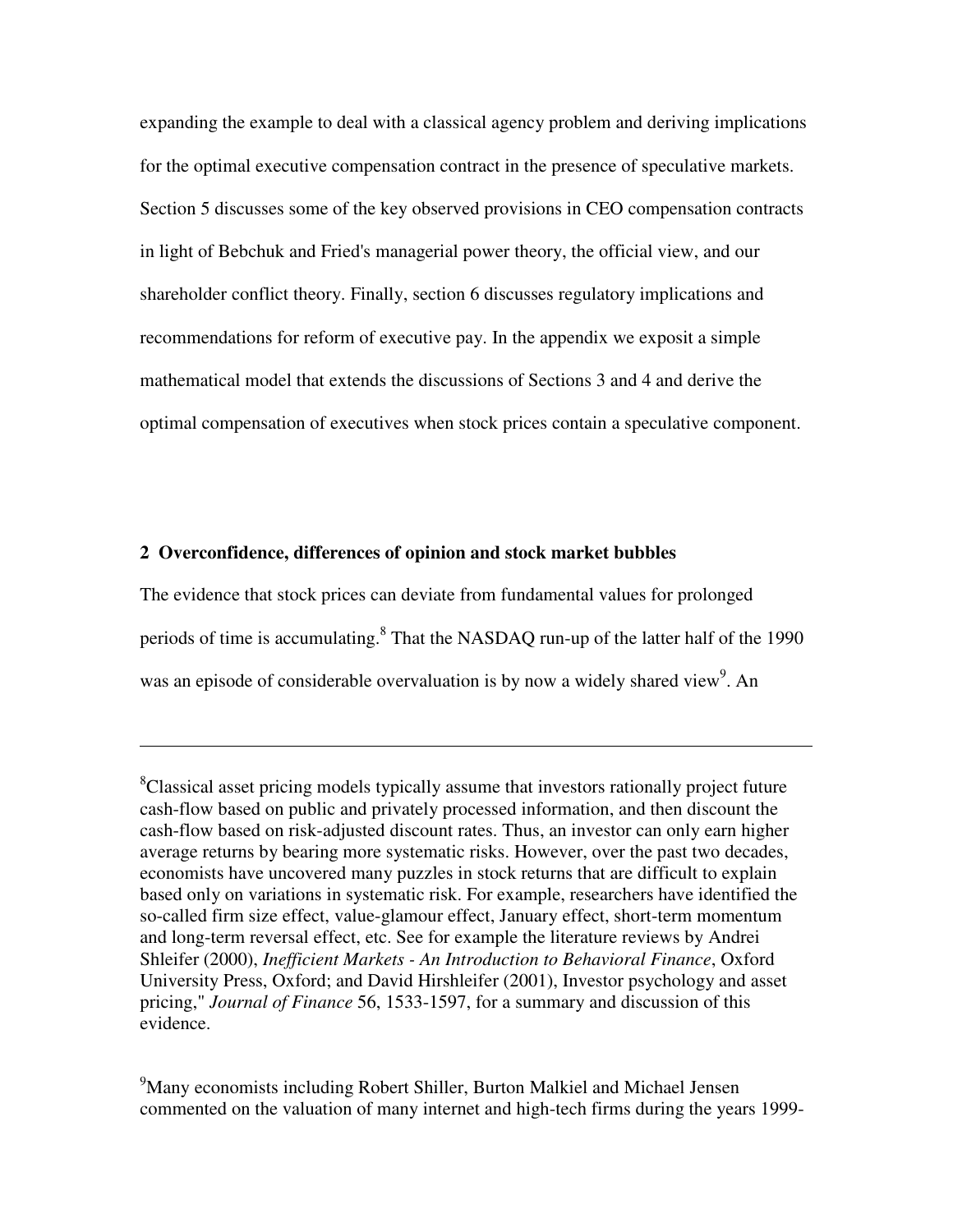expanding the example to deal with a classical agency problem and deriving implications for the optimal executive compensation contract in the presence of speculative markets. Section 5 discusses some of the key observed provisions in CEO compensation contracts in light of Bebchuk and Fried's managerial power theory, the official view, and our shareholder conflict theory. Finally, section 6 discusses regulatory implications and recommendations for reform of executive pay. In the appendix we exposit a simple mathematical model that extends the discussions of Sections 3 and 4 and derive the optimal compensation of executives when stock prices contain a speculative component.

## 2 Overconfidence, differences of opinion and stock market bubbles

The evidence that stock prices can deviate from fundamental values for prolonged periods of time is accumulating.[8] That the NASDAQ run-up of the latter half of the 1990 was an episode of considerable overvaluation is by now a widely shared view[9]. An

---

[8]Classical asset pricing models typically assume that investors rationally project future cash-flow based on public and privately processed information, and then discount the cash-flow based on risk-adjusted discount rates. Thus, an investor can only earn higher average returns by bearing more systematic risks. However, over the past two decades, economists have uncovered many puzzles in stock returns that are difficult to explain based only on variations in systematic risk. For example, researchers have identified the so-called firm size effect, value-glamour effect, January effect, short-term momentum and long-term reversal effect, etc. See for example the literature reviews by Andrei Shleifer (2000), *Inefficient Markets - An Introduction to Behavioral Finance*, Oxford University Press, Oxford; and David Hirshleifer (2001), Investor psychology and asset pricing," *Journal of Finance* 56, 1533-1597, for a summary and discussion of this evidence.

[9]Many economists including Robert Shiller, Burton Malkiel and Michael Jensen commented on the valuation of many internet and high-tech firms during the years 1999-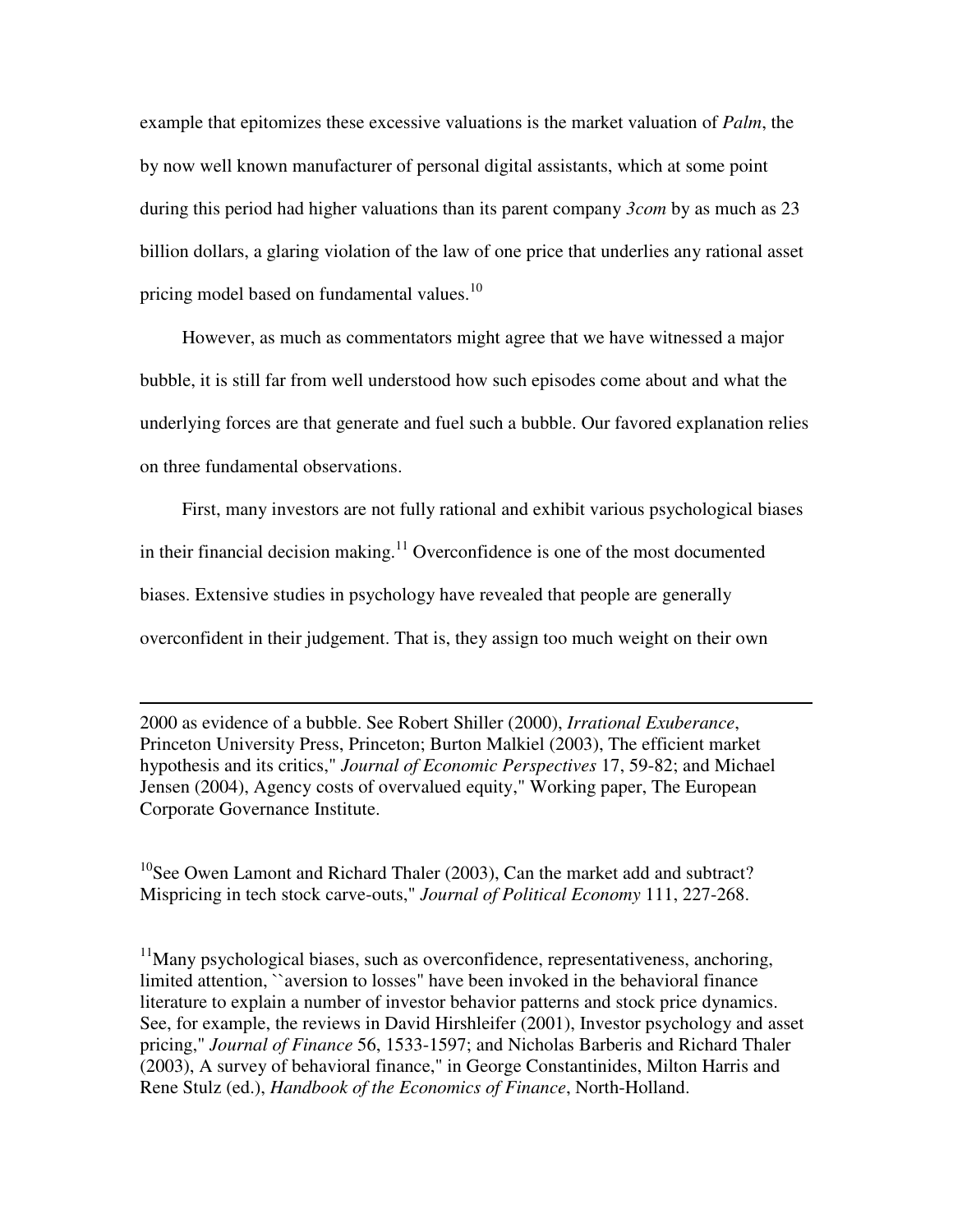example that epitomizes these excessive valuations is the market valuation of *Palm*, the by now well known manufacturer of personal digital assistants, which at some point during this period had higher valuations than its parent company *3com* by as much as 23 billion dollars, a glaring violation of the law of one price that underlies any rational asset pricing model based on fundamental values.[10]

However, as much as commentators might agree that we have witnessed a major bubble, it is still far from well understood how such episodes come about and what the underlying forces are that generate and fuel such a bubble. Our favored explanation relies on three fundamental observations.

First, many investors are not fully rational and exhibit various psychological biases in their financial decision making.[11] Overconfidence is one of the most documented biases. Extensive studies in psychology have revealed that people are generally overconfident in their judgement. That is, they assign too much weight on their own

---

2000 as evidence of a bubble. See Robert Shiller (2000), *Irrational Exuberance*, Princeton University Press, Princeton; Burton Malkiel (2003), The efficient market hypothesis and its critics," *Journal of Economic Perspectives* 17, 59-82; and Michael Jensen (2004), Agency costs of overvalued equity," Working paper, The European Corporate Governance Institute.

[10] See Owen Lamont and Richard Thaler (2003), Can the market add and subtract? Mispricing in tech stock carve-outs," *Journal of Political Economy* 111, 227-268.

[11] Many psychological biases, such as overconfidence, representativeness, anchoring, limited attention, ``aversion to losses" have been invoked in the behavioral finance literature to explain a number of investor behavior patterns and stock price dynamics. See, for example, the reviews in David Hirshleifer (2001), Investor psychology and asset pricing," *Journal of Finance* 56, 1533-1597; and Nicholas Barberis and Richard Thaler (2003), A survey of behavioral finance," in George Constantinides, Milton Harris and Rene Stulz (ed.), *Handbook of the Economics of Finance*, North-Holland.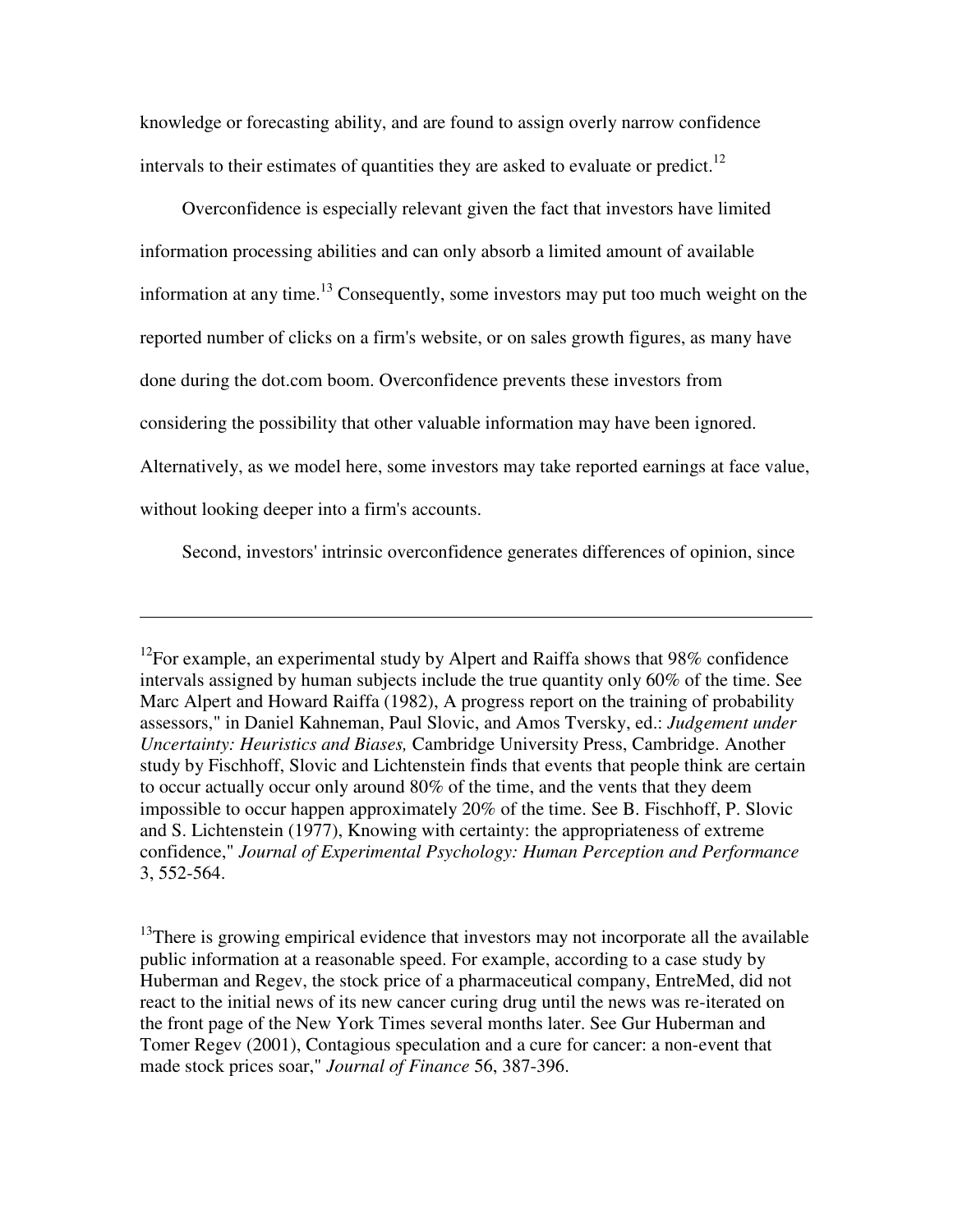knowledge or forecasting ability, and are found to assign overly narrow confidence intervals to their estimates of quantities they are asked to evaluate or predict.[12]

Overconfidence is especially relevant given the fact that investors have limited information processing abilities and can only absorb a limited amount of available information at any time.[13] Consequently, some investors may put too much weight on the reported number of clicks on a firm's website, or on sales growth figures, as many have done during the dot.com boom. Overconfidence prevents these investors from considering the possibility that other valuable information may have been ignored. Alternatively, as we model here, some investors may take reported earnings at face value, without looking deeper into a firm's accounts.

Second, investors' intrinsic overconfidence generates differences of opinion, since

---

[12]For example, an experimental study by Alpert and Raiffa shows that 98% confidence intervals assigned by human subjects include the true quantity only 60% of the time. See Marc Alpert and Howard Raiffa (1982), A progress report on the training of probability assessors," in Daniel Kahneman, Paul Slovic, and Amos Tversky, ed.: *Judgement under Uncertainty: Heuristics and Biases,* Cambridge University Press, Cambridge. Another study by Fischhoff, Slovic and Lichtenstein finds that events that people think are certain to occur actually occur only around 80% of the time, and the vents that they deem impossible to occur happen approximately 20% of the time. See B. Fischhoff, P. Slovic and S. Lichtenstein (1977), Knowing with certainty: the appropriateness of extreme confidence," *Journal of Experimental Psychology: Human Perception and Performance* 3, 552-564.

[13]There is growing empirical evidence that investors may not incorporate all the available public information at a reasonable speed. For example, according to a case study by Huberman and Regev, the stock price of a pharmaceutical company, EntreMed, did not react to the initial news of its new cancer curing drug until the news was re-iterated on the front page of the New York Times several months later. See Gur Huberman and Tomer Regev (2001), Contagious speculation and a cure for cancer: a non-event that made stock prices soar," *Journal of Finance* 56, 387-396.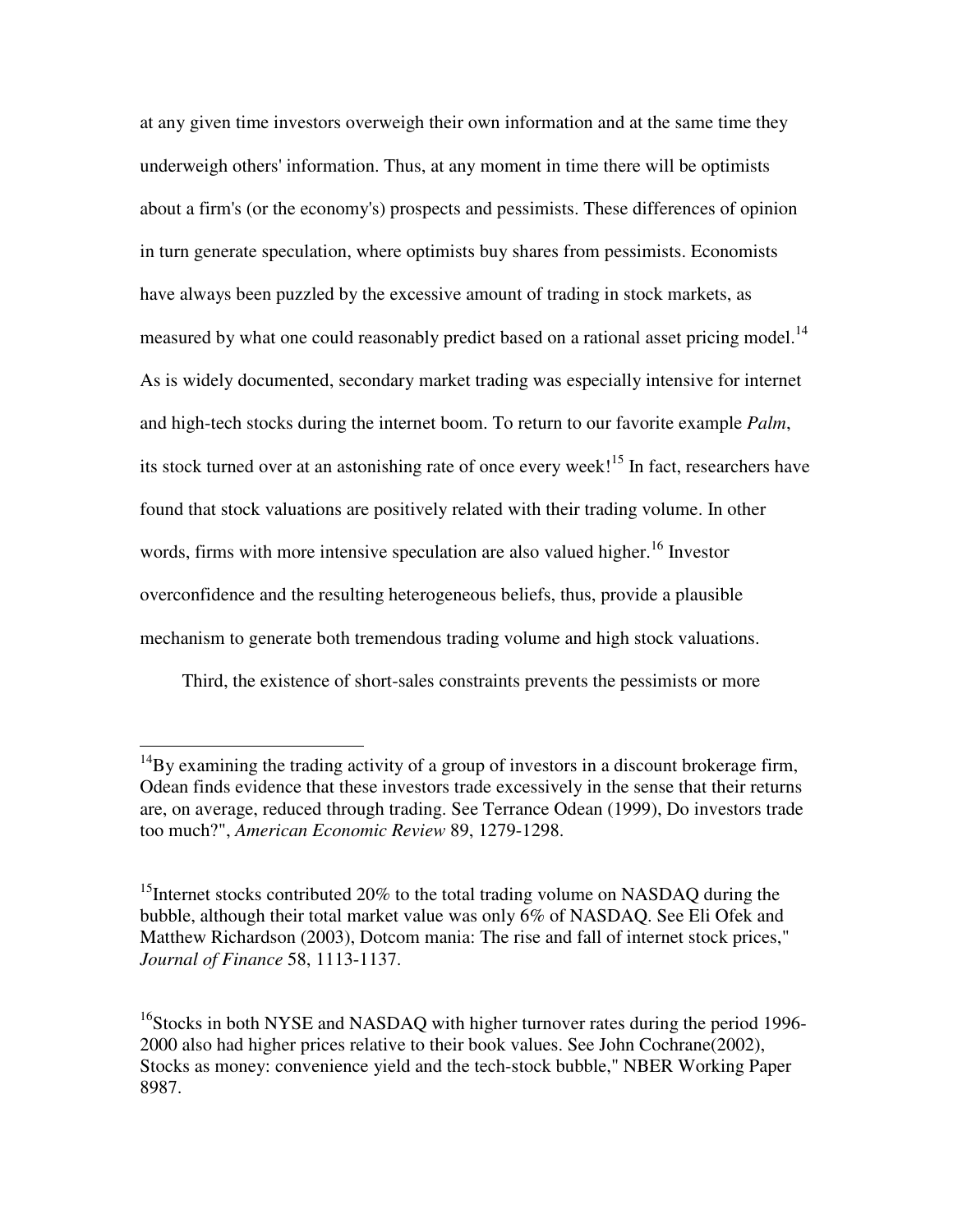at any given time investors overweigh their own information and at the same time they underweigh others' information. Thus, at any moment in time there will be optimists about a firm's (or the economy's) prospects and pessimists. These differences of opinion in turn generate speculation, where optimists buy shares from pessimists. Economists have always been puzzled by the excessive amount of trading in stock markets, as measured by what one could reasonably predict based on a rational asset pricing model.[14] As is widely documented, secondary market trading was especially intensive for internet and high-tech stocks during the internet boom. To return to our favorite example *Palm*, its stock turned over at an astonishing rate of once every week![15] In fact, researchers have found that stock valuations are positively related with their trading volume. In other words, firms with more intensive speculation are also valued higher.[16] Investor overconfidence and the resulting heterogeneous beliefs, thus, provide a plausible mechanism to generate both tremendous trading volume and high stock valuations.

Third, the existence of short-sales constraints prevents the pessimists or more

---

[14]By examining the trading activity of a group of investors in a discount brokerage firm, Odean finds evidence that these investors trade excessively in the sense that their returns are, on average, reduced through trading. See Terrance Odean (1999), Do investors trade too much?", *American Economic Review* 89, 1279-1298.

[15]Internet stocks contributed 20% to the total trading volume on NASDAQ during the bubble, although their total market value was only 6% of NASDAQ. See Eli Ofek and Matthew Richardson (2003), Dotcom mania: The rise and fall of internet stock prices," *Journal of Finance* 58, 1113-1137.

[16]Stocks in both NYSE and NASDAQ with higher turnover rates during the period 1996-2000 also had higher prices relative to their book values. See John Cochrane(2002), Stocks as money: convenience yield and the tech-stock bubble," NBER Working Paper 8987.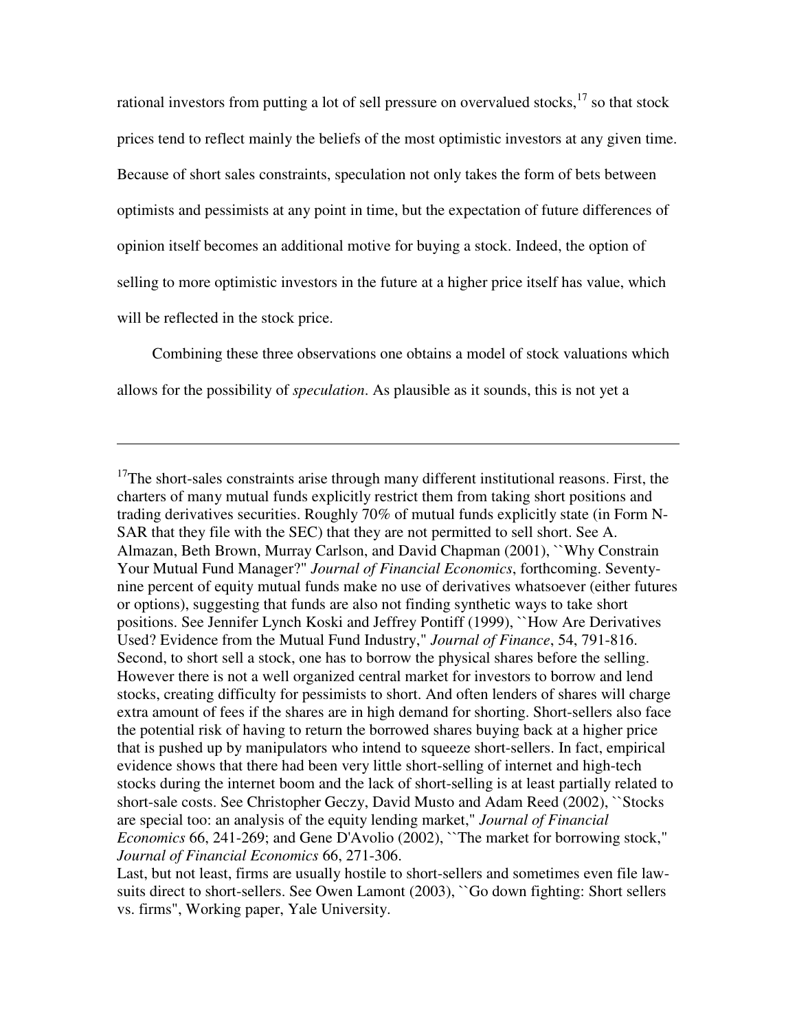rational investors from putting a lot of sell pressure on overvalued stocks,[17] so that stock prices tend to reflect mainly the beliefs of the most optimistic investors at any given time. Because of short sales constraints, speculation not only takes the form of bets between optimists and pessimists at any point in time, but the expectation of future differences of opinion itself becomes an additional motive for buying a stock. Indeed, the option of selling to more optimistic investors in the future at a higher price itself has value, which will be reflected in the stock price.

Combining these three observations one obtains a model of stock valuations which allows for the possibility of *speculation*. As plausible as it sounds, this is not yet a

---

[17]The short-sales constraints arise through many different institutional reasons. First, the charters of many mutual funds explicitly restrict them from taking short positions and trading derivatives securities. Roughly 70% of mutual funds explicitly state (in Form N-SAR that they file with the SEC) that they are not permitted to sell short. See A. Almazan, Beth Brown, Murray Carlson, and David Chapman (2001), ``Why Constrain Your Mutual Fund Manager?'' *Journal of Financial Economics*, forthcoming. Seventy-nine percent of equity mutual funds make no use of derivatives whatsoever (either futures or options), suggesting that funds are also not finding synthetic ways to take short positions. See Jennifer Lynch Koski and Jeffrey Pontiff (1999), ``How Are Derivatives Used? Evidence from the Mutual Fund Industry,'' *Journal of Finance*, 54, 791-816. Second, to short sell a stock, one has to borrow the physical shares before the selling. However there is not a well organized central market for investors to borrow and lend stocks, creating difficulty for pessimists to short. And often lenders of shares will charge extra amount of fees if the shares are in high demand for shorting. Short-sellers also face the potential risk of having to return the borrowed shares buying back at a higher price that is pushed up by manipulators who intend to squeeze short-sellers. In fact, empirical evidence shows that there had been very little short-selling of internet and high-tech stocks during the internet boom and the lack of short-selling is at least partially related to short-sale costs. See Christopher Geczy, David Musto and Adam Reed (2002), ``Stocks are special too: an analysis of the equity lending market,'' *Journal of Financial Economics* 66, 241-269; and Gene D'Avolio (2002), ``The market for borrowing stock,'' *Journal of Financial Economics* 66, 271-306.
Last, but not least, firms are usually hostile to short-sellers and sometimes even file law-suits direct to short-sellers. See Owen Lamont (2003), ``Go down fighting: Short sellers vs. firms'', Working paper, Yale University.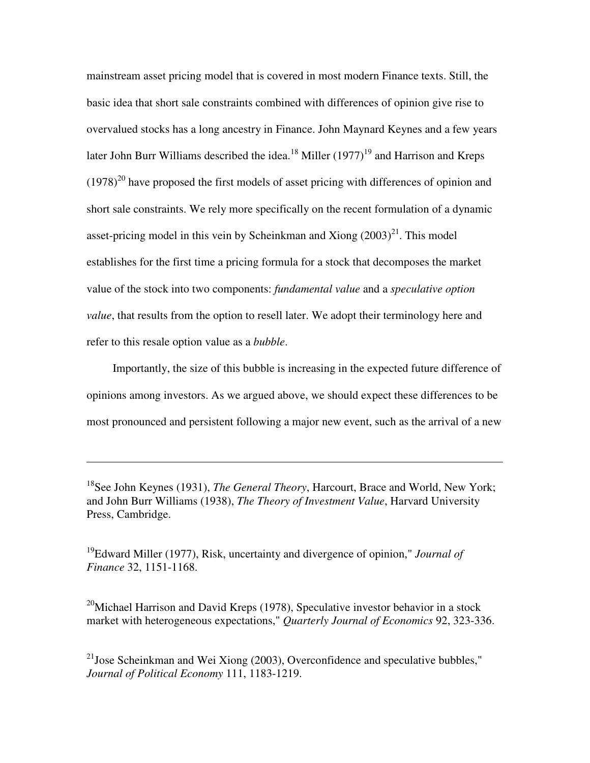mainstream asset pricing model that is covered in most modern Finance texts. Still, the basic idea that short sale constraints combined with differences of opinion give rise to overvalued stocks has a long ancestry in Finance. John Maynard Keynes and a few years later John Burr Williams described the idea.[18] Miller (1977)[19] and Harrison and Kreps (1978)[20] have proposed the first models of asset pricing with differences of opinion and short sale constraints. We rely more specifically on the recent formulation of a dynamic asset-pricing model in this vein by Scheinkman and Xiong (2003)[21]. This model establishes for the first time a pricing formula for a stock that decomposes the market value of the stock into two components: *fundamental value* and a *speculative option value*, that results from the option to resell later. We adopt their terminology here and refer to this resale option value as a *bubble*.

Importantly, the size of this bubble is increasing in the expected future difference of opinions among investors. As we argued above, we should expect these differences to be most pronounced and persistent following a major new event, such as the arrival of a new

---

[18]See John Keynes (1931), *The General Theory*, Harcourt, Brace and World, New York; and John Burr Williams (1938), *The Theory of Investment Value*, Harvard University Press, Cambridge.

[19]Edward Miller (1977), Risk, uncertainty and divergence of opinion," *Journal of Finance* 32, 1151-1168.

[20]Michael Harrison and David Kreps (1978), Speculative investor behavior in a stock market with heterogeneous expectations," *Quarterly Journal of Economics* 92, 323-336.

[21]Jose Scheinkman and Wei Xiong (2003), Overconfidence and speculative bubbles," *Journal of Political Economy* 111, 1183-1219.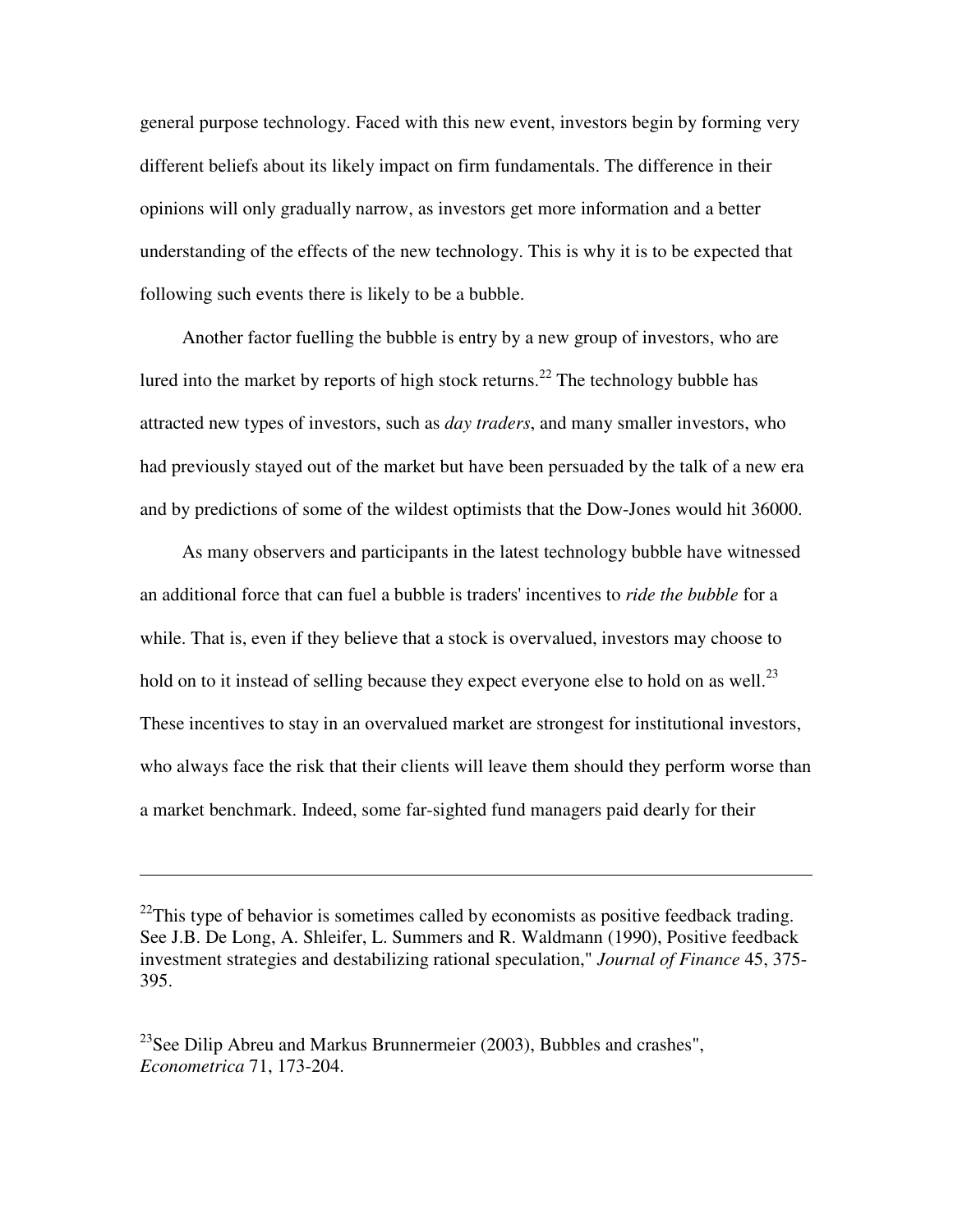general purpose technology. Faced with this new event, investors begin by forming very different beliefs about its likely impact on firm fundamentals. The difference in their opinions will only gradually narrow, as investors get more information and a better understanding of the effects of the new technology. This is why it is to be expected that following such events there is likely to be a bubble.

Another factor fuelling the bubble is entry by a new group of investors, who are lured into the market by reports of high stock returns.[22] The technology bubble has attracted new types of investors, such as *day traders*, and many smaller investors, who had previously stayed out of the market but have been persuaded by the talk of a new era and by predictions of some of the wildest optimists that the Dow-Jones would hit 36000.

As many observers and participants in the latest technology bubble have witnessed an additional force that can fuel a bubble is traders' incentives to *ride the bubble* for a while. That is, even if they believe that a stock is overvalued, investors may choose to hold on to it instead of selling because they expect everyone else to hold on as well.[23] These incentives to stay in an overvalued market are strongest for institutional investors, who always face the risk that their clients will leave them should they perform worse than a market benchmark. Indeed, some far-sighted fund managers paid dearly for their

---

[22]This type of behavior is sometimes called by economists as positive feedback trading. See J.B. De Long, A. Shleifer, L. Summers and R. Waldmann (1990), Positive feedback investment strategies and destabilizing rational speculation," *Journal of Finance* 45, 375-395.

[23]See Dilip Abreu and Markus Brunnermeier (2003), Bubbles and crashes", *Econometrica* 71, 173-204.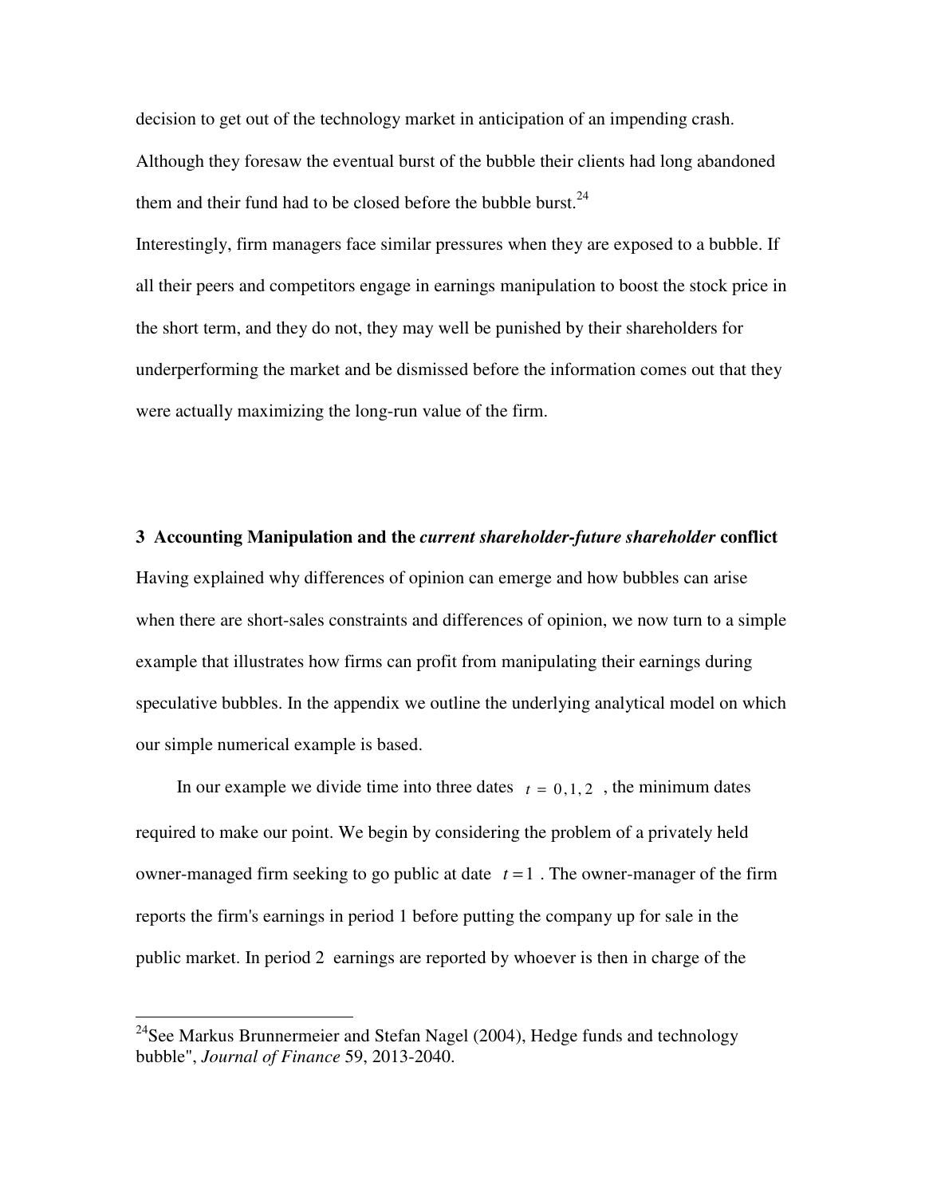decision to get out of the technology market in anticipation of an impending crash. Although they foresaw the eventual burst of the bubble their clients had long abandoned them and their fund had to be closed before the bubble burst.[24]

Interestingly, firm managers face similar pressures when they are exposed to a bubble. If all their peers and competitors engage in earnings manipulation to boost the stock price in the short term, and they do not, they may well be punished by their shareholders for underperforming the market and be dismissed before the information comes out that they were actually maximizing the long-run value of the firm.

## 3 Accounting Manipulation and the *current shareholder-future shareholder* conflict

Having explained why differences of opinion can emerge and how bubbles can arise when there are short-sales constraints and differences of opinion, we now turn to a simple example that illustrates how firms can profit from manipulating their earnings during speculative bubbles. In the appendix we outline the underlying analytical model on which our simple numerical example is based.

In our example we divide time into three dates $t = 0, 1, 2$, the minimum dates required to make our point. We begin by considering the problem of a privately held owner-managed firm seeking to go public at date $t = 1$. The owner-manager of the firm reports the firm's earnings in period 1 before putting the company up for sale in the public market. In period 2 earnings are reported by whoever is then in charge of the

[24]See Markus Brunnermeier and Stefan Nagel (2004), Hedge funds and technology bubble", *Journal of Finance* 59, 2013-2040.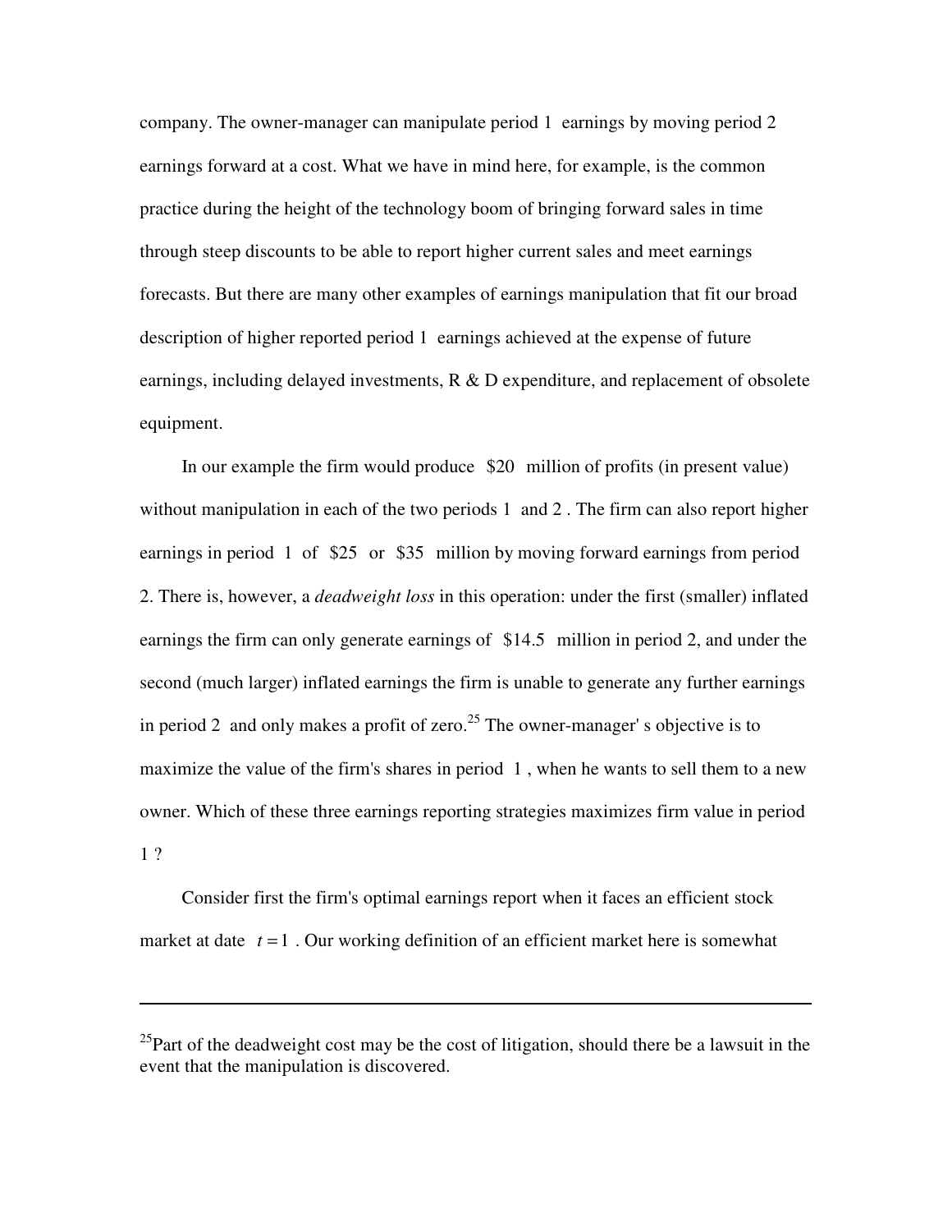company. The owner-manager can manipulate period 1 earnings by moving period 2 earnings forward at a cost. What we have in mind here, for example, is the common practice during the height of the technology boom of bringing forward sales in time through steep discounts to be able to report higher current sales and meet earnings forecasts. But there are many other examples of earnings manipulation that fit our broad description of higher reported period 1 earnings achieved at the expense of future earnings, including delayed investments, R & D expenditure, and replacement of obsolete equipment.

In our example the firm would produce $20 million of profits (in present value) without manipulation in each of the two periods 1 and 2 . The firm can also report higher earnings in period 1 of $25 or $35 million by moving forward earnings from period 2. There is, however, a *deadweight loss* in this operation: under the first (smaller) inflated earnings the firm can only generate earnings of $14.5 million in period 2, and under the second (much larger) inflated earnings the firm is unable to generate any further earnings in period 2 and only makes a profit of zero.[25] The owner-manager' s objective is to maximize the value of the firm's shares in period 1 , when he wants to sell them to a new owner. Which of these three earnings reporting strategies maximizes firm value in period 1 ?

Consider first the firm's optimal earnings report when it faces an efficient stock market at date $t = 1$ . Our working definition of an efficient market here is somewhat

---

[25]Part of the deadweight cost may be the cost of litigation, should there be a lawsuit in the event that the manipulation is discovered.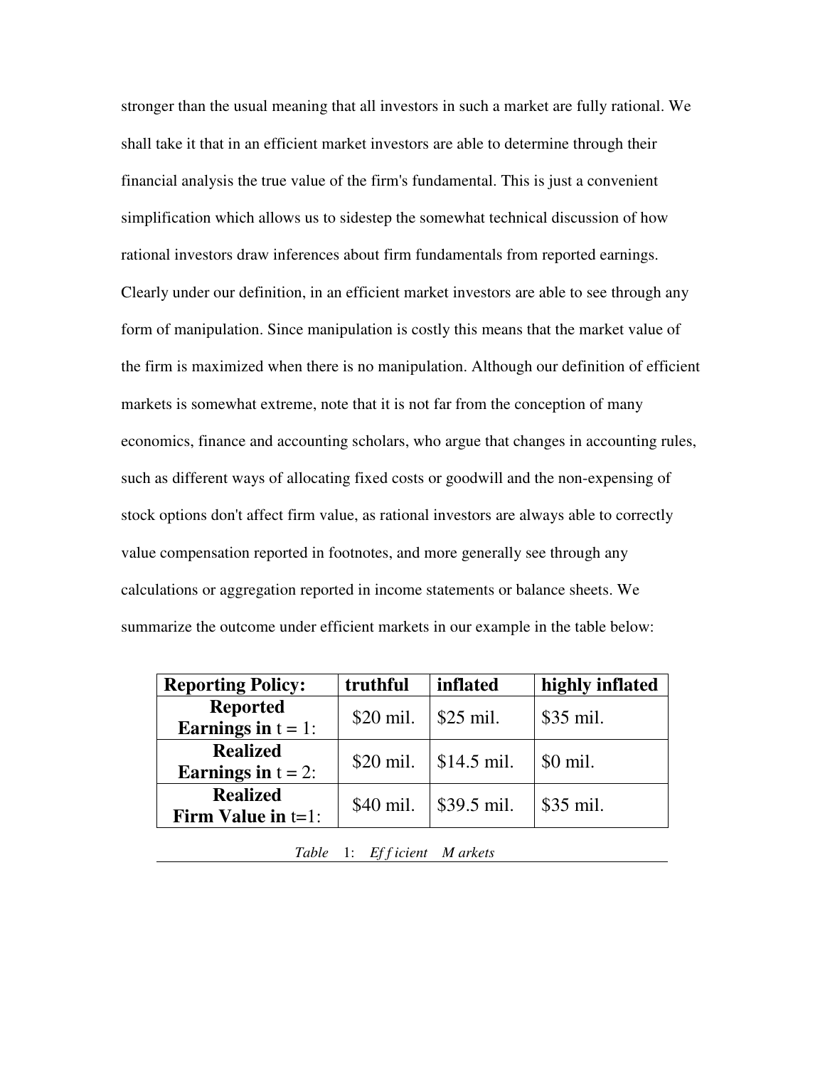stronger than the usual meaning that all investors in such a market are fully rational. We shall take it that in an efficient market investors are able to determine through their financial analysis the true value of the firm's fundamental. This is just a convenient simplification which allows us to sidestep the somewhat technical discussion of how rational investors draw inferences about firm fundamentals from reported earnings. Clearly under our definition, in an efficient market investors are able to see through any form of manipulation. Since manipulation is costly this means that the market value of the firm is maximized when there is no manipulation. Although our definition of efficient markets is somewhat extreme, note that it is not far from the conception of many economics, finance and accounting scholars, who argue that changes in accounting rules, such as different ways of allocating fixed costs or goodwill and the non-expensing of stock options don't affect firm value, as rational investors are always able to correctly value compensation reported in footnotes, and more generally see through any calculations or aggregation reported in income statements or balance sheets. We summarize the outcome under efficient markets in our example in the table below:

| **Reporting Policy:** | **truthful** | **inflated** | **highly inflated** |
|---|---|---|---|
| **Reported Earnings in** t = 1: | \$20 mil. | \$25 mil. | \$35 mil. |
| **Realized Earnings in** t = 2: | \$20 mil. | \$14.5 mil. | \$0 mil. |
| **Realized Firm Value in** t=1: | \$40 mil. | \$39.5 mil. | \$35 mil. |

*Table 1: Efficient Markets*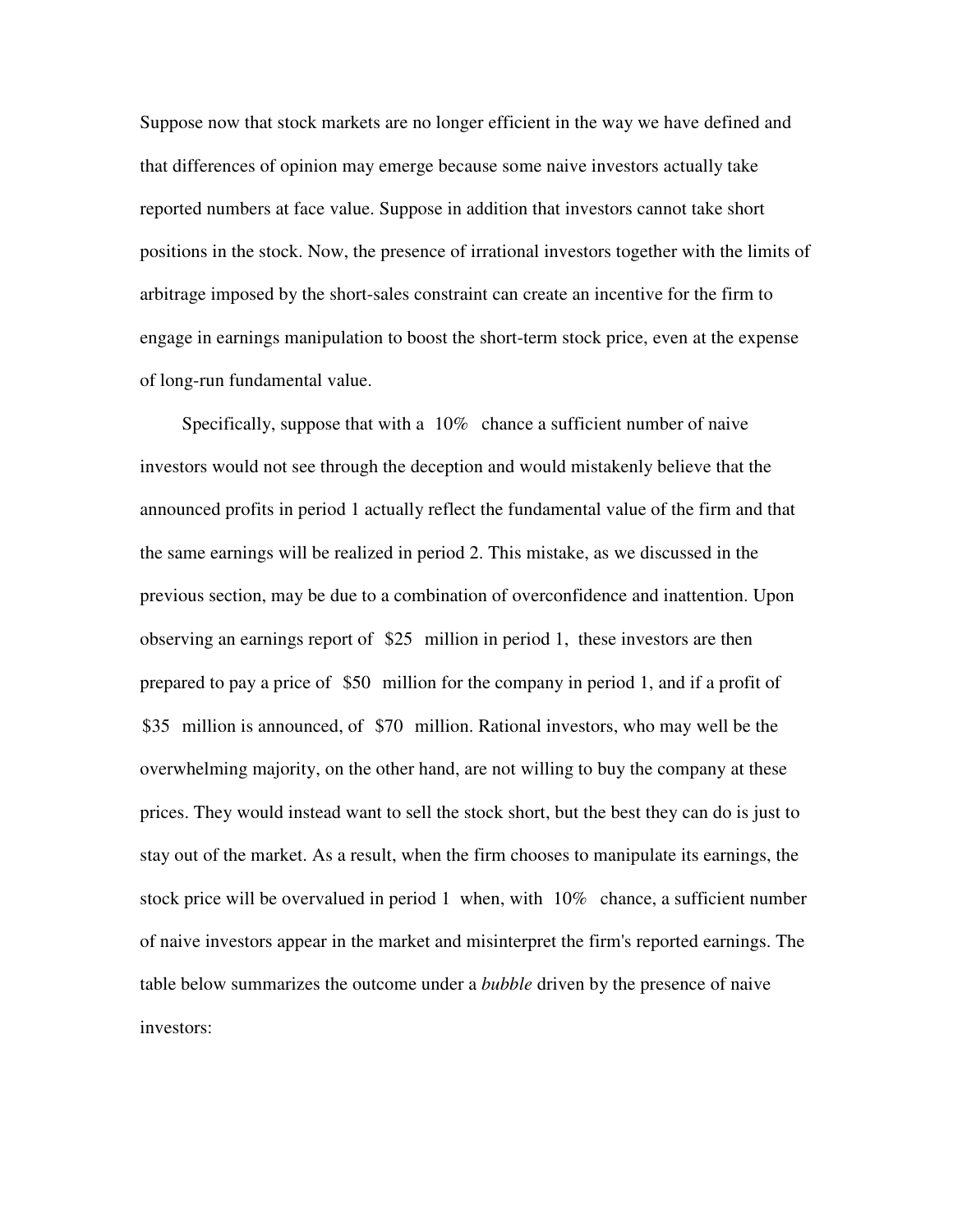Suppose now that stock markets are no longer efficient in the way we have defined and that differences of opinion may emerge because some naive investors actually take reported numbers at face value. Suppose in addition that investors cannot take short positions in the stock. Now, the presence of irrational investors together with the limits of arbitrage imposed by the short-sales constraint can create an incentive for the firm to engage in earnings manipulation to boost the short-term stock price, even at the expense of long-run fundamental value.

Specifically, suppose that with a $10\%$ chance a sufficient number of naive investors would not see through the deception and would mistakenly believe that the announced profits in period 1 actually reflect the fundamental value of the firm and that the same earnings will be realized in period 2. This mistake, as we discussed in the previous section, may be due to a combination of overconfidence and inattention. Upon observing an earnings report of $\$25$ million in period 1, these investors are then prepared to pay a price of $\$50$ million for the company in period 1, and if a profit of $\$35$ million is announced, of $\$70$ million. Rational investors, who may well be the overwhelming majority, on the other hand, are not willing to buy the company at these prices. They would instead want to sell the stock short, but the best they can do is just to stay out of the market. As a result, when the firm chooses to manipulate its earnings, the stock price will be overvalued in period 1 when, with $10\%$ chance, a sufficient number of naive investors appear in the market and misinterpret the firm's reported earnings. The table below summarizes the outcome under a *bubble* driven by the presence of naive investors: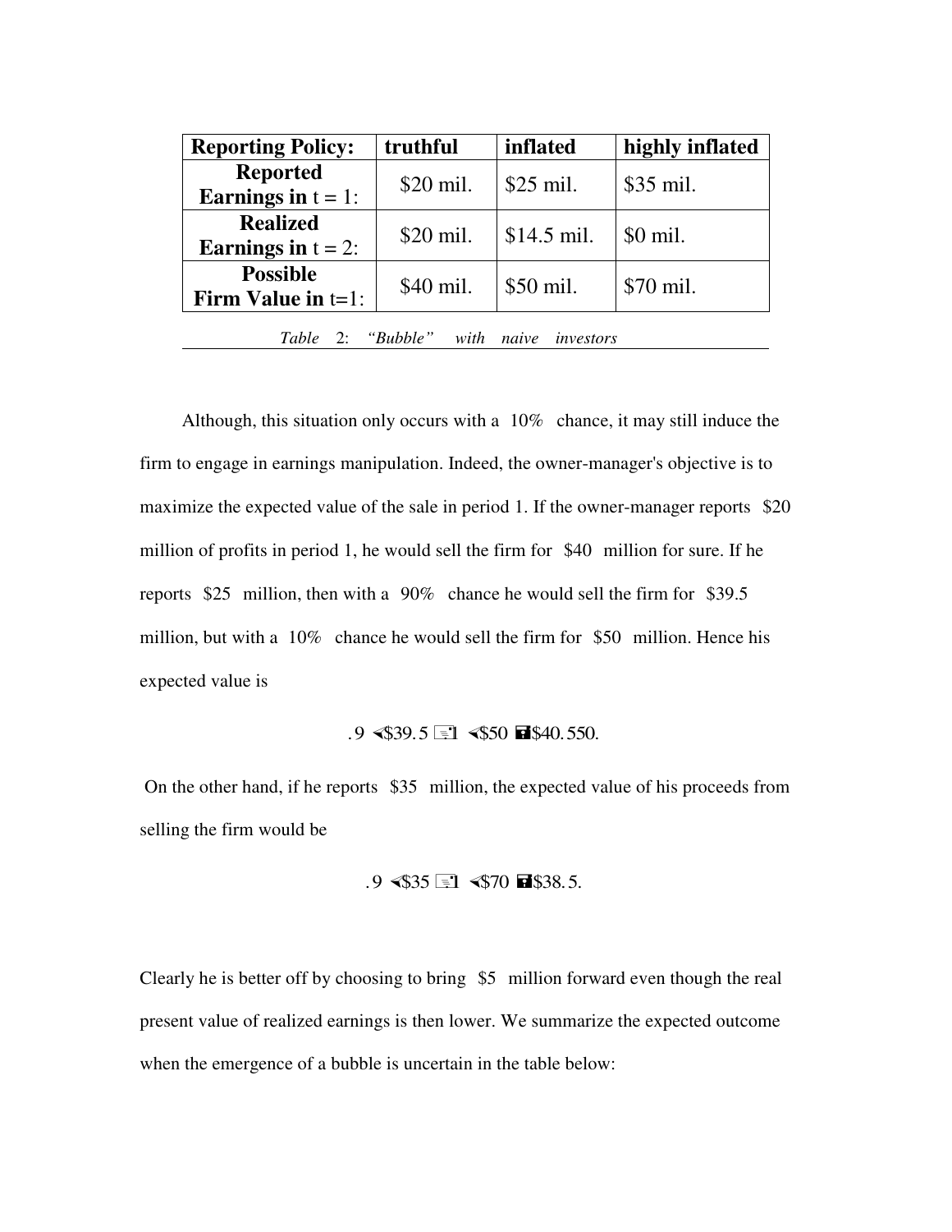| Reporting Policy: | truthful | inflated | highly inflated |
|---|---|---|---|
| **Reported Earnings in** t = 1: | \$20 mil. | \$25 mil. | \$35 mil. |
| **Realized Earnings in** t = 2: | \$20 mil. | \$14.5 mil. | \$0 mil. |
| **Possible Firm Value in** t=1: | \$40 mil. | \$50 mil. | \$70 mil. |

*Table 2: "Bubble" with naive investors*

Although, this situation only occurs with a 10% chance, it may still induce the firm to engage in earnings manipulation. Indeed, the owner-manager's objective is to maximize the expected value of the sale in period 1. If the owner-manager reports \$20 million of profits in period 1, he would sell the firm for \$40 million for sure. If he reports \$25 million, then with a 90% chance he would sell the firm for \$39.5 million, but with a 10% chance he would sell the firm for \$50 million. Hence his expected value is

$$.9 \times \$39.5 + .1 \times \$50 = \$40.550.$$

On the other hand, if he reports \$35 million, the expected value of his proceeds from selling the firm would be

$$.9 \times \$35 + .1 \times \$70 = \$38.5.$$

Clearly he is better off by choosing to bring \$5 million forward even though the real present value of realized earnings is then lower. We summarize the expected outcome when the emergence of a bubble is uncertain in the table below: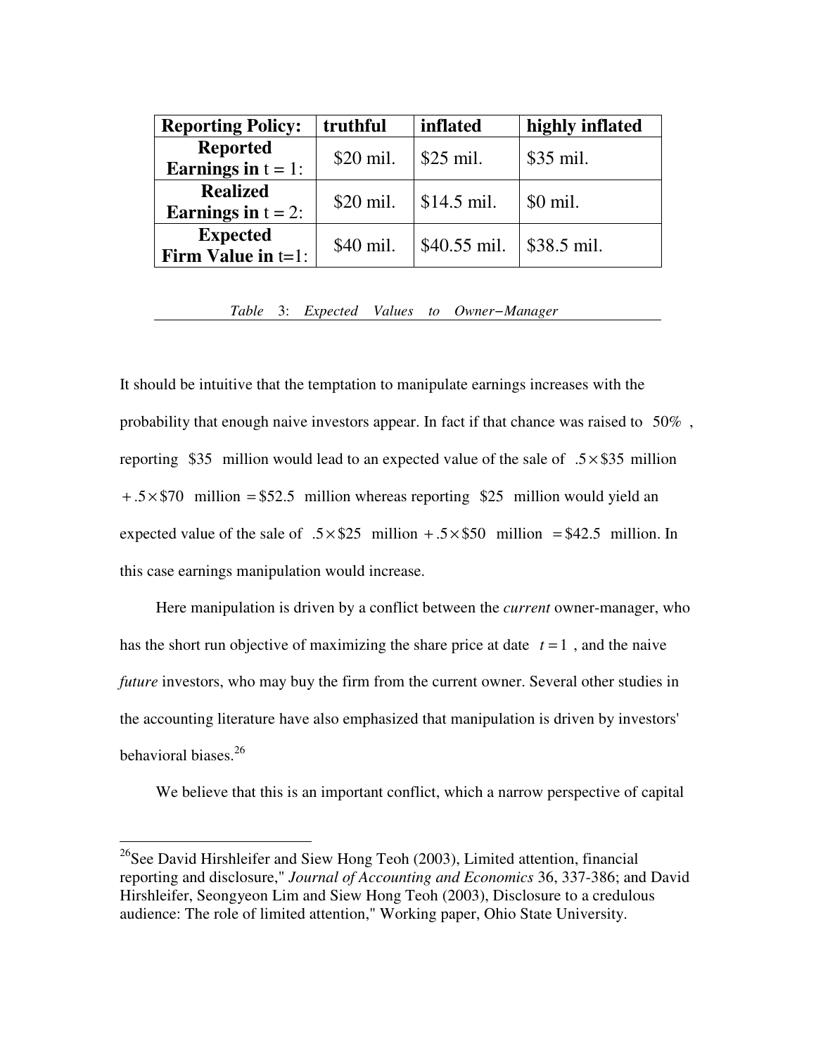| **Reporting Policy:** | **truthful** | **inflated** | **highly inflated** |
|---|---|---|---|
| **Reported Earnings in** t = 1: | \$20 mil. | \$25 mil. | \$35 mil. |
| **Realized Earnings in** t = 2: | \$20 mil. | \$14.5 mil. | \$0 mil. |
| **Expected Firm Value in** t=1: | \$40 mil. | \$40.55 mil. | \$38.5 mil. |

*Table 3: Expected Values to Owner−Manager*

It should be intuitive that the temptation to manipulate earnings increases with the probability that enough naive investors appear. In fact if that chance was raised to $50\%$, reporting $\$35$ million would lead to an expected value of the sale of $.5\times\$35$ million $+.5\times\$70$ million $=\$52.5$ million whereas reporting $\$25$ million would yield an expected value of the sale of $.5\times\$25$ million $+.5\times\$50$ million $=\$42.5$ million. In this case earnings manipulation would increase.

Here manipulation is driven by a conflict between the *current* owner-manager, who has the short run objective of maximizing the share price at date $t=1$, and the naive *future* investors, who may buy the firm from the current owner. Several other studies in the accounting literature have also emphasized that manipulation is driven by investors' behavioral biases.[26]

We believe that this is an important conflict, which a narrow perspective of capital

[26] See David Hirshleifer and Siew Hong Teoh (2003), Limited attention, financial reporting and disclosure," *Journal of Accounting and Economics* 36, 337-386; and David Hirshleifer, Seongyeon Lim and Siew Hong Teoh (2003), Disclosure to a credulous audience: The role of limited attention," Working paper, Ohio State University.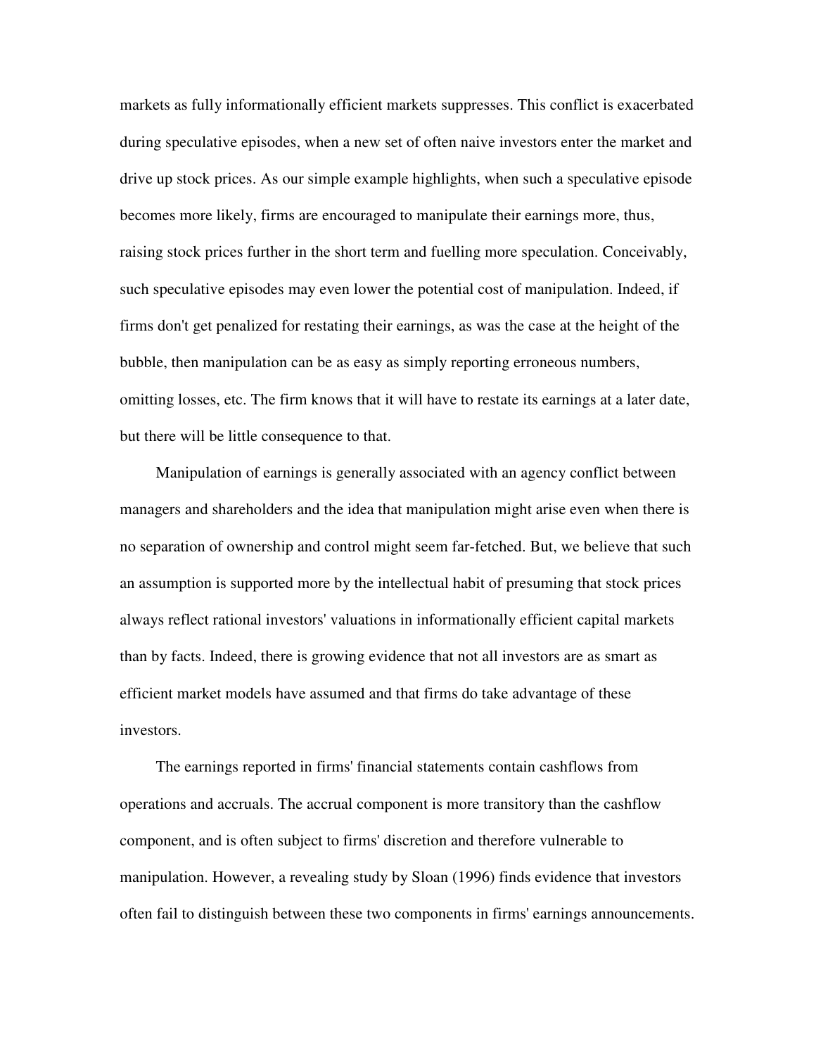markets as fully informationally efficient markets suppresses. This conflict is exacerbated during speculative episodes, when a new set of often naive investors enter the market and drive up stock prices. As our simple example highlights, when such a speculative episode becomes more likely, firms are encouraged to manipulate their earnings more, thus, raising stock prices further in the short term and fuelling more speculation. Conceivably, such speculative episodes may even lower the potential cost of manipulation. Indeed, if firms don't get penalized for restating their earnings, as was the case at the height of the bubble, then manipulation can be as easy as simply reporting erroneous numbers, omitting losses, etc. The firm knows that it will have to restate its earnings at a later date, but there will be little consequence to that.

Manipulation of earnings is generally associated with an agency conflict between managers and shareholders and the idea that manipulation might arise even when there is no separation of ownership and control might seem far-fetched. But, we believe that such an assumption is supported more by the intellectual habit of presuming that stock prices always reflect rational investors' valuations in informationally efficient capital markets than by facts. Indeed, there is growing evidence that not all investors are as smart as efficient market models have assumed and that firms do take advantage of these investors.

The earnings reported in firms' financial statements contain cashflows from operations and accruals. The accrual component is more transitory than the cashflow component, and is often subject to firms' discretion and therefore vulnerable to manipulation. However, a revealing study by Sloan (1996) finds evidence that investors often fail to distinguish between these two components in firms' earnings announcements.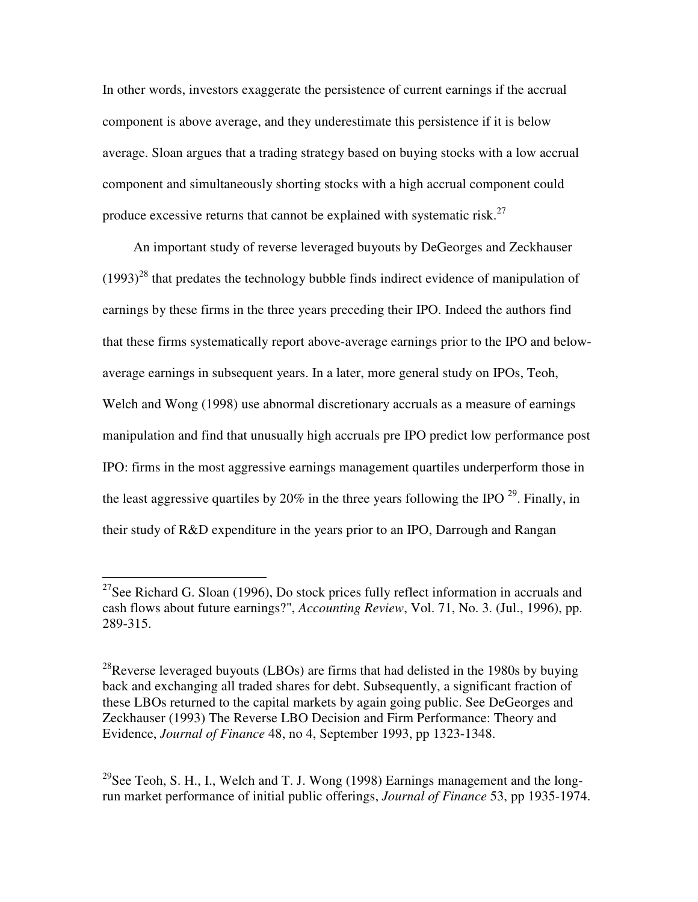In other words, investors exaggerate the persistence of current earnings if the accrual component is above average, and they underestimate this persistence if it is below average. Sloan argues that a trading strategy based on buying stocks with a low accrual component and simultaneously shorting stocks with a high accrual component could produce excessive returns that cannot be explained with systematic risk.[27]

An important study of reverse leveraged buyouts by DeGeorges and Zeckhauser (1993)[28] that predates the technology bubble finds indirect evidence of manipulation of earnings by these firms in the three years preceding their IPO. Indeed the authors find that these firms systematically report above-average earnings prior to the IPO and below-average earnings in subsequent years. In a later, more general study on IPOs, Teoh, Welch and Wong (1998) use abnormal discretionary accruals as a measure of earnings manipulation and find that unusually high accruals pre IPO predict low performance post IPO: firms in the most aggressive earnings management quartiles underperform those in the least aggressive quartiles by 20% in the three years following the IPO [29]. Finally, in their study of R&D expenditure in the years prior to an IPO, Darrough and Rangan

---

[27]See Richard G. Sloan (1996), Do stock prices fully reflect information in accruals and cash flows about future earnings?", *Accounting Review*, Vol. 71, No. 3. (Jul., 1996), pp. 289-315.

[28]Reverse leveraged buyouts (LBOs) are firms that had delisted in the 1980s by buying back and exchanging all traded shares for debt. Subsequently, a significant fraction of these LBOs returned to the capital markets by again going public. See DeGeorges and Zeckhauser (1993) The Reverse LBO Decision and Firm Performance: Theory and Evidence, *Journal of Finance* 48, no 4, September 1993, pp 1323-1348.

[29]See Teoh, S. H., I., Welch and T. J. Wong (1998) Earnings management and the long-run market performance of initial public offerings, *Journal of Finance* 53, pp 1935-1974.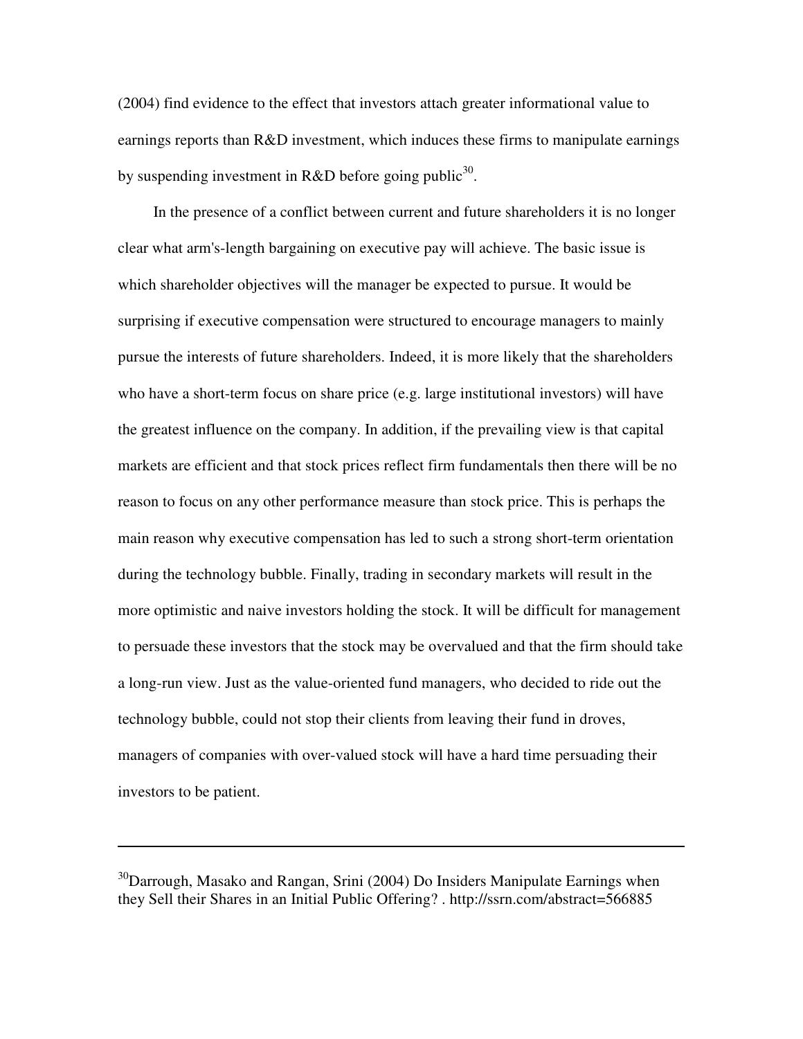(2004) find evidence to the effect that investors attach greater informational value to earnings reports than R&D investment, which induces these firms to manipulate earnings by suspending investment in R&D before going public[30].

In the presence of a conflict between current and future shareholders it is no longer clear what arm's-length bargaining on executive pay will achieve. The basic issue is which shareholder objectives will the manager be expected to pursue. It would be surprising if executive compensation were structured to encourage managers to mainly pursue the interests of future shareholders. Indeed, it is more likely that the shareholders who have a short-term focus on share price (e.g. large institutional investors) will have the greatest influence on the company. In addition, if the prevailing view is that capital markets are efficient and that stock prices reflect firm fundamentals then there will be no reason to focus on any other performance measure than stock price. This is perhaps the main reason why executive compensation has led to such a strong short-term orientation during the technology bubble. Finally, trading in secondary markets will result in the more optimistic and naive investors holding the stock. It will be difficult for management to persuade these investors that the stock may be overvalued and that the firm should take a long-run view. Just as the value-oriented fund managers, who decided to ride out the technology bubble, could not stop their clients from leaving their fund in droves, managers of companies with over-valued stock will have a hard time persuading their investors to be patient.

---

[30] Darrough, Masako and Rangan, Srini (2004) Do Insiders Manipulate Earnings when they Sell their Shares in an Initial Public Offering? . http://ssrn.com/abstract=566885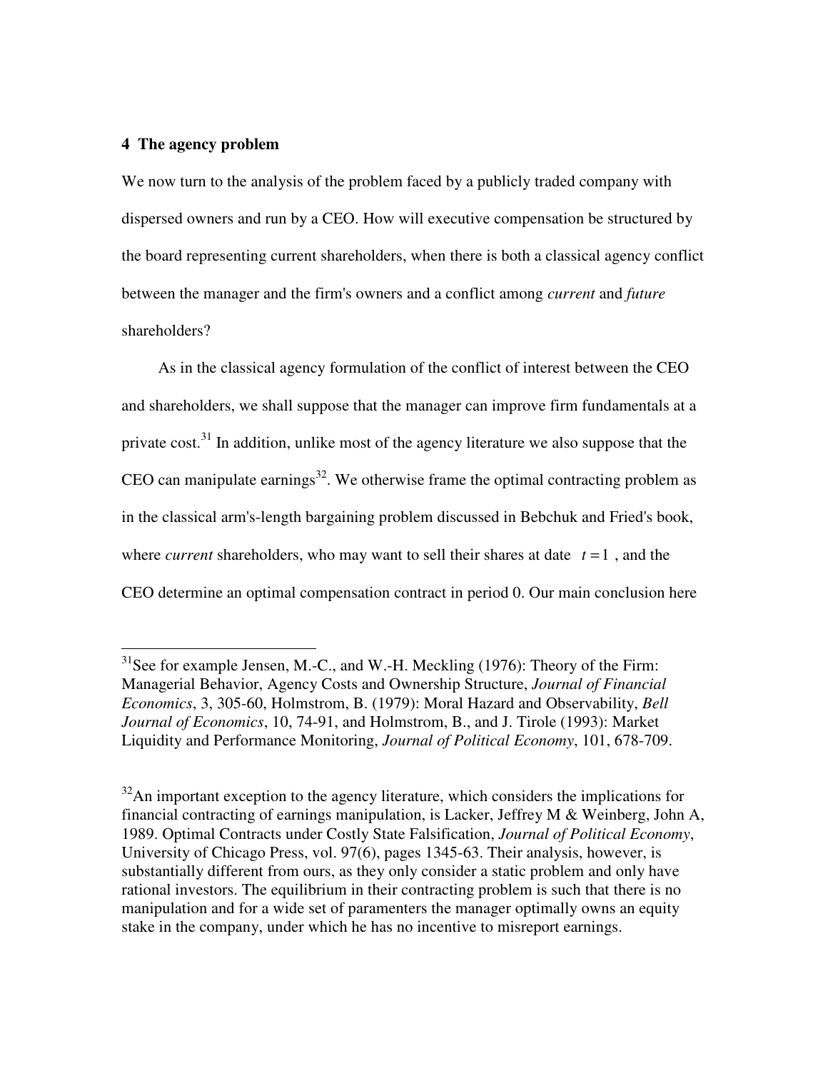## 4 The agency problem

We now turn to the analysis of the problem faced by a publicly traded company with dispersed owners and run by a CEO. How will executive compensation be structured by the board representing current shareholders, when there is both a classical agency conflict between the manager and the firm's owners and a conflict among *current* and *future* shareholders?

As in the classical agency formulation of the conflict of interest between the CEO and shareholders, we shall suppose that the manager can improve firm fundamentals at a private cost.[31] In addition, unlike most of the agency literature we also suppose that the CEO can manipulate earnings[32]. We otherwise frame the optimal contracting problem as in the classical arm's-length bargaining problem discussed in Bebchuk and Fried's book, where *current* shareholders, who may want to sell their shares at date $t = 1$, and the CEO determine an optimal compensation contract in period 0. Our main conclusion here

---

[31] See for example Jensen, M.-C., and W.-H. Meckling (1976): Theory of the Firm: Managerial Behavior, Agency Costs and Ownership Structure, *Journal of Financial Economics*, 3, 305-60, Holmstrom, B. (1979): Moral Hazard and Observability, *Bell Journal of Economics*, 10, 74-91, and Holmstrom, B., and J. Tirole (1993): Market Liquidity and Performance Monitoring, *Journal of Political Economy*, 101, 678-709.

[32] An important exception to the agency literature, which considers the implications for financial contracting of earnings manipulation, is Lacker, Jeffrey M & Weinberg, John A, 1989. Optimal Contracts under Costly State Falsification, *Journal of Political Economy*, University of Chicago Press, vol. 97(6), pages 1345-63. Their analysis, however, is substantially different from ours, as they only consider a static problem and only have rational investors. The equilibrium in their contracting problem is such that there is no manipulation and for a wide set of paramenters the manager optimally owns an equity stake in the company, under which he has no incentive to misreport earnings.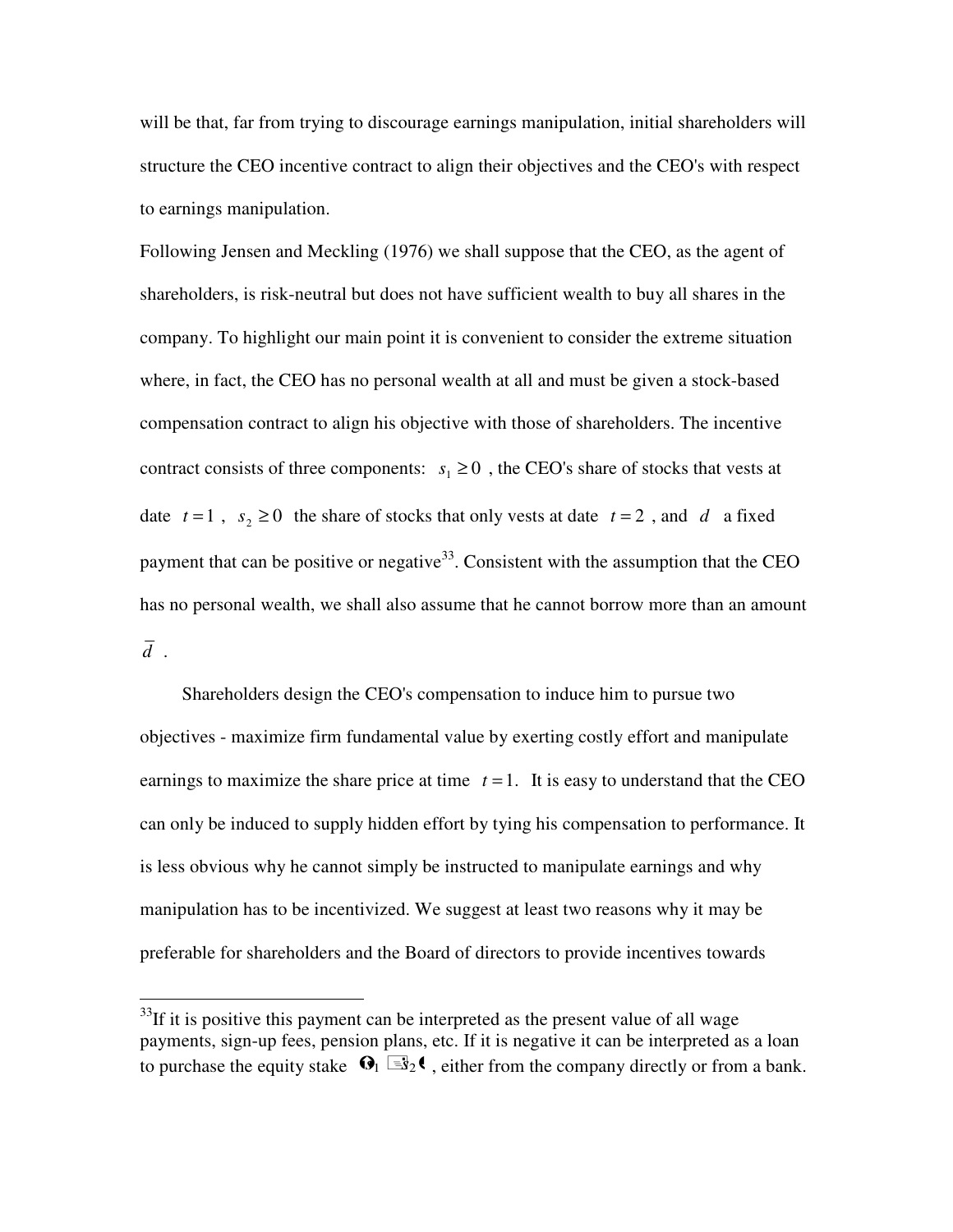will be that, far from trying to discourage earnings manipulation, initial shareholders will structure the CEO incentive contract to align their objectives and the CEO's with respect to earnings manipulation.

Following Jensen and Meckling (1976) we shall suppose that the CEO, as the agent of shareholders, is risk-neutral but does not have sufficient wealth to buy all shares in the company. To highlight our main point it is convenient to consider the extreme situation where, in fact, the CEO has no personal wealth at all and must be given a stock-based compensation contract to align his objective with those of shareholders. The incentive contract consists of three components: $s_1 \geq 0$, the CEO's share of stocks that vests at date $t = 1$, $s_2 \geq 0$ the share of stocks that only vests at date $t = 2$, and $d$ a fixed payment that can be positive or negative[33]. Consistent with the assumption that the CEO has no personal wealth, we shall also assume that he cannot borrow more than an amount $\bar{d}$.

Shareholders design the CEO's compensation to induce him to pursue two objectives - maximize firm fundamental value by exerting costly effort and manipulate earnings to maximize the share price at time $t = 1$. It is easy to understand that the CEO can only be induced to supply hidden effort by tying his compensation to performance. It is less obvious why he cannot simply be instructed to manipulate earnings and why manipulation has to be incentivized. We suggest at least two reasons why it may be preferable for shareholders and the Board of directors to provide incentives towards

[33]If it is positive this payment can be interpreted as the present value of all wage payments, sign-up fees, pension plans, etc. If it is negative it can be interpreted as a loan to purchase the equity stake $(s_1 + s_2)$, either from the company directly or from a bank.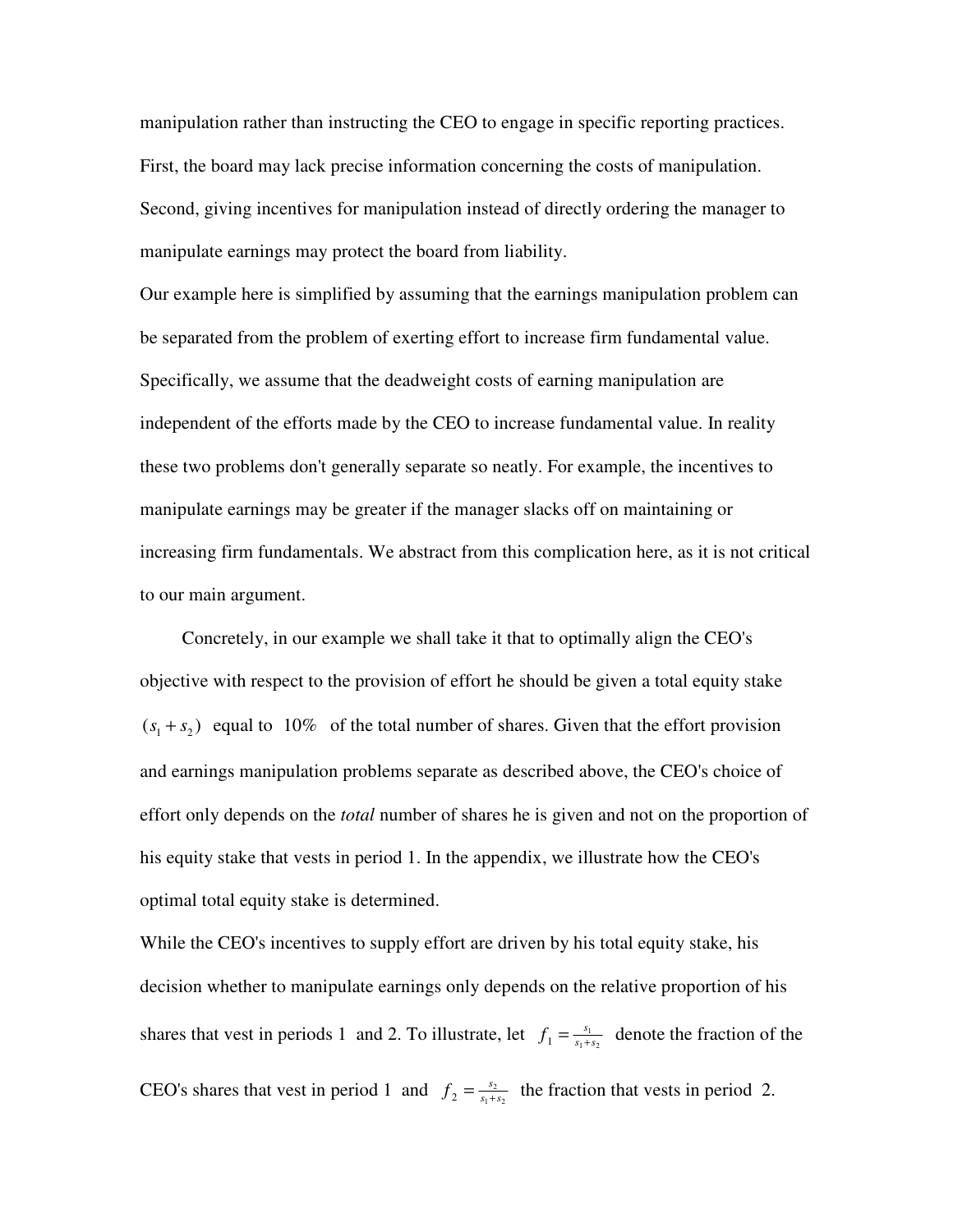manipulation rather than instructing the CEO to engage in specific reporting practices. First, the board may lack precise information concerning the costs of manipulation. Second, giving incentives for manipulation instead of directly ordering the manager to manipulate earnings may protect the board from liability.

Our example here is simplified by assuming that the earnings manipulation problem can be separated from the problem of exerting effort to increase firm fundamental value. Specifically, we assume that the deadweight costs of earning manipulation are independent of the efforts made by the CEO to increase fundamental value. In reality these two problems don't generally separate so neatly. For example, the incentives to manipulate earnings may be greater if the manager slacks off on maintaining or increasing firm fundamentals. We abstract from this complication here, as it is not critical to our main argument.

Concretely, in our example we shall take it that to optimally align the CEO's objective with respect to the provision of effort he should be given a total equity stake $(s_1 + s_2)$ equal to $10\%$ of the total number of shares. Given that the effort provision and earnings manipulation problems separate as described above, the CEO's choice of effort only depends on the *total* number of shares he is given and not on the proportion of his equity stake that vests in period 1. In the appendix, we illustrate how the CEO's optimal total equity stake is determined.

While the CEO's incentives to supply effort are driven by his total equity stake, his decision whether to manipulate earnings only depends on the relative proportion of his shares that vest in periods 1 and 2. To illustrate, let $f_1 = \frac{s_1}{s_1+s_2}$ denote the fraction of the CEO's shares that vest in period 1 and $f_2 = \frac{s_2}{s_1+s_2}$ the fraction that vests in period 2.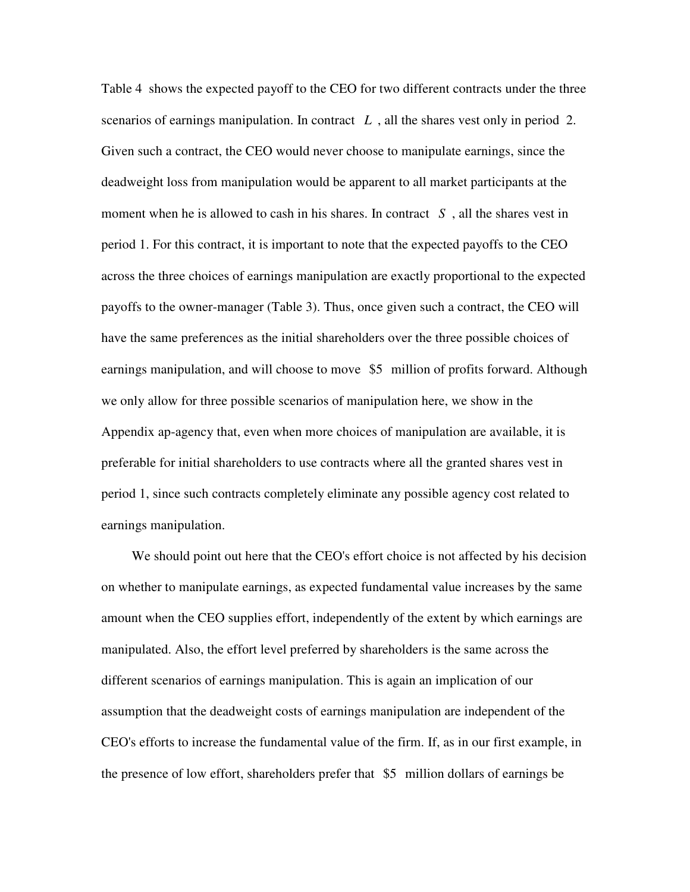Table 4 shows the expected payoff to the CEO for two different contracts under the three scenarios of earnings manipulation. In contract $L$, all the shares vest only in period 2. Given such a contract, the CEO would never choose to manipulate earnings, since the deadweight loss from manipulation would be apparent to all market participants at the moment when he is allowed to cash in his shares. In contract $S$, all the shares vest in period 1. For this contract, it is important to note that the expected payoffs to the CEO across the three choices of earnings manipulation are exactly proportional to the expected payoffs to the owner-manager (Table 3). Thus, once given such a contract, the CEO will have the same preferences as the initial shareholders over the three possible choices of earnings manipulation, and will choose to move \$5 million of profits forward. Although we only allow for three possible scenarios of manipulation here, we show in the Appendix ap-agency that, even when more choices of manipulation are available, it is preferable for initial shareholders to use contracts where all the granted shares vest in period 1, since such contracts completely eliminate any possible agency cost related to earnings manipulation.

We should point out here that the CEO's effort choice is not affected by his decision on whether to manipulate earnings, as expected fundamental value increases by the same amount when the CEO supplies effort, independently of the extent by which earnings are manipulated. Also, the effort level preferred by shareholders is the same across the different scenarios of earnings manipulation. This is again an implication of our assumption that the deadweight costs of earnings manipulation are independent of the CEO's efforts to increase the fundamental value of the firm. If, as in our first example, in the presence of low effort, shareholders prefer that \$5 million dollars of earnings be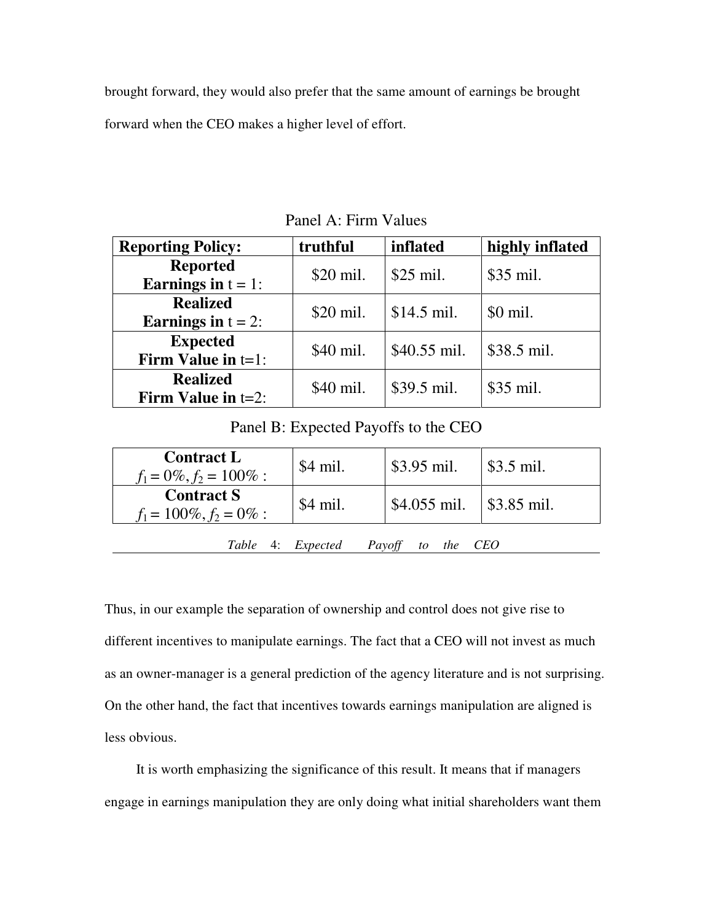brought forward, they would also prefer that the same amount of earnings be brought forward when the CEO makes a higher level of effort.

Panel A: Firm Values

| **Reporting Policy:** | **truthful** | **inflated** | **highly inflated** |
|---|---|---|---|
| **Reported Earnings in** $t = 1$: | \$20 mil. | \$25 mil. | \$35 mil. |
| **Realized Earnings in** $t = 2$: | \$20 mil. | \$14.5 mil. | \$0 mil. |
| **Expected Firm Value in** $t$=1: | \$40 mil. | \$40.55 mil. | \$38.5 mil. |
| **Realized Firm Value in** $t$=2: | \$40 mil. | \$39.5 mil. | \$35 mil. |

Panel B: Expected Payoffs to the CEO

| | | | |
|---|---|---|---|
| **Contract L** $f_1 = 0\%, f_2 = 100\%$ : | \$4 mil. | \$3.95 mil. | \$3.5 mil. |
| **Contract S** $f_1 = 100\%, f_2 = 0\%$ : | \$4 mil. | \$4.055 mil. | \$3.85 mil. |

*Table 4: Expected Payoff to the CEO*

Thus, in our example the separation of ownership and control does not give rise to different incentives to manipulate earnings. The fact that a CEO will not invest as much as an owner-manager is a general prediction of the agency literature and is not surprising. On the other hand, the fact that incentives towards earnings manipulation are aligned is less obvious.

It is worth emphasizing the significance of this result. It means that if managers engage in earnings manipulation they are only doing what initial shareholders want them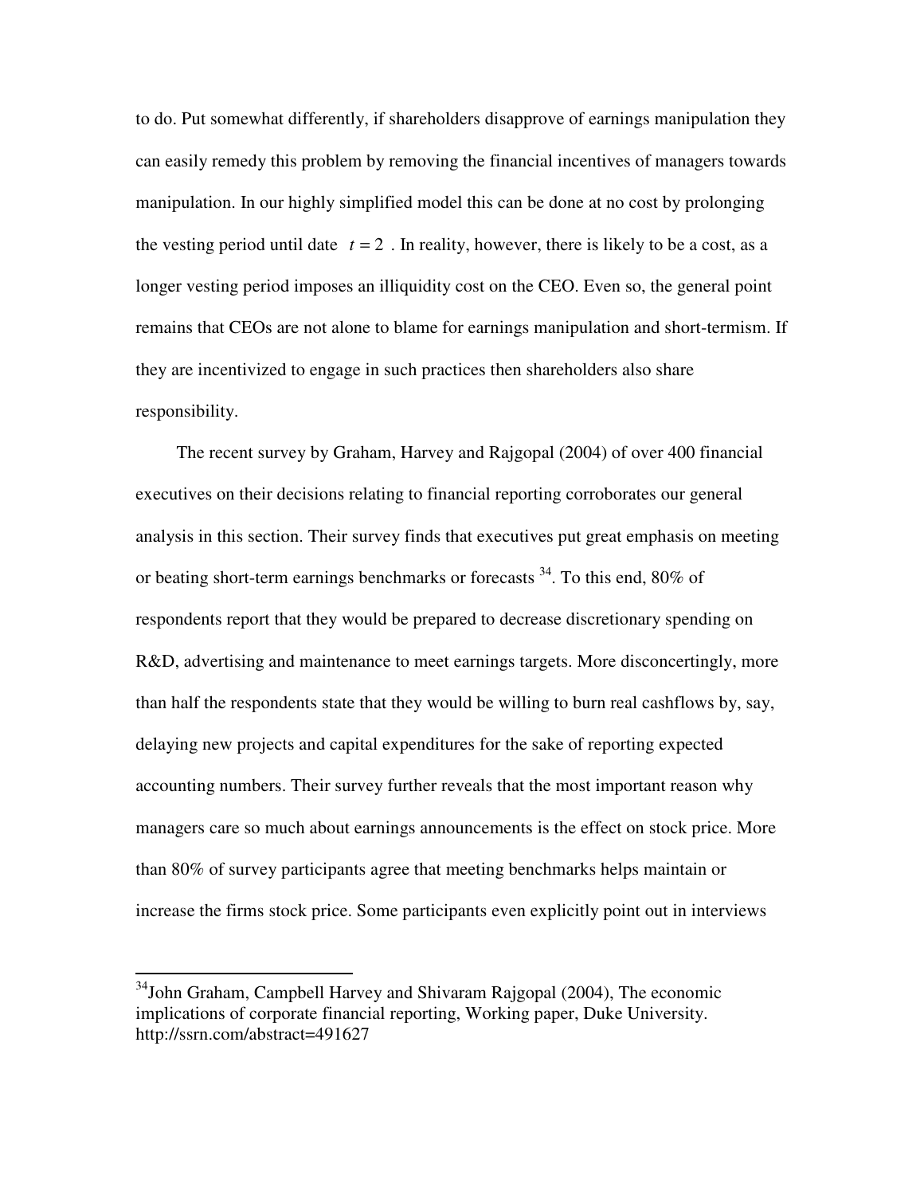to do. Put somewhat differently, if shareholders disapprove of earnings manipulation they can easily remedy this problem by removing the financial incentives of managers towards manipulation. In our highly simplified model this can be done at no cost by prolonging the vesting period until date $t = 2$ . In reality, however, there is likely to be a cost, as a longer vesting period imposes an illiquidity cost on the CEO. Even so, the general point remains that CEOs are not alone to blame for earnings manipulation and short-termism. If they are incentivized to engage in such practices then shareholders also share responsibility.

The recent survey by Graham, Harvey and Rajgopal (2004) of over 400 financial executives on their decisions relating to financial reporting corroborates our general analysis in this section. Their survey finds that executives put great emphasis on meeting or beating short-term earnings benchmarks or forecasts [34]. To this end, 80% of respondents report that they would be prepared to decrease discretionary spending on R&D, advertising and maintenance to meet earnings targets. More disconcertingly, more than half the respondents state that they would be willing to burn real cashflows by, say, delaying new projects and capital expenditures for the sake of reporting expected accounting numbers. Their survey further reveals that the most important reason why managers care so much about earnings announcements is the effect on stock price. More than 80% of survey participants agree that meeting benchmarks helps maintain or increase the firms stock price. Some participants even explicitly point out in interviews

[34] John Graham, Campbell Harvey and Shivaram Rajgopal (2004), The economic implications of corporate financial reporting, Working paper, Duke University. http://ssrn.com/abstract=491627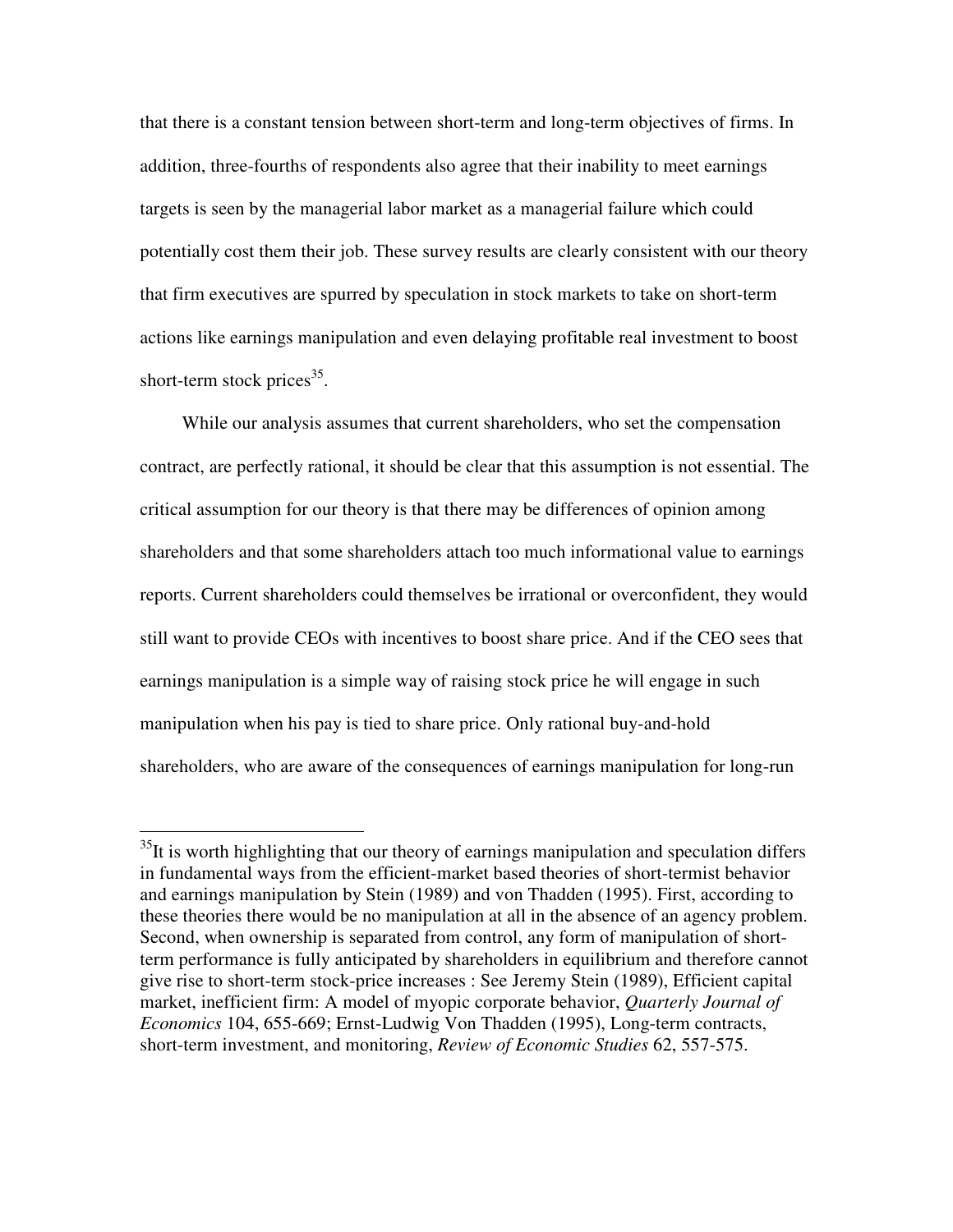that there is a constant tension between short-term and long-term objectives of firms. In addition, three-fourths of respondents also agree that their inability to meet earnings targets is seen by the managerial labor market as a managerial failure which could potentially cost them their job. These survey results are clearly consistent with our theory that firm executives are spurred by speculation in stock markets to take on short-term actions like earnings manipulation and even delaying profitable real investment to boost short-term stock prices[35].

While our analysis assumes that current shareholders, who set the compensation contract, are perfectly rational, it should be clear that this assumption is not essential. The critical assumption for our theory is that there may be differences of opinion among shareholders and that some shareholders attach too much informational value to earnings reports. Current shareholders could themselves be irrational or overconfident, they would still want to provide CEOs with incentives to boost share price. And if the CEO sees that earnings manipulation is a simple way of raising stock price he will engage in such manipulation when his pay is tied to share price. Only rational buy-and-hold shareholders, who are aware of the consequences of earnings manipulation for long-run

---

[35]It is worth highlighting that our theory of earnings manipulation and speculation differs in fundamental ways from the efficient-market based theories of short-termist behavior and earnings manipulation by Stein (1989) and von Thadden (1995). First, according to these theories there would be no manipulation at all in the absence of an agency problem. Second, when ownership is separated from control, any form of manipulation of short-term performance is fully anticipated by shareholders in equilibrium and therefore cannot give rise to short-term stock-price increases : See Jeremy Stein (1989), Efficient capital market, inefficient firm: A model of myopic corporate behavior, *Quarterly Journal of Economics* 104, 655-669; Ernst-Ludwig Von Thadden (1995), Long-term contracts, short-term investment, and monitoring, *Review of Economic Studies* 62, 557-575.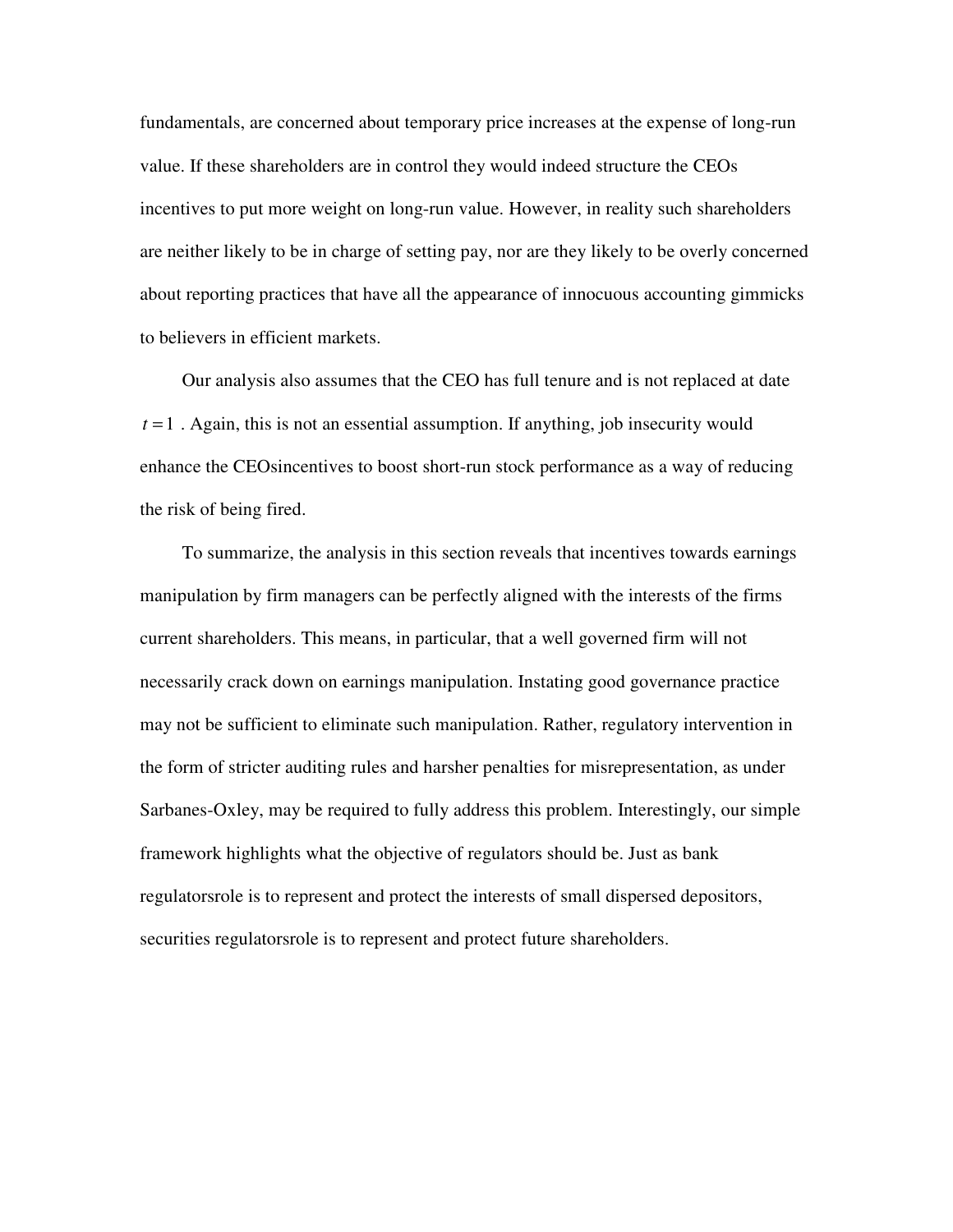fundamentals, are concerned about temporary price increases at the expense of long-run value. If these shareholders are in control they would indeed structure the CEOs incentives to put more weight on long-run value. However, in reality such shareholders are neither likely to be in charge of setting pay, nor are they likely to be overly concerned about reporting practices that have all the appearance of innocuous accounting gimmicks to believers in efficient markets.

Our analysis also assumes that the CEO has full tenure and is not replaced at date $t = 1$ . Again, this is not an essential assumption. If anything, job insecurity would enhance the CEOsincentives to boost short-run stock performance as a way of reducing the risk of being fired.

To summarize, the analysis in this section reveals that incentives towards earnings manipulation by firm managers can be perfectly aligned with the interests of the firms current shareholders. This means, in particular, that a well governed firm will not necessarily crack down on earnings manipulation. Instating good governance practice may not be sufficient to eliminate such manipulation. Rather, regulatory intervention in the form of stricter auditing rules and harsher penalties for misrepresentation, as under Sarbanes-Oxley, may be required to fully address this problem. Interestingly, our simple framework highlights what the objective of regulators should be. Just as bank regulatorsrole is to represent and protect the interests of small dispersed depositors, securities regulatorsrole is to represent and protect future shareholders.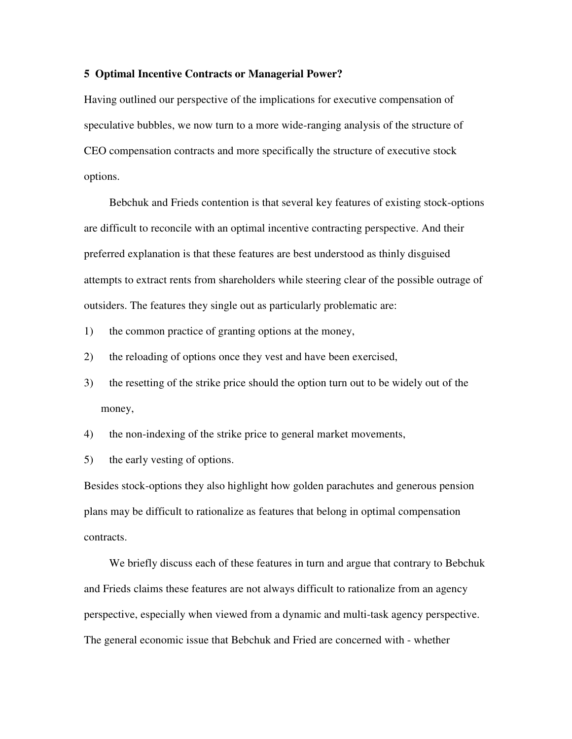## 5 Optimal Incentive Contracts or Managerial Power?

Having outlined our perspective of the implications for executive compensation of speculative bubbles, we now turn to a more wide-ranging analysis of the structure of CEO compensation contracts and more specifically the structure of executive stock options.

Bebchuk and Frieds contention is that several key features of existing stock-options are difficult to reconcile with an optimal incentive contracting perspective. And their preferred explanation is that these features are best understood as thinly disguised attempts to extract rents from shareholders while steering clear of the possible outrage of outsiders. The features they single out as particularly problematic are:

1) the common practice of granting options at the money,
2) the reloading of options once they vest and have been exercised,
3) the resetting of the strike price should the option turn out to be widely out of the money,
4) the non-indexing of the strike price to general market movements,
5) the early vesting of options.

Besides stock-options they also highlight how golden parachutes and generous pension plans may be difficult to rationalize as features that belong in optimal compensation contracts.

We briefly discuss each of these features in turn and argue that contrary to Bebchuk and Frieds claims these features are not always difficult to rationalize from an agency perspective, especially when viewed from a dynamic and multi-task agency perspective. The general economic issue that Bebchuk and Fried are concerned with - whether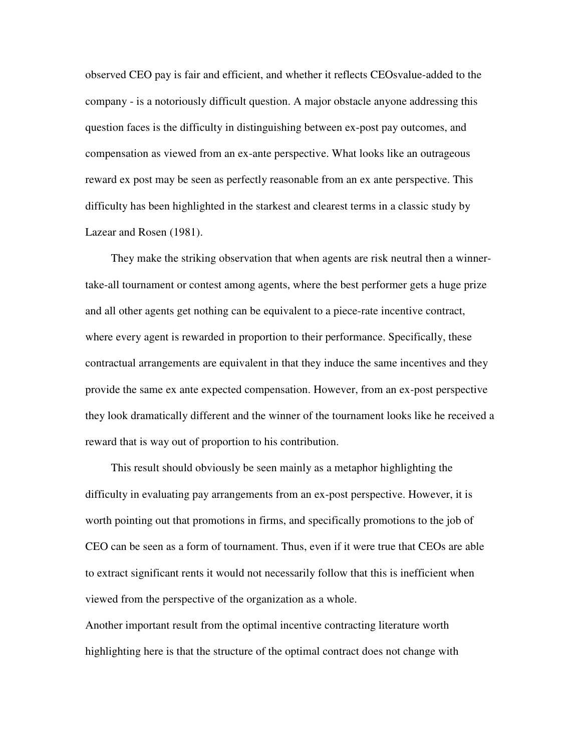observed CEO pay is fair and efficient, and whether it reflects CEOsvalue-added to the company - is a notoriously difficult question. A major obstacle anyone addressing this question faces is the difficulty in distinguishing between ex-post pay outcomes, and compensation as viewed from an ex-ante perspective. What looks like an outrageous reward ex post may be seen as perfectly reasonable from an ex ante perspective. This difficulty has been highlighted in the starkest and clearest terms in a classic study by Lazear and Rosen (1981).

They make the striking observation that when agents are risk neutral then a winner-take-all tournament or contest among agents, where the best performer gets a huge prize and all other agents get nothing can be equivalent to a piece-rate incentive contract, where every agent is rewarded in proportion to their performance. Specifically, these contractual arrangements are equivalent in that they induce the same incentives and they provide the same ex ante expected compensation. However, from an ex-post perspective they look dramatically different and the winner of the tournament looks like he received a reward that is way out of proportion to his contribution.

This result should obviously be seen mainly as a metaphor highlighting the difficulty in evaluating pay arrangements from an ex-post perspective. However, it is worth pointing out that promotions in firms, and specifically promotions to the job of CEO can be seen as a form of tournament. Thus, even if it were true that CEOs are able to extract significant rents it would not necessarily follow that this is inefficient when viewed from the perspective of the organization as a whole.

Another important result from the optimal incentive contracting literature worth highlighting here is that the structure of the optimal contract does not change with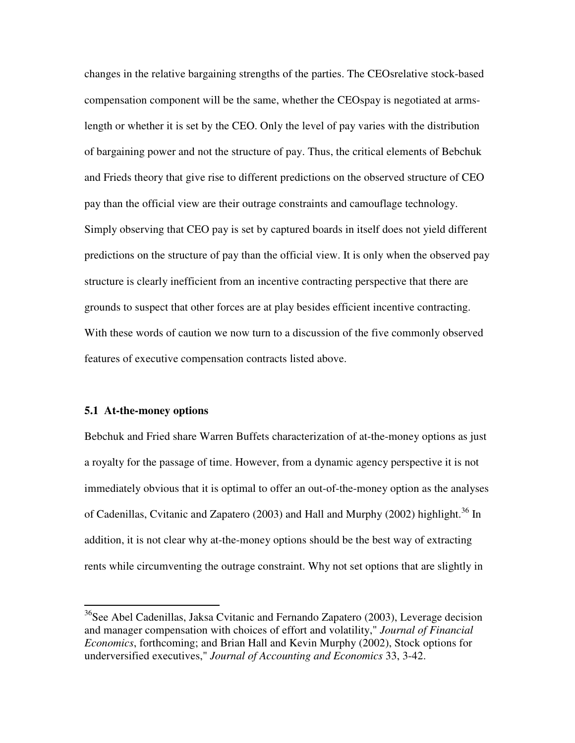changes in the relative bargaining strengths of the parties. The CEOsrelative stock-based compensation component will be the same, whether the CEOspay is negotiated at arms-length or whether it is set by the CEO. Only the level of pay varies with the distribution of bargaining power and not the structure of pay. Thus, the critical elements of Bebchuk and Frieds theory that give rise to different predictions on the observed structure of CEO pay than the official view are their outrage constraints and camouflage technology. Simply observing that CEO pay is set by captured boards in itself does not yield different predictions on the structure of pay than the official view. It is only when the observed pay structure is clearly inefficient from an incentive contracting perspective that there are grounds to suspect that other forces are at play besides efficient incentive contracting. With these words of caution we now turn to a discussion of the five commonly observed features of executive compensation contracts listed above.

### 5.1 At-the-money options

Bebchuk and Fried share Warren Buffets characterization of at-the-money options as just a royalty for the passage of time. However, from a dynamic agency perspective it is not immediately obvious that it is optimal to offer an out-of-the-money option as the analyses of Cadenillas, Cvitanic and Zapatero (2003) and Hall and Murphy (2002) highlight.[36] In addition, it is not clear why at-the-money options should be the best way of extracting rents while circumventing the outrage constraint. Why not set options that are slightly in

---

[36]See Abel Cadenillas, Jaksa Cvitanic and Fernando Zapatero (2003), Leverage decision and manager compensation with choices of effort and volatility," *Journal of Financial Economics*, forthcoming; and Brian Hall and Kevin Murphy (2002), Stock options for underversified executives," *Journal of Accounting and Economics* 33, 3-42.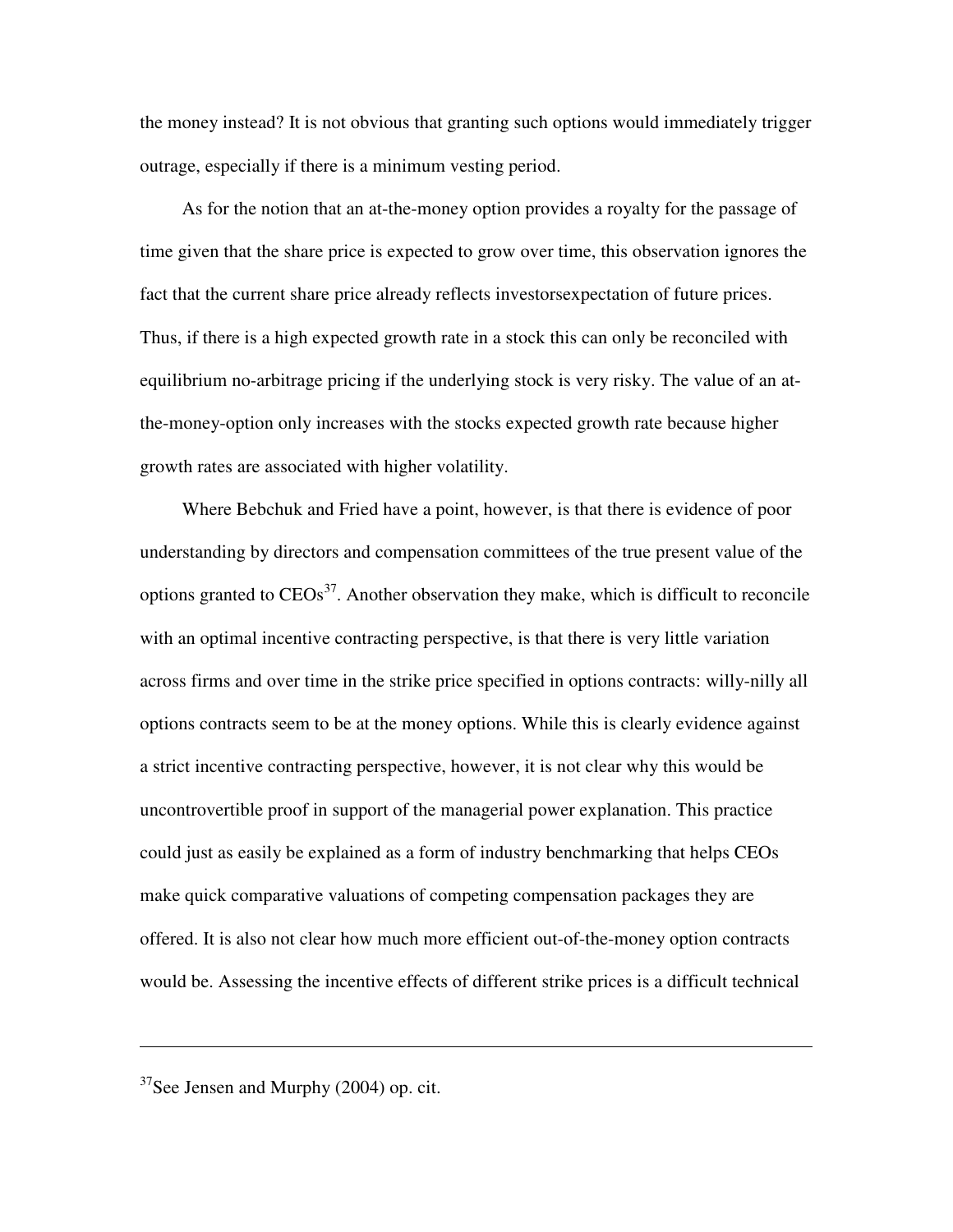the money instead? It is not obvious that granting such options would immediately trigger outrage, especially if there is a minimum vesting period.

As for the notion that an at-the-money option provides a royalty for the passage of time given that the share price is expected to grow over time, this observation ignores the fact that the current share price already reflects investorsexpectation of future prices. Thus, if there is a high expected growth rate in a stock this can only be reconciled with equilibrium no-arbitrage pricing if the underlying stock is very risky. The value of an at-the-money-option only increases with the stocks expected growth rate because higher growth rates are associated with higher volatility.

Where Bebchuk and Fried have a point, however, is that there is evidence of poor understanding by directors and compensation committees of the true present value of the options granted to CEOs[37]. Another observation they make, which is difficult to reconcile with an optimal incentive contracting perspective, is that there is very little variation across firms and over time in the strike price specified in options contracts: willy-nilly all options contracts seem to be at the money options. While this is clearly evidence against a strict incentive contracting perspective, however, it is not clear why this would be uncontrovertible proof in support of the managerial power explanation. This practice could just as easily be explained as a form of industry benchmarking that helps CEOs make quick comparative valuations of competing compensation packages they are offered. It is also not clear how much more efficient out-of-the-money option contracts would be. Assessing the incentive effects of different strike prices is a difficult technical

---

[37] See Jensen and Murphy (2004) op. cit.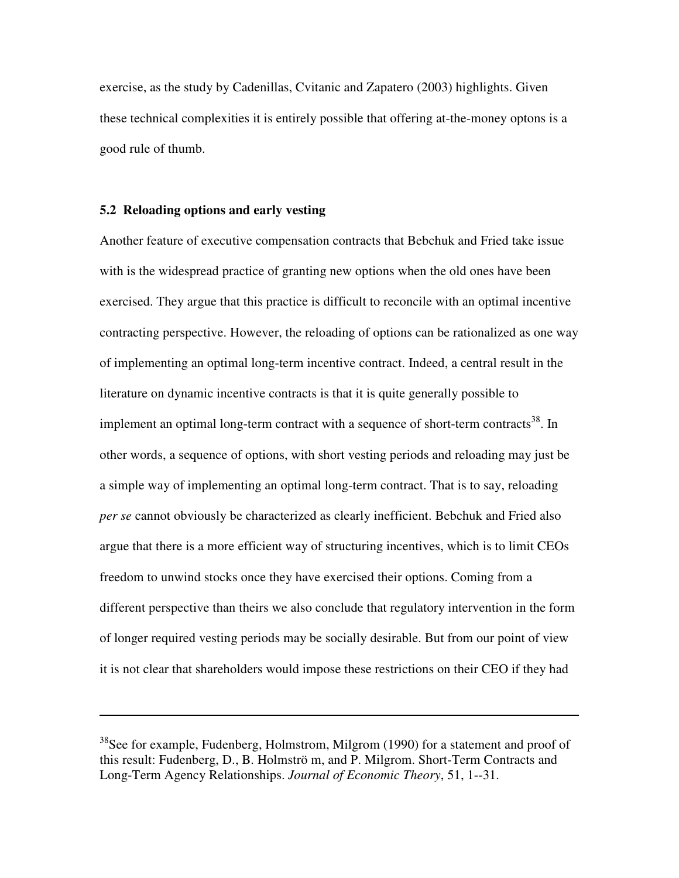exercise, as the study by Cadenillas, Cvitanic and Zapatero (2003) highlights. Given these technical complexities it is entirely possible that offering at-the-money optons is a good rule of thumb.

### 5.2 Reloading options and early vesting

Another feature of executive compensation contracts that Bebchuk and Fried take issue with is the widespread practice of granting new options when the old ones have been exercised. They argue that this practice is difficult to reconcile with an optimal incentive contracting perspective. However, the reloading of options can be rationalized as one way of implementing an optimal long-term incentive contract. Indeed, a central result in the literature on dynamic incentive contracts is that it is quite generally possible to implement an optimal long-term contract with a sequence of short-term contracts[38]. In other words, a sequence of options, with short vesting periods and reloading may just be a simple way of implementing an optimal long-term contract. That is to say, reloading *per se* cannot obviously be characterized as clearly inefficient. Bebchuk and Fried also argue that there is a more efficient way of structuring incentives, which is to limit CEOs freedom to unwind stocks once they have exercised their options. Coming from a different perspective than theirs we also conclude that regulatory intervention in the form of longer required vesting periods may be socially desirable. But from our point of view it is not clear that shareholders would impose these restrictions on their CEO if they had

---

[38]See for example, Fudenberg, Holmstrom, Milgrom (1990) for a statement and proof of this result: Fudenberg, D., B. Holmströ m, and P. Milgrom. Short-Term Contracts and Long-Term Agency Relationships. *Journal of Economic Theory*, 51, 1--31.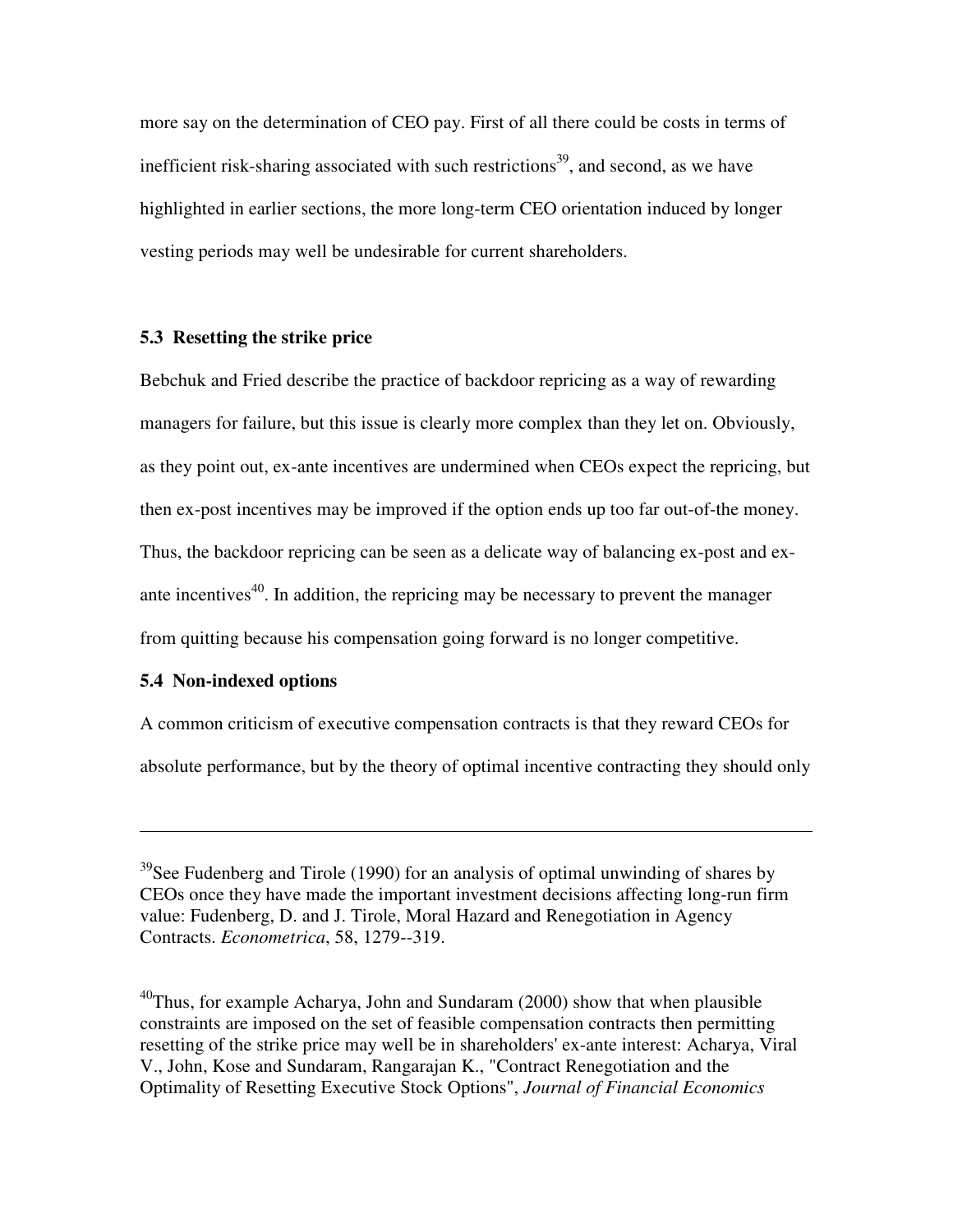more say on the determination of CEO pay. First of all there could be costs in terms of inefficient risk-sharing associated with such restrictions[39], and second, as we have highlighted in earlier sections, the more long-term CEO orientation induced by longer vesting periods may well be undesirable for current shareholders.

### 5.3 Resetting the strike price

Bebchuk and Fried describe the practice of backdoor repricing as a way of rewarding managers for failure, but this issue is clearly more complex than they let on. Obviously, as they point out, ex-ante incentives are undermined when CEOs expect the repricing, but then ex-post incentives may be improved if the option ends up too far out-of-the money. Thus, the backdoor repricing can be seen as a delicate way of balancing ex-post and ex-ante incentives[40]. In addition, the repricing may be necessary to prevent the manager from quitting because his compensation going forward is no longer competitive.

### 5.4 Non-indexed options

A common criticism of executive compensation contracts is that they reward CEOs for absolute performance, but by the theory of optimal incentive contracting they should only

---

[39]See Fudenberg and Tirole (1990) for an analysis of optimal unwinding of shares by CEOs once they have made the important investment decisions affecting long-run firm value: Fudenberg, D. and J. Tirole, Moral Hazard and Renegotiation in Agency Contracts. *Econometrica*, 58, 1279--319.

[40]Thus, for example Acharya, John and Sundaram (2000) show that when plausible constraints are imposed on the set of feasible compensation contracts then permitting resetting of the strike price may well be in shareholders' ex-ante interest: Acharya, Viral V., John, Kose and Sundaram, Rangarajan K., "Contract Renegotiation and the Optimality of Resetting Executive Stock Options", *Journal of Financial Economics*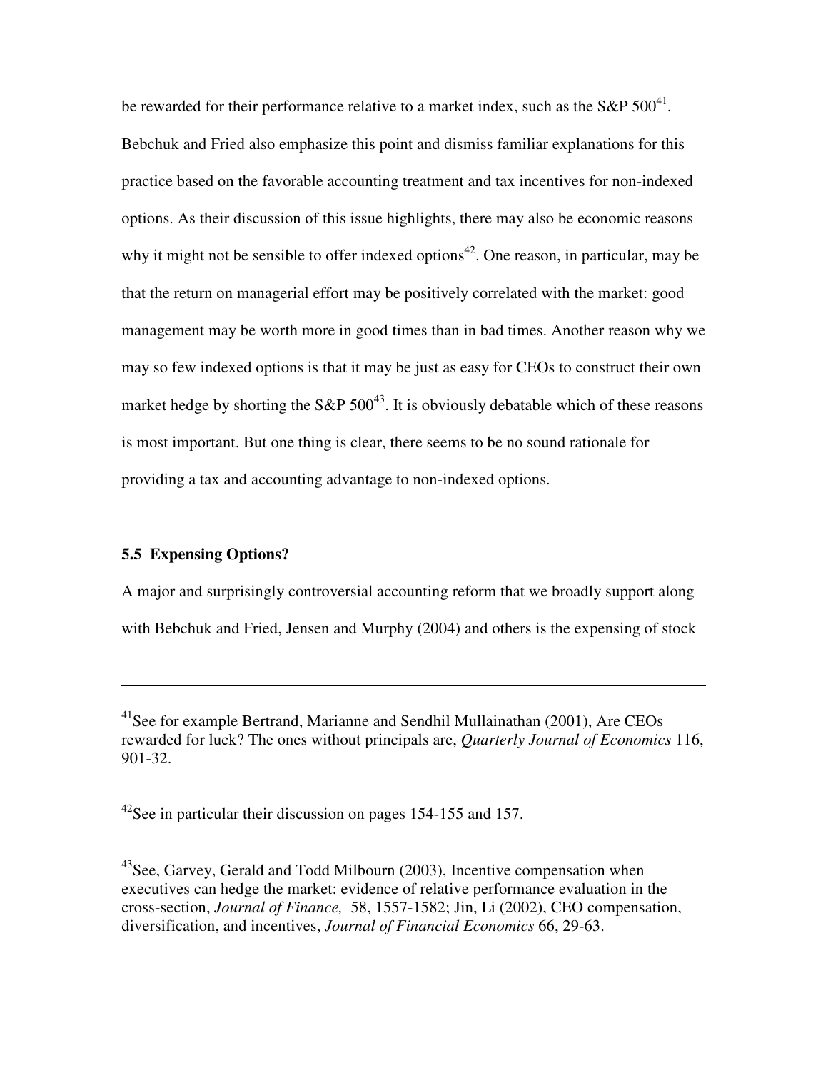be rewarded for their performance relative to a market index, such as the S&P 500[41]. Bebchuk and Fried also emphasize this point and dismiss familiar explanations for this practice based on the favorable accounting treatment and tax incentives for non-indexed options. As their discussion of this issue highlights, there may also be economic reasons why it might not be sensible to offer indexed options[42]. One reason, in particular, may be that the return on managerial effort may be positively correlated with the market: good management may be worth more in good times than in bad times. Another reason why we may so few indexed options is that it may be just as easy for CEOs to construct their own market hedge by shorting the S&P 500[43]. It is obviously debatable which of these reasons is most important. But one thing is clear, there seems to be no sound rationale for providing a tax and accounting advantage to non-indexed options.

### 5.5 Expensing Options?

A major and surprisingly controversial accounting reform that we broadly support along with Bebchuk and Fried, Jensen and Murphy (2004) and others is the expensing of stock

---

[41]See for example Bertrand, Marianne and Sendhil Mullainathan (2001), Are CEOs rewarded for luck? The ones without principals are, *Quarterly Journal of Economics* 116, 901-32.

[42]See in particular their discussion on pages 154-155 and 157.

[43]See, Garvey, Gerald and Todd Milbourn (2003), Incentive compensation when executives can hedge the market: evidence of relative performance evaluation in the cross-section, *Journal of Finance,* 58, 1557-1582; Jin, Li (2002), CEO compensation, diversification, and incentives, *Journal of Financial Economics* 66, 29-63.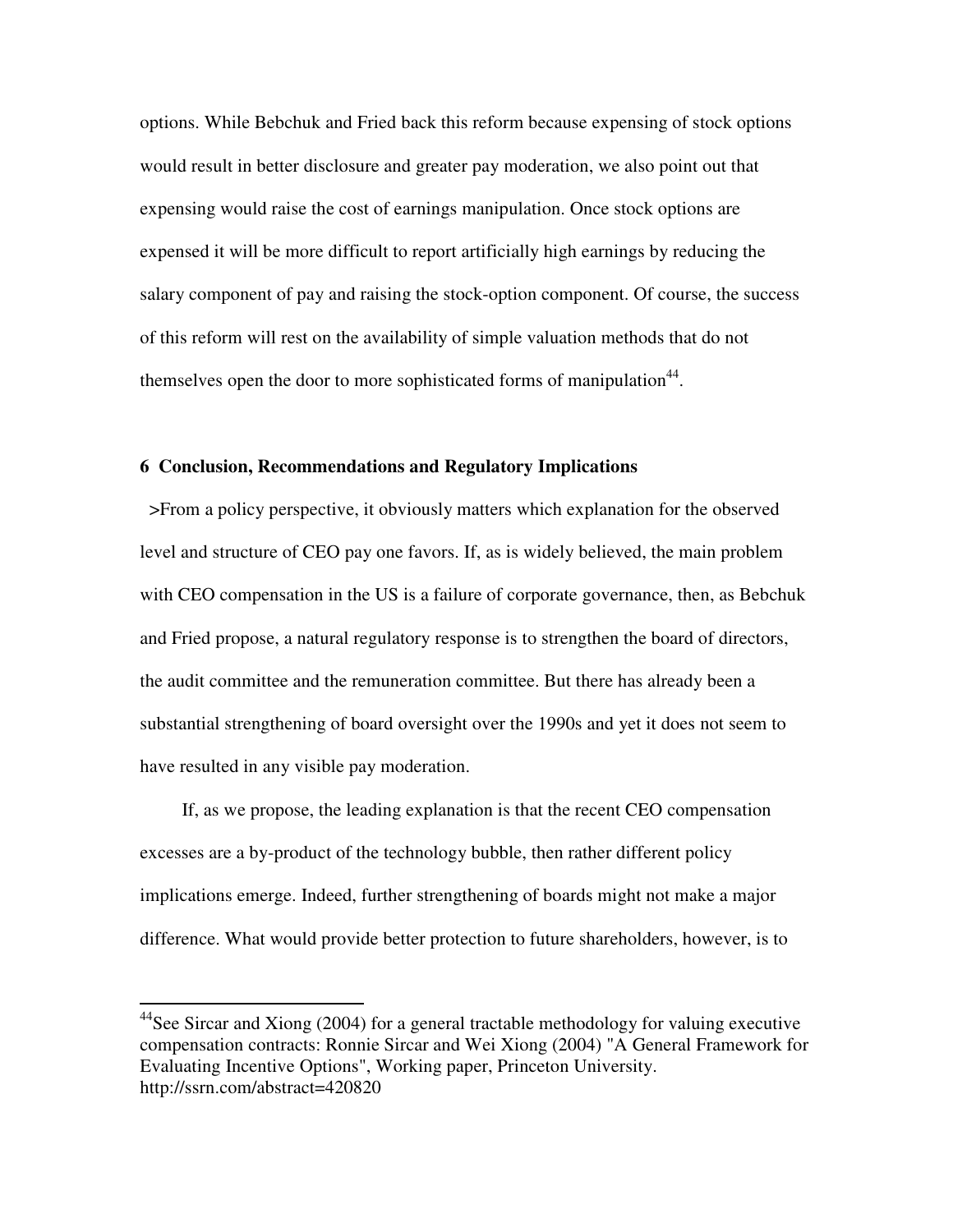options. While Bebchuk and Fried back this reform because expensing of stock options would result in better disclosure and greater pay moderation, we also point out that expensing would raise the cost of earnings manipulation. Once stock options are expensed it will be more difficult to report artificially high earnings by reducing the salary component of pay and raising the stock-option component. Of course, the success of this reform will rest on the availability of simple valuation methods that do not themselves open the door to more sophisticated forms of manipulation[44].

## 6 Conclusion, Recommendations and Regulatory Implications

>From a policy perspective, it obviously matters which explanation for the observed level and structure of CEO pay one favors. If, as is widely believed, the main problem with CEO compensation in the US is a failure of corporate governance, then, as Bebchuk and Fried propose, a natural regulatory response is to strengthen the board of directors, the audit committee and the remuneration committee. But there has already been a substantial strengthening of board oversight over the 1990s and yet it does not seem to have resulted in any visible pay moderation.

If, as we propose, the leading explanation is that the recent CEO compensation excesses are a by-product of the technology bubble, then rather different policy implications emerge. Indeed, further strengthening of boards might not make a major difference. What would provide better protection to future shareholders, however, is to

---

[44] See Sircar and Xiong (2004) for a general tractable methodology for valuing executive compensation contracts: Ronnie Sircar and Wei Xiong (2004) "A General Framework for Evaluating Incentive Options", Working paper, Princeton University. http://ssrn.com/abstract=420820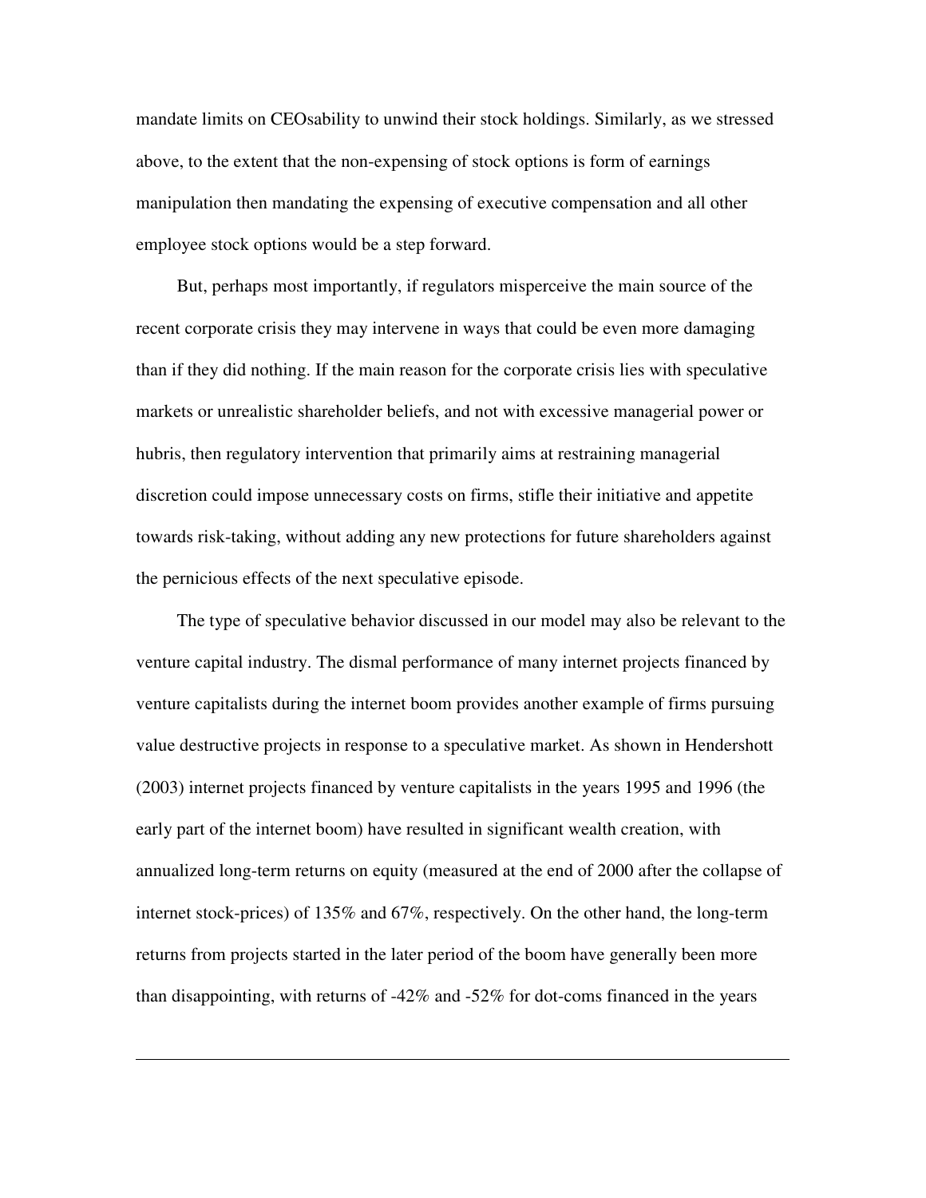mandate limits on CEOsability to unwind their stock holdings. Similarly, as we stressed above, to the extent that the non-expensing of stock options is form of earnings manipulation then mandating the expensing of executive compensation and all other employee stock options would be a step forward.

But, perhaps most importantly, if regulators misperceive the main source of the recent corporate crisis they may intervene in ways that could be even more damaging than if they did nothing. If the main reason for the corporate crisis lies with speculative markets or unrealistic shareholder beliefs, and not with excessive managerial power or hubris, then regulatory intervention that primarily aims at restraining managerial discretion could impose unnecessary costs on firms, stifle their initiative and appetite towards risk-taking, without adding any new protections for future shareholders against the pernicious effects of the next speculative episode.

The type of speculative behavior discussed in our model may also be relevant to the venture capital industry. The dismal performance of many internet projects financed by venture capitalists during the internet boom provides another example of firms pursuing value destructive projects in response to a speculative market. As shown in Hendershott (2003) internet projects financed by venture capitalists in the years 1995 and 1996 (the early part of the internet boom) have resulted in significant wealth creation, with annualized long-term returns on equity (measured at the end of 2000 after the collapse of internet stock-prices) of 135% and 67%, respectively. On the other hand, the long-term returns from projects started in the later period of the boom have generally been more than disappointing, with returns of -42% and -52% for dot-coms financed in the years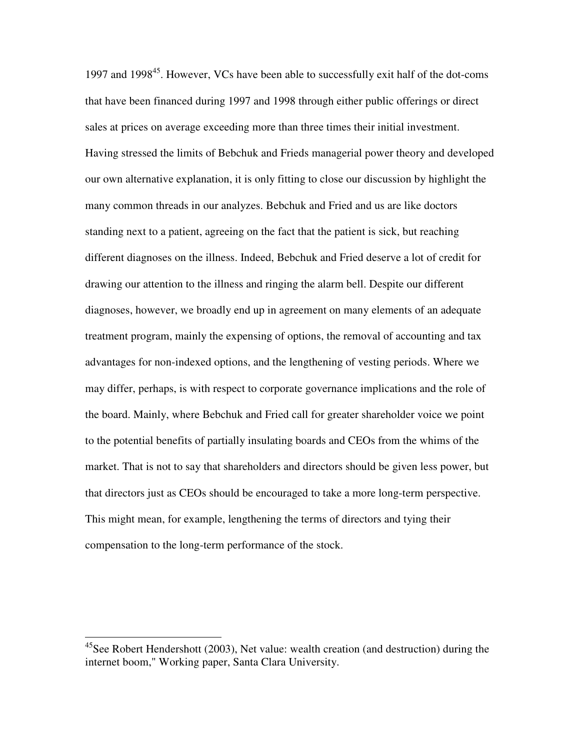1997 and 1998[45]. However, VCs have been able to successfully exit half of the dot-coms that have been financed during 1997 and 1998 through either public offerings or direct sales at prices on average exceeding more than three times their initial investment.

Having stressed the limits of Bebchuk and Frieds managerial power theory and developed our own alternative explanation, it is only fitting to close our discussion by highlight the many common threads in our analyzes. Bebchuk and Fried and us are like doctors standing next to a patient, agreeing on the fact that the patient is sick, but reaching different diagnoses on the illness. Indeed, Bebchuk and Fried deserve a lot of credit for drawing our attention to the illness and ringing the alarm bell. Despite our different diagnoses, however, we broadly end up in agreement on many elements of an adequate treatment program, mainly the expensing of options, the removal of accounting and tax advantages for non-indexed options, and the lengthening of vesting periods. Where we may differ, perhaps, is with respect to corporate governance implications and the role of the board. Mainly, where Bebchuk and Fried call for greater shareholder voice we point to the potential benefits of partially insulating boards and CEOs from the whims of the market. That is not to say that shareholders and directors should be given less power, but that directors just as CEOs should be encouraged to take a more long-term perspective. This might mean, for example, lengthening the terms of directors and tying their compensation to the long-term performance of the stock.

---

[45]See Robert Hendershott (2003), Net value: wealth creation (and destruction) during the internet boom," Working paper, Santa Clara University.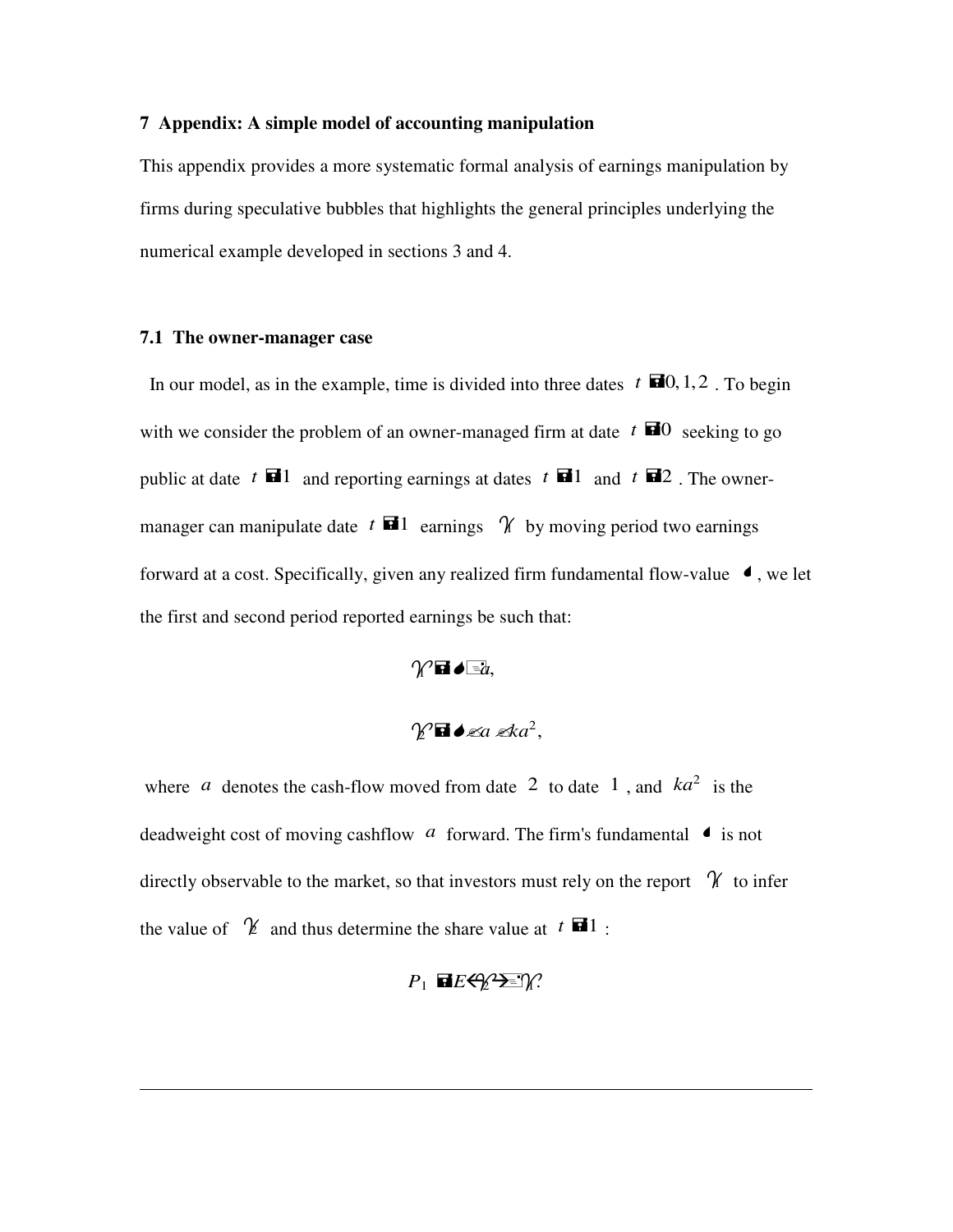## 7 Appendix: A simple model of accounting manipulation

This appendix provides a more systematic formal analysis of earnings manipulation by firms during speculative bubbles that highlights the general principles underlying the numerical example developed in sections 3 and 4.

### 7.1 The owner-manager case

In our model, as in the example, time is divided into three dates $t = 0, 1, 2$. To begin with we consider the problem of an owner-managed firm at date $t = 0$ seeking to go public at date $t = 1$ and reporting earnings at dates $t = 1$ and $t = 2$. The owner-manager can manipulate date $t = 1$ earnings $\gamma_1$ by moving period two earnings forward at a cost. Specifically, given any realized firm fundamental flow-value $\theta$, we let the first and second period reported earnings be such that:

$$\gamma_1 = \theta + a,$$

$$\gamma_2 = \theta - a - ka^2,$$

where $a$ denotes the cash-flow moved from date 2 to date 1, and $ka^2$ is the deadweight cost of moving cashflow $a$ forward. The firm's fundamental $\theta$ is not directly observable to the market, so that investors must rely on the report $\gamma_1$ to infer the value of $\gamma_2$ and thus determine the share value at $t = 1$:

$$P_1 = E(\gamma_2 \mid \gamma_1).$$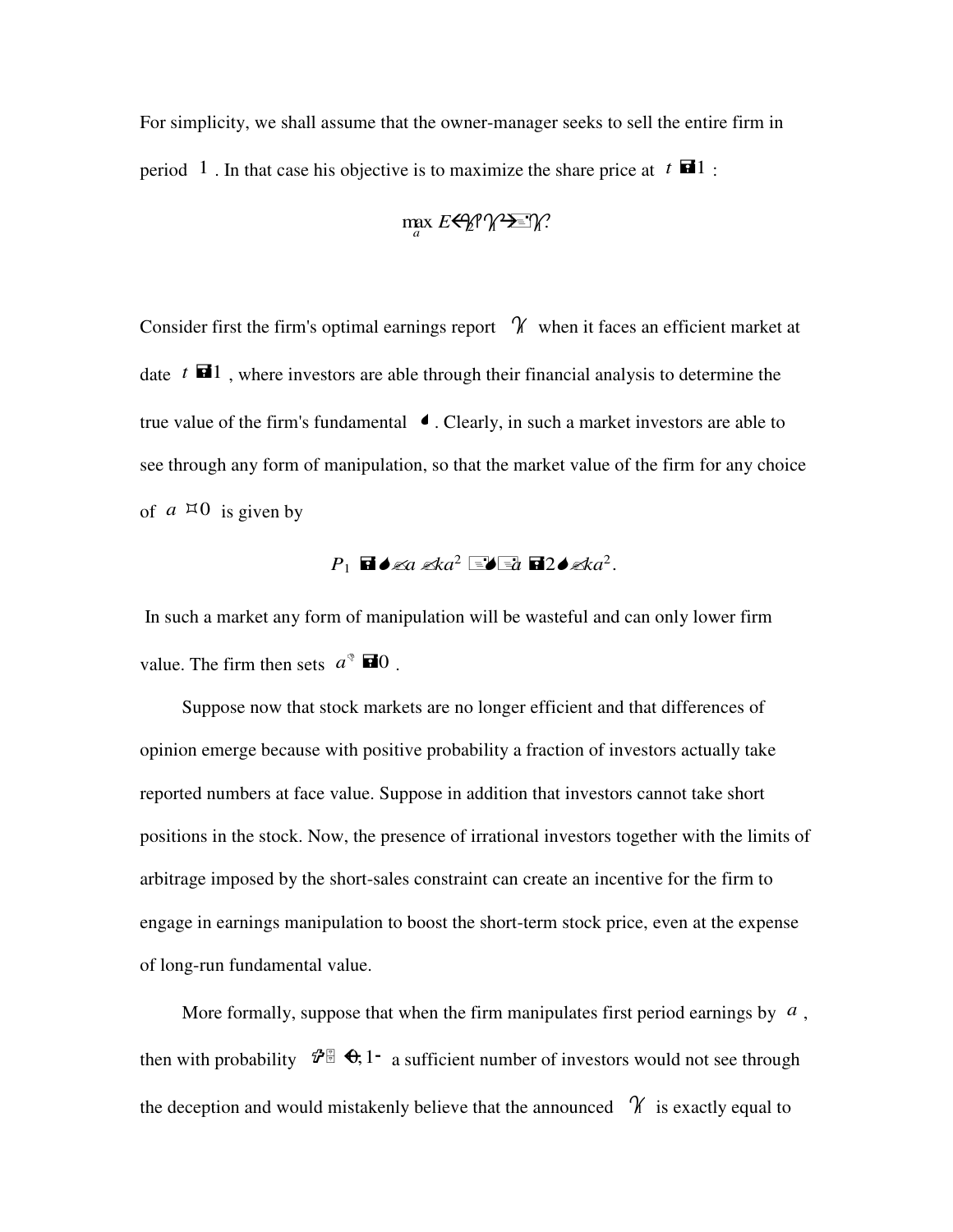For simplicity, we shall assume that the owner-manager seeks to sell the entire firm in period $1$. In that case his objective is to maximize the share price at $t = 1$:

$$\max_a E[P_1(\hat{y})].$$

Consider first the firm's optimal earnings report $\hat{y}$ when it faces an efficient market at date $t = 1$, where investors are able through their financial analysis to determine the true value of the firm's fundamental $\theta$. Clearly, in such a market investors are able to see through any form of manipulation, so that the market value of the firm for any choice of $a \geq 0$ is given by

$$P_1 = \theta + a - ka^2 + \theta - a = 2\theta - ka^2.$$

In such a market any form of manipulation will be wasteful and can only lower firm value. The firm then sets $a^* = 0$.

Suppose now that stock markets are no longer efficient and that differences of opinion emerge because with positive probability a fraction of investors actually take reported numbers at face value. Suppose in addition that investors cannot take short positions in the stock. Now, the presence of irrational investors together with the limits of arbitrage imposed by the short-sales constraint can create an incentive for the firm to engage in earnings manipulation to boost the short-term stock price, even at the expense of long-run fundamental value.

More formally, suppose that when the firm manipulates first period earnings by $a$, then with probability $\pi \in (0,1)$ a sufficient number of investors would not see through the deception and would mistakenly believe that the announced $\hat{y}$ is exactly equal to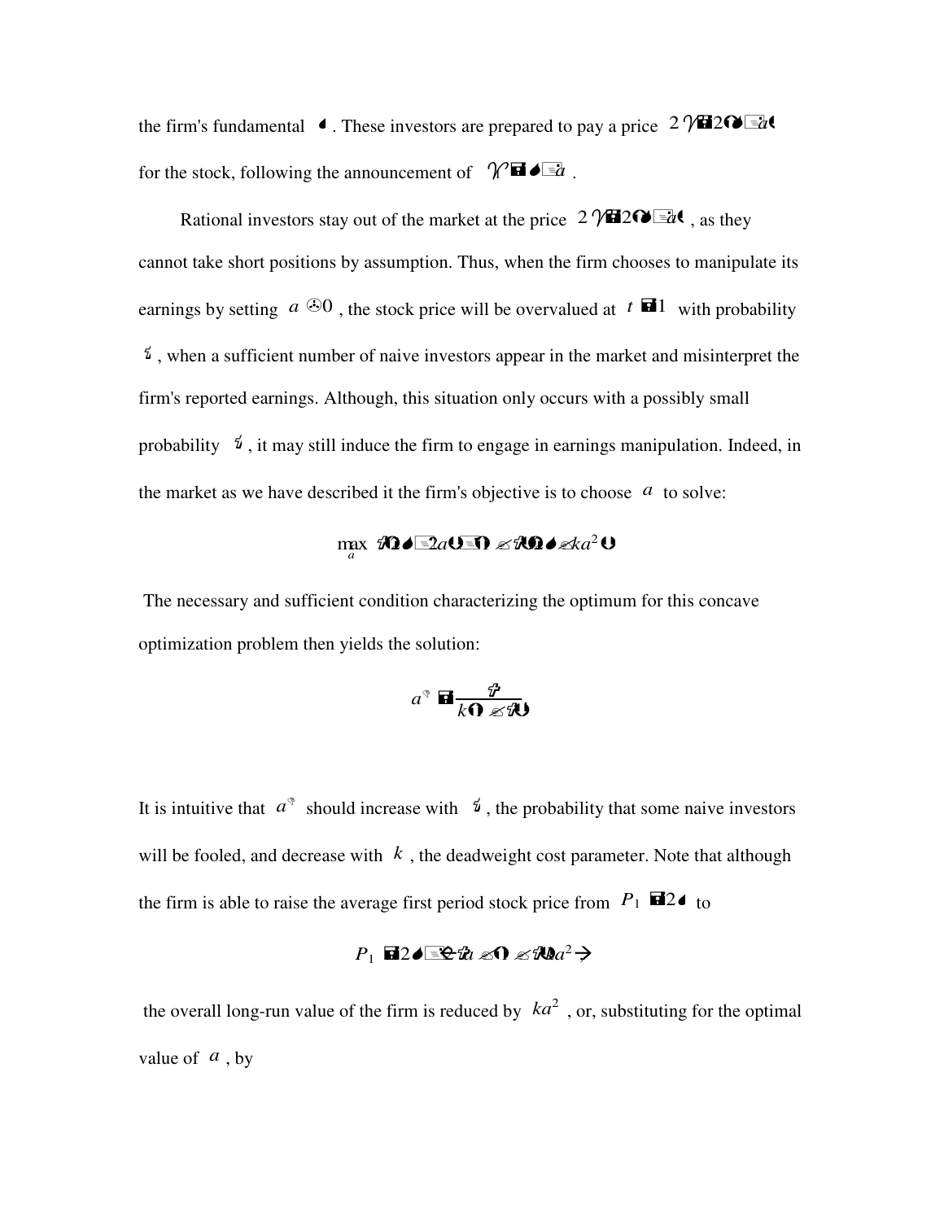the firm's fundamental $\theta$. These investors are prepared to pay a price $2\hat{\theta} = 2(\theta + a)$ for the stock, following the announcement of $\hat{\theta} = \theta + a$.

Rational investors stay out of the market at the price $2(\theta + a)$, as they cannot take short positions by assumption. Thus, when the firm chooses to manipulate its earnings by setting $a > 0$, the stock price will be overvalued at $t = 1$ with probability $\pi$, when a sufficient number of naive investors appear in the market and misinterpret the firm's reported earnings. Although, this situation only occurs with a possibly small probability $\pi$, it may still induce the firm to engage in earnings manipulation. Indeed, in the market as we have described it the firm's objective is to choose $a$ to solve:

$$\max_{a} \; \pi(\theta + 2a) + (1 - \pi)(\theta - ka^2)$$

The necessary and sufficient condition characterizing the optimum for this concave optimization problem then yields the solution:

$$a^* = \frac{\pi}{k(1 - \pi)}$$

It is intuitive that $a^*$ should increase with $\pi$, the probability that some naive investors will be fooled, and decrease with $k$, the deadweight cost parameter. Note that although the firm is able to raise the average first period stock price from $P_1 = 2\theta$ to

$$P_1 = 2\theta + [2\pi a - (1 - \pi)ka^2]$$

the overall long-run value of the firm is reduced by $ka^2$, or, substituting for the optimal value of $a$, by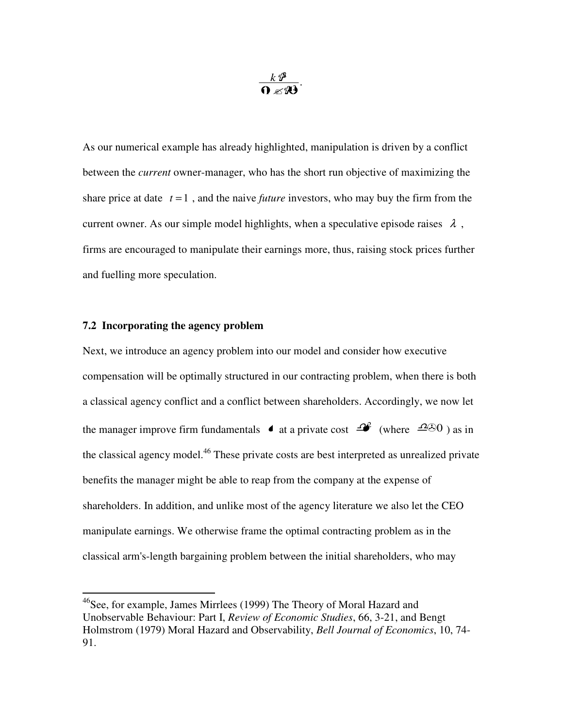$$\frac{k\lambda^2}{(1-\lambda)}.$$

As our numerical example has already highlighted, manipulation is driven by a conflict between the *current* owner-manager, who has the short run objective of maximizing the share price at date $t = 1$, and the naive *future* investors, who may buy the firm from the current owner. As our simple model highlights, when a speculative episode raises $\lambda$, firms are encouraged to manipulate their earnings more, thus, raising stock prices further and fuelling more speculation.

### 7.2 Incorporating the agency problem

Next, we introduce an agency problem into our model and consider how executive compensation will be optimally structured in our contracting problem, when there is both a classical agency conflict and a conflict between shareholders. Accordingly, we now let the manager improve firm fundamentals $e$ at a private cost $\psi e^2$ (where $\psi > 0$) as in the classical agency model.[46] These private costs are best interpreted as unrealized private benefits the manager might be able to reap from the company at the expense of shareholders. In addition, and unlike most of the agency literature we also let the CEO manipulate earnings. We otherwise frame the optimal contracting problem as in the classical arm's-length bargaining problem between the initial shareholders, who may

---

[46]See, for example, James Mirrlees (1999) The Theory of Moral Hazard and Unobservable Behaviour: Part I, *Review of Economic Studies*, 66, 3-21, and Bengt Holmstrom (1979) Moral Hazard and Observability, *Bell Journal of Economics*, 10, 74-91.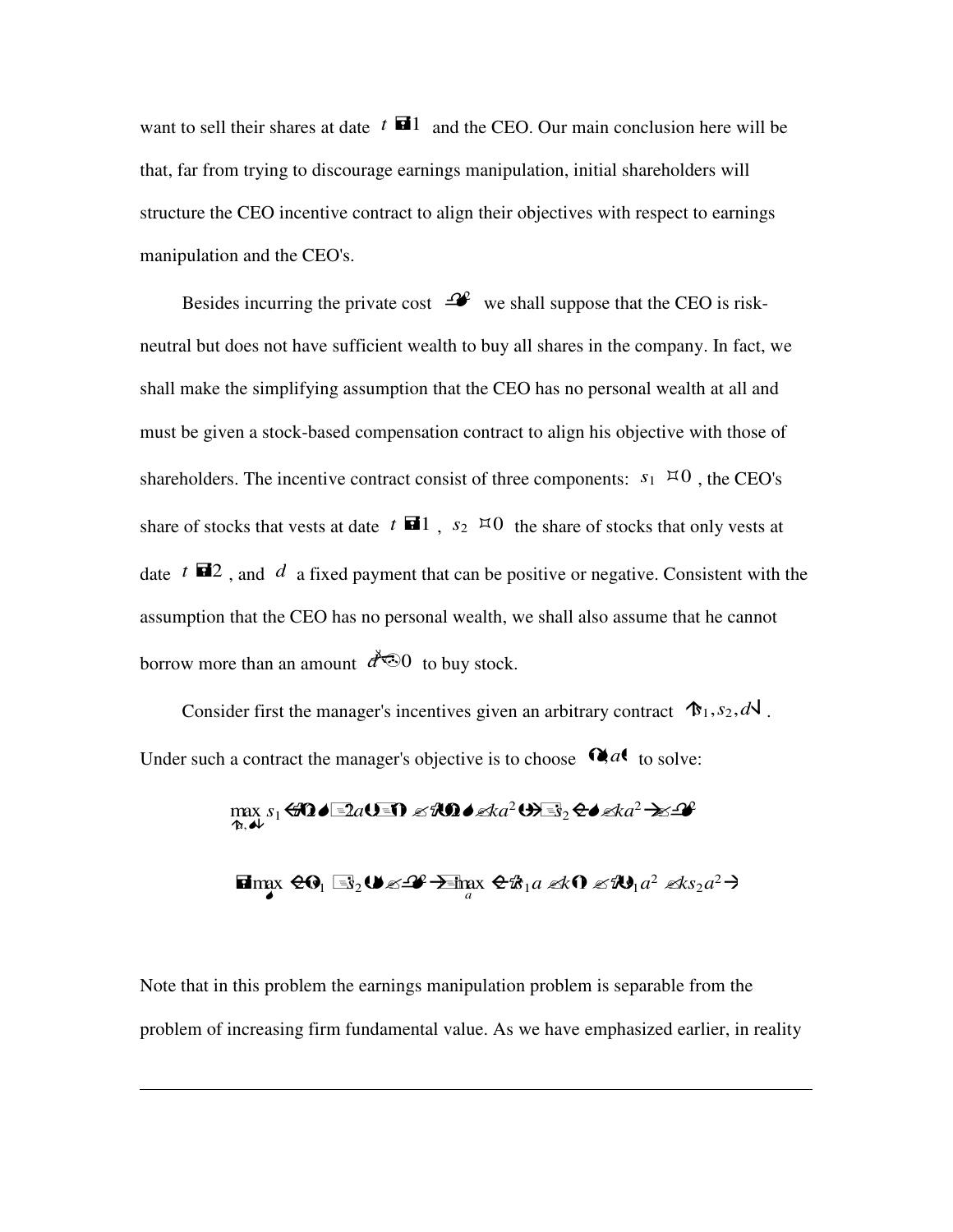want to sell their shares at date $t = 1$ and the CEO. Our main conclusion here will be that, far from trying to discourage earnings manipulation, initial shareholders will structure the CEO incentive contract to align their objectives with respect to earnings manipulation and the CEO's.

Besides incurring the private cost $\psi(e)$ we shall suppose that the CEO is risk-neutral but does not have sufficient wealth to buy all shares in the company. In fact, we shall make the simplifying assumption that the CEO has no personal wealth at all and must be given a stock-based compensation contract to align his objective with those of shareholders. The incentive contract consist of three components: $s_1 \geq 0$, the CEO's share of stocks that vests at date $t = 1$, $s_2 \geq 0$ the share of stocks that only vests at date $t = 2$, and $d$ a fixed payment that can be positive or negative. Consistent with the assumption that the CEO has no personal wealth, we shall also assume that he cannot borrow more than an amount $\bar{d} \geq 0$ to buy stock.

Consider first the manager's incentives given an arbitrary contract $(s_1, s_2, d)$. Under such a contract the manager's objective is to choose $(e, a)$ to solve:

$$\max_{(e,a)} s_1 \left\{ \tfrac{1}{2}\left[\Omega(e) + 2a\right] + \tfrac{1}{2}\left[\Omega(e) - ka^2\right] \right\} + s_2 \left\{ \Omega(e) - ka^2 \right\} - \psi(e)$$

$$= \max_{e} \left\{ (s_1 + s_2)\Omega(e) - \psi(e) \right\} + \max_{a} \left\{ s_1 a - \tfrac{1}{2} k s_1 a^2 - k s_2 a^2 \right\}$$

Note that in this problem the earnings manipulation problem is separable from the problem of increasing firm fundamental value. As we have emphasized earlier, in reality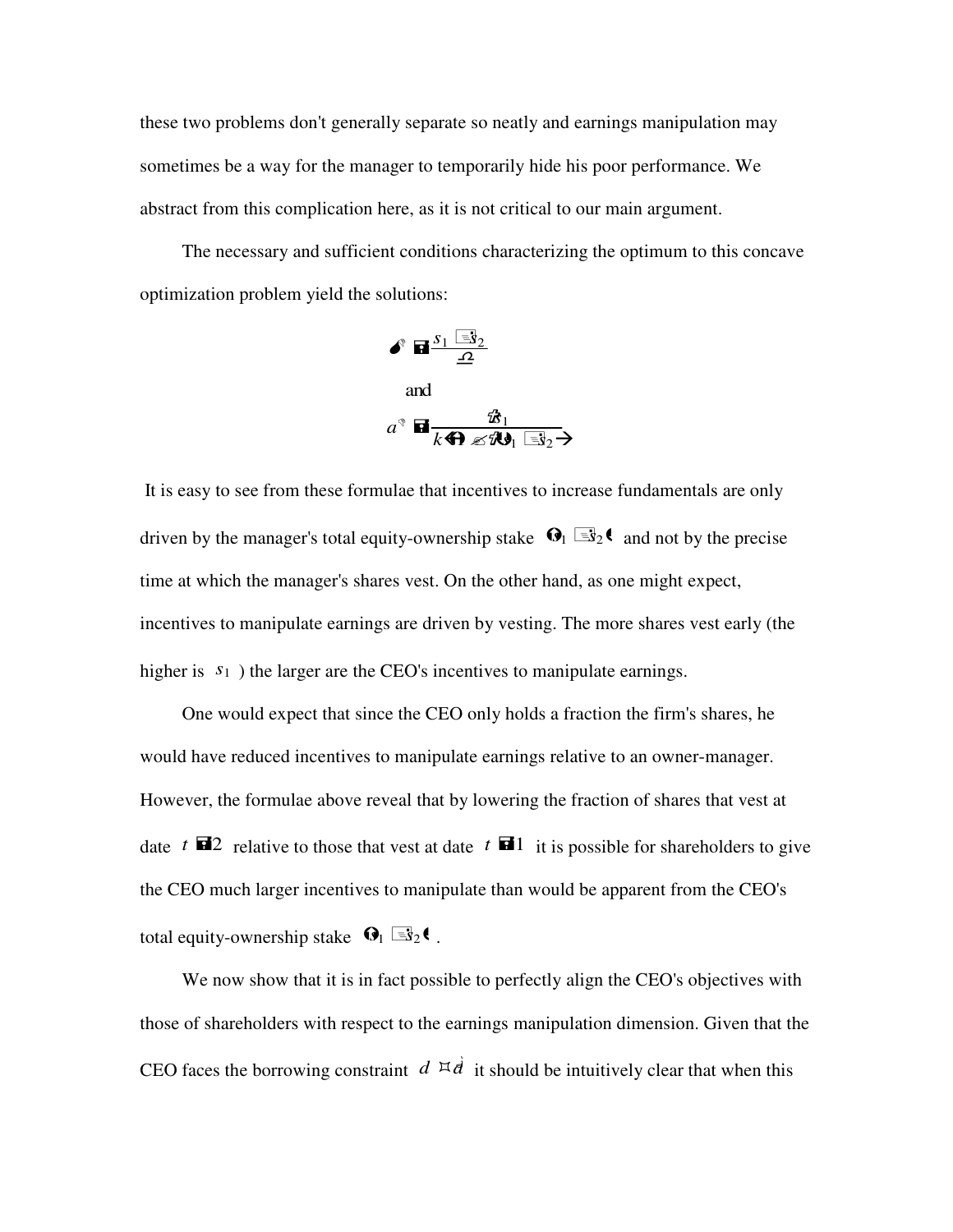these two problems don't generally separate so neatly and earnings manipulation may sometimes be a way for the manager to temporarily hide his poor performance. We abstract from this complication here, as it is not critical to our main argument.

The necessary and sufficient conditions characterizing the optimum to this concave optimization problem yield the solutions:

$$e^{*} = \frac{s_1 + s_2}{c}$$

and

$$a^{*} = \frac{\theta s_1}{k\left(1 - \theta(s_1 + s_2)\right)}$$

It is easy to see from these formulae that incentives to increase fundamentals are only driven by the manager's total equity-ownership stake $(s_1 + s_2)$ and not by the precise time at which the manager's shares vest. On the other hand, as one might expect, incentives to manipulate earnings are driven by vesting. The more shares vest early (the higher is $s_1$) the larger are the CEO's incentives to manipulate earnings.

One would expect that since the CEO only holds a fraction the firm's shares, he would have reduced incentives to manipulate earnings relative to an owner-manager. However, the formulae above reveal that by lowering the fraction of shares that vest at date $t = 2$ relative to those that vest at date $t = 1$ it is possible for shareholders to give the CEO much larger incentives to manipulate than would be apparent from the CEO's total equity-ownership stake $(s_1 + s_2)$.

We now show that it is in fact possible to perfectly align the CEO's objectives with those of shareholders with respect to the earnings manipulation dimension. Given that the CEO faces the borrowing constraint $d \leq \bar{d}$ it should be intuitively clear that when this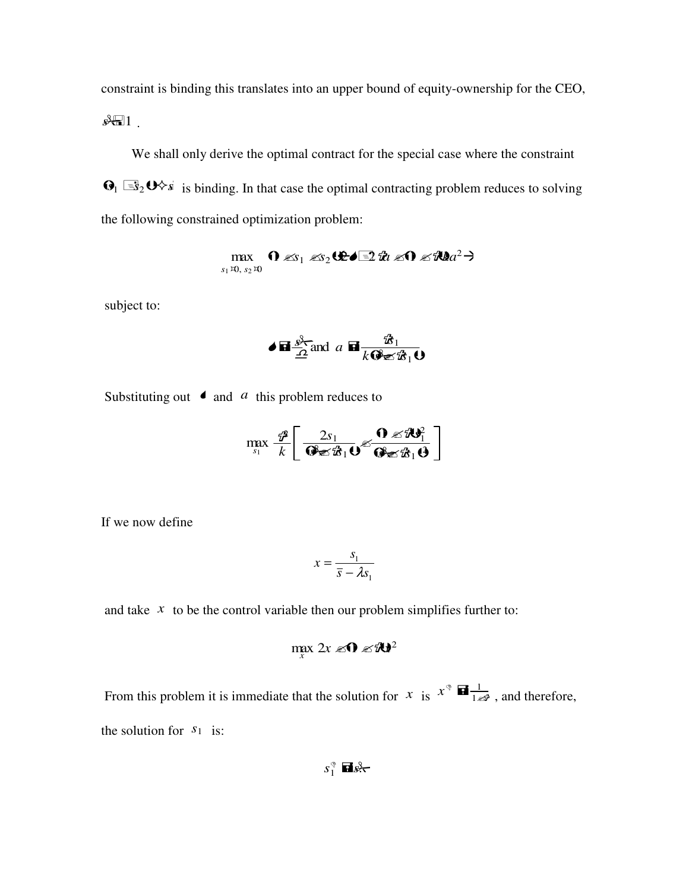constraint is binding this translates into an upper bound of equity-ownership for the CEO, $\bar{s} \leq 1$.

We shall only derive the optimal contract for the special case where the constraint $(1 - s_2)\sigma \leq \bar{s}$ is binding. In that case the optimal contracting problem reduces to solving the following constrained optimization problem:

$$\max_{s_1 \geq 0,\, s_2 \geq 0} \left\{ (1 - s_1 - s_2)\sigma + 2\beta a - (1-\lambda)k a^2 \right\}$$

subject to:

$$\sigma = \frac{\bar{s}}{\Omega} \text{ and } a = \frac{\beta s_1}{k(\bar{s} - \lambda s_1)}$$

Substituting out $\sigma$ and $a$ this problem reduces to

$$\max_{s_1} \frac{\beta^2}{k}\left[ \frac{2s_1}{(\bar{s} - \lambda s_1)} - \frac{(1-\lambda)s_1^2}{(\bar{s} - \lambda s_1)^2} \right]$$

If we now define

$$x = \frac{s_1}{\bar{s} - \lambda s_1}$$

and take $x$ to be the control variable then our problem simplifies further to:

$$\max_{x}\ 2x - (1-\lambda)x^2$$

From this problem it is immediate that the solution for $x$ is $x^* = \frac{1}{1-\lambda}$, and therefore, the solution for $s_1$ is:

$$s_1^* = \bar{s}$$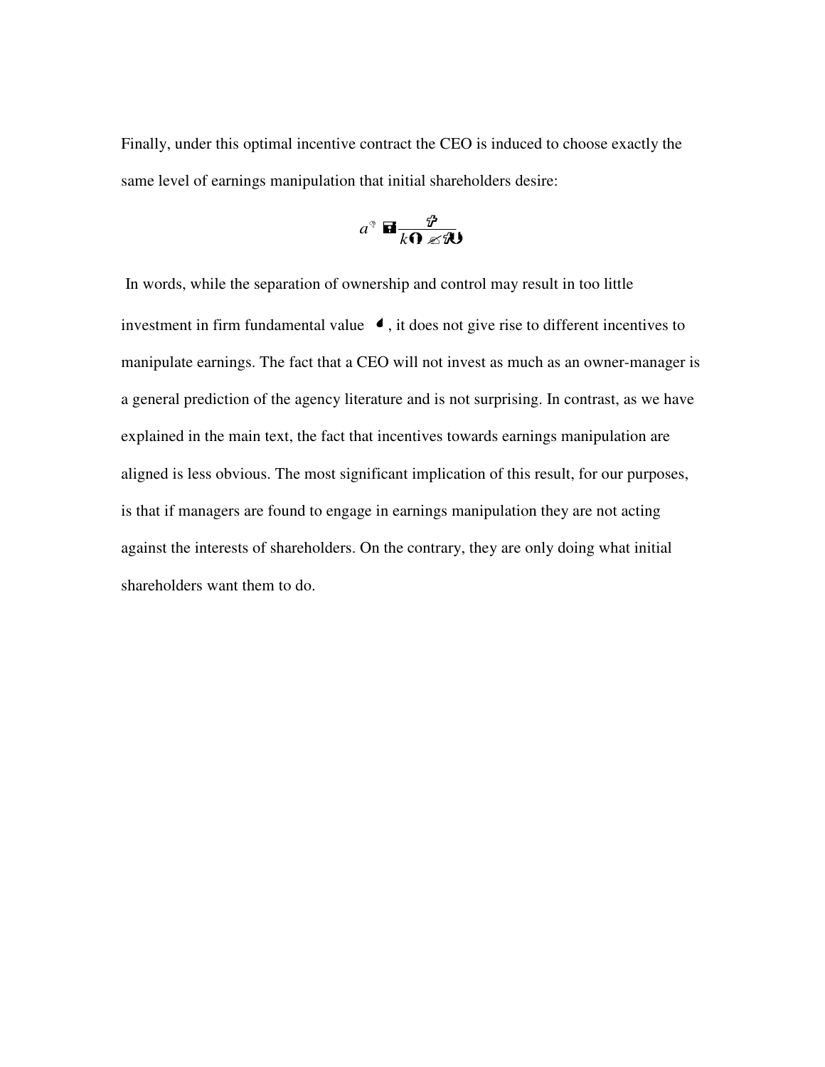Finally, under this optimal incentive contract the CEO is induced to choose exactly the same level of earnings manipulation that initial shareholders desire:

$$a^{*} = \frac{\;\cdot\;}{k(\;\cdot\;)}$$

In words, while the separation of ownership and control may result in too little investment in firm fundamental value, it does not give rise to different incentives to manipulate earnings. The fact that a CEO will not invest as much as an owner-manager is a general prediction of the agency literature and is not surprising. In contrast, as we have explained in the main text, the fact that incentives towards earnings manipulation are aligned is less obvious. The most significant implication of this result, for our purposes, is that if managers are found to engage in earnings manipulation they are not acting against the interests of shareholders. On the contrary, they are only doing what initial shareholders want them to do.